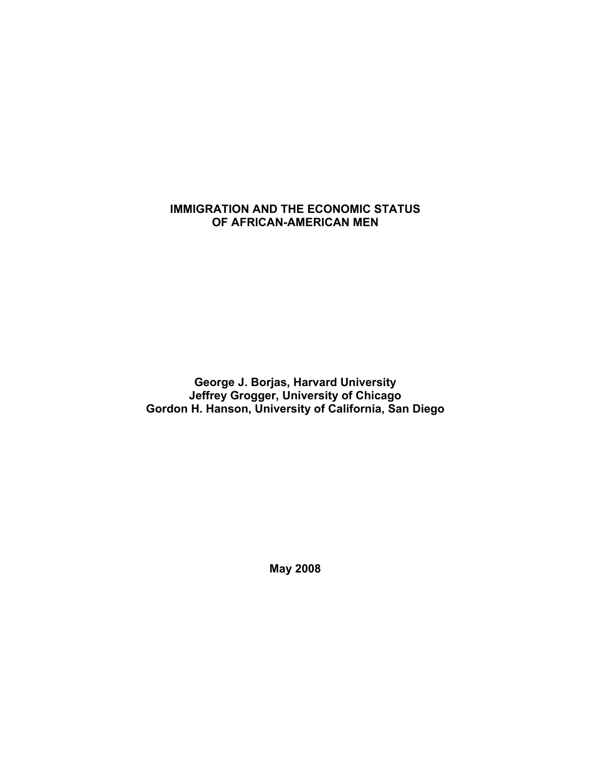# IMMIGRATION AND THE ECONOMIC STATUS OF AFRICAN-AMERICAN MEN

**George J. Borjas, Harvard University**
**Jeffrey Grogger, University of Chicago**
**Gordon H. Hanson, University of California, San Diego**

**May 2008**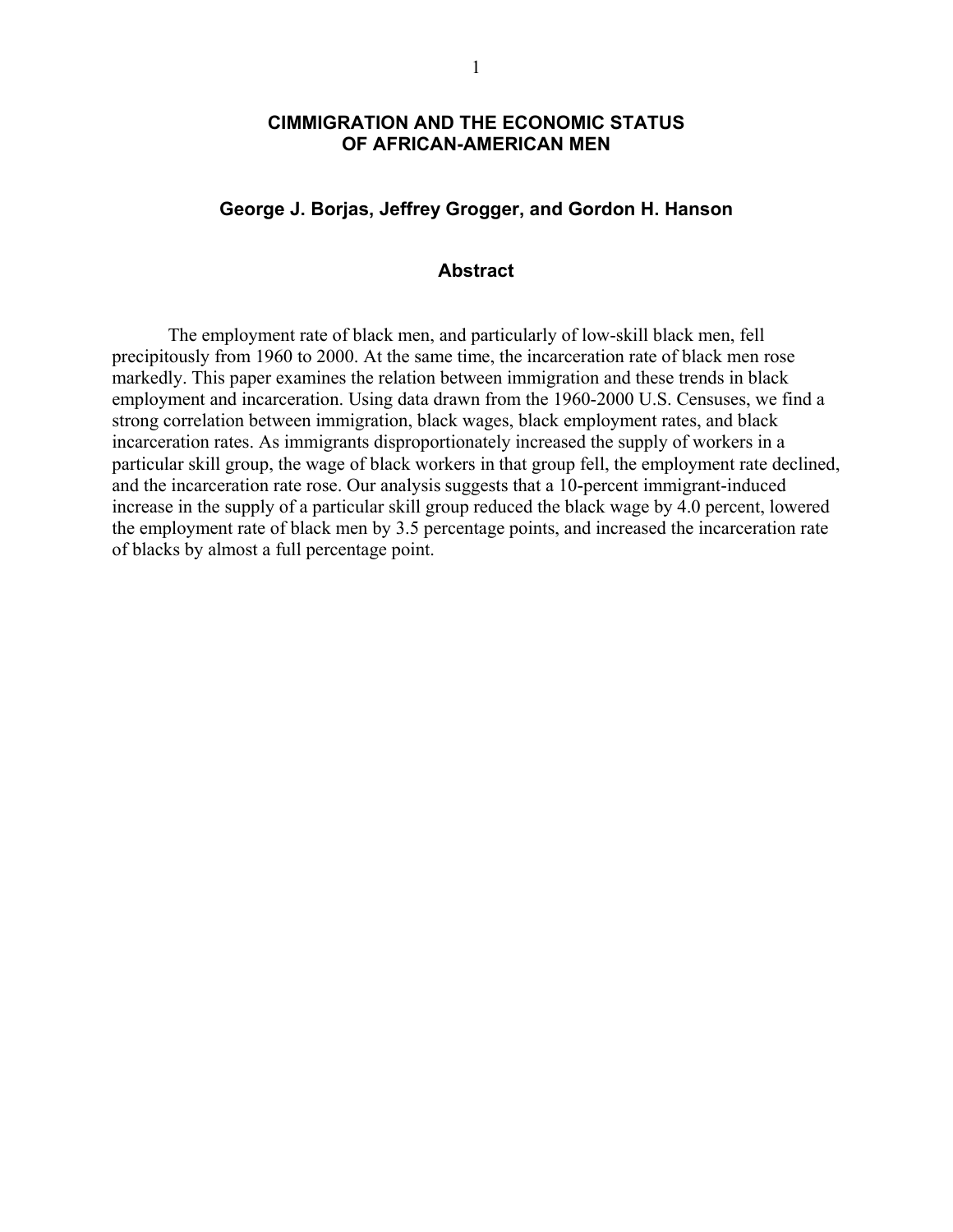# CIMMIGRATION AND THE ECONOMIC STATUS OF AFRICAN-AMERICAN MEN

### George J. Borjas, Jeffrey Grogger, and Gordon H. Hanson

## Abstract

The employment rate of black men, and particularly of low-skill black men, fell precipitously from 1960 to 2000. At the same time, the incarceration rate of black men rose markedly. This paper examines the relation between immigration and these trends in black employment and incarceration. Using data drawn from the 1960-2000 U.S. Censuses, we find a strong correlation between immigration, black wages, black employment rates, and black incarceration rates. As immigrants disproportionately increased the supply of workers in a particular skill group, the wage of black workers in that group fell, the employment rate declined, and the incarceration rate rose. Our analysis suggests that a 10-percent immigrant-induced increase in the supply of a particular skill group reduced the black wage by 4.0 percent, lowered the employment rate of black men by 3.5 percentage points, and increased the incarceration rate of blacks by almost a full percentage point.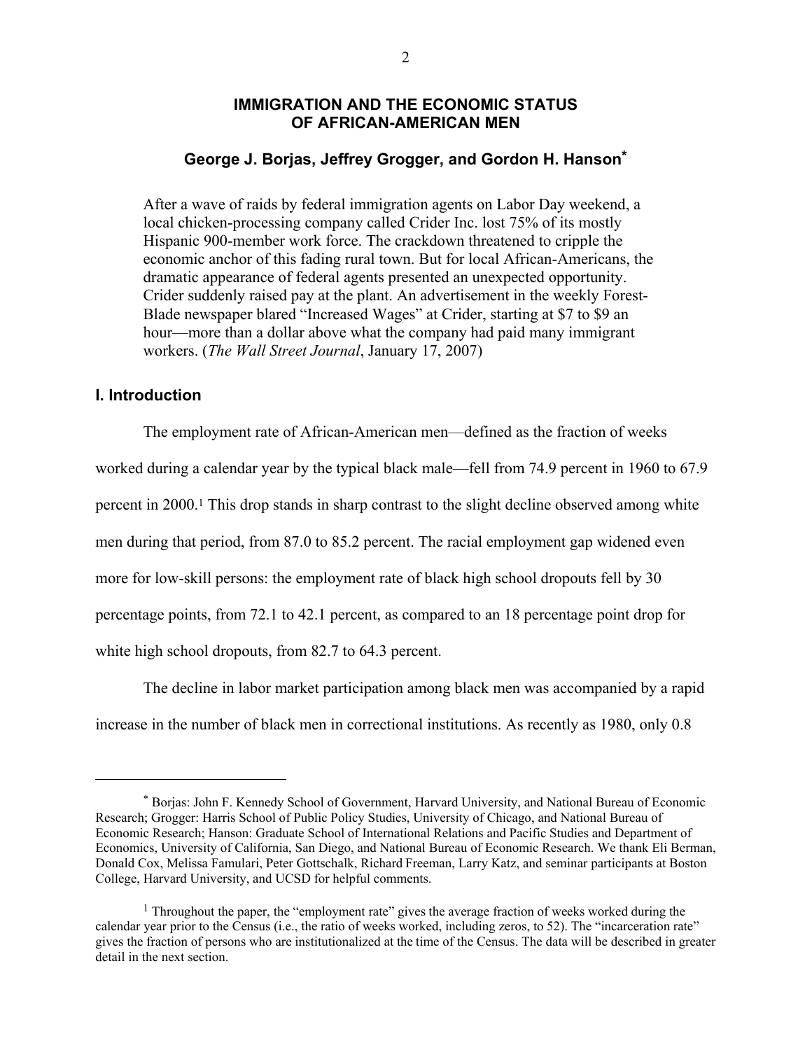# IMMIGRATION AND THE ECONOMIC STATUS OF AFRICAN-AMERICAN MEN

## George J. Borjas, Jeffrey Grogger, and Gordon H. Hanson*

> After a wave of raids by federal immigration agents on Labor Day weekend, a local chicken-processing company called Crider Inc. lost 75% of its mostly Hispanic 900-member work force. The crackdown threatened to cripple the economic anchor of this fading rural town. But for local African-Americans, the dramatic appearance of federal agents presented an unexpected opportunity. Crider suddenly raised pay at the plant. An advertisement in the weekly Forest-Blade newspaper blared "Increased Wages" at Crider, starting at $7 to $9 an hour—more than a dollar above what the company had paid many immigrant workers. (*The Wall Street Journal*, January 17, 2007)

## I. Introduction

The employment rate of African-American men—defined as the fraction of weeks worked during a calendar year by the typical black male—fell from 74.9 percent in 1960 to 67.9 percent in 2000.[1] This drop stands in sharp contrast to the slight decline observed among white men during that period, from 87.0 to 85.2 percent. The racial employment gap widened even more for low-skill persons: the employment rate of black high school dropouts fell by 30 percentage points, from 72.1 to 42.1 percent, as compared to an 18 percentage point drop for white high school dropouts, from 82.7 to 64.3 percent.

The decline in labor market participation among black men was accompanied by a rapid increase in the number of black men in correctional institutions. As recently as 1980, only 0.8

---

* Borjas: John F. Kennedy School of Government, Harvard University, and National Bureau of Economic Research; Grogger: Harris School of Public Policy Studies, University of Chicago, and National Bureau of Economic Research; Hanson: Graduate School of International Relations and Pacific Studies and Department of Economics, University of California, San Diego, and National Bureau of Economic Research. We thank Eli Berman, Donald Cox, Melissa Famulari, Peter Gottschalk, Richard Freeman, Larry Katz, and seminar participants at Boston College, Harvard University, and UCSD for helpful comments.

[1] Throughout the paper, the "employment rate" gives the average fraction of weeks worked during the calendar year prior to the Census (i.e., the ratio of weeks worked, including zeros, to 52). The "incarceration rate" gives the fraction of persons who are institutionalized at the time of the Census. The data will be described in greater detail in the next section.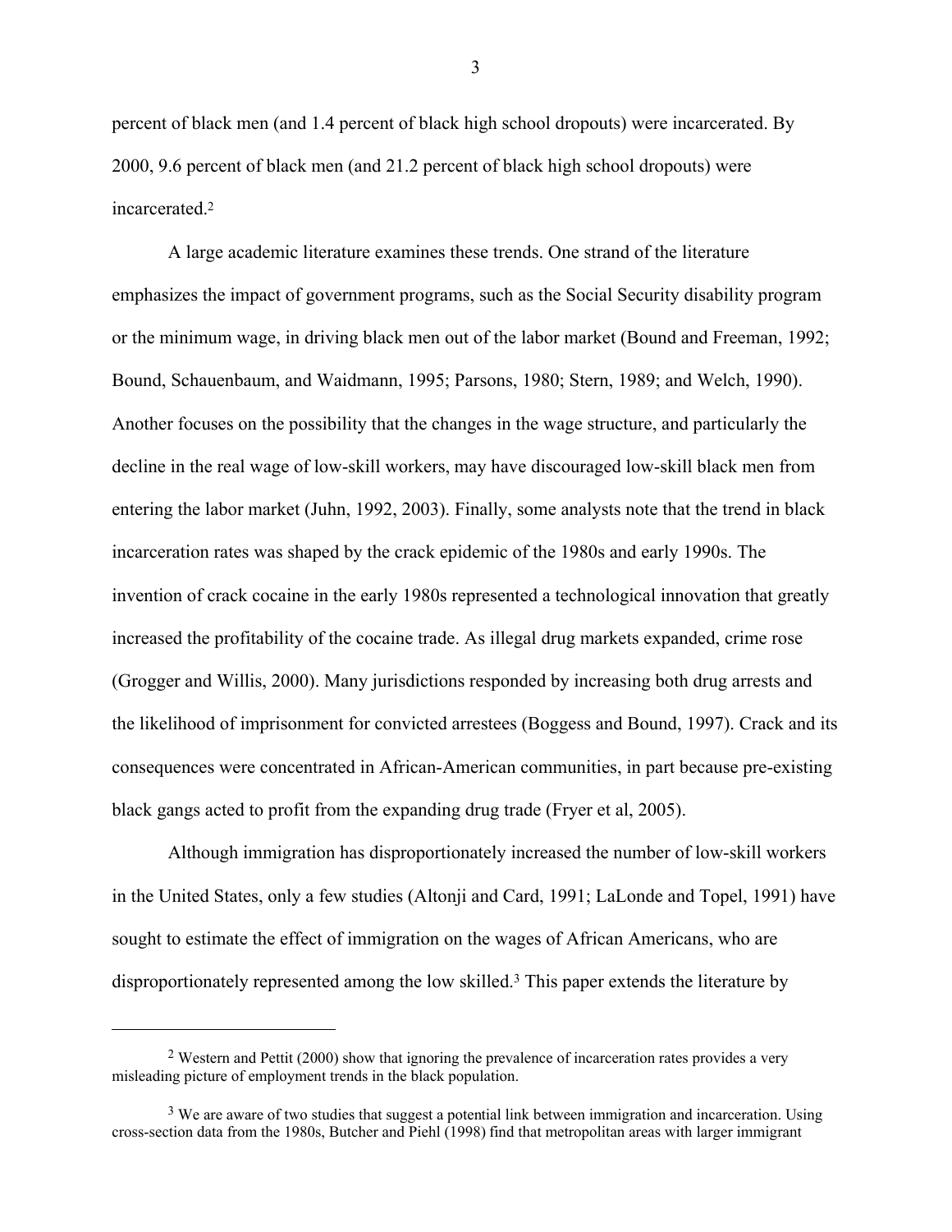percent of black men (and 1.4 percent of black high school dropouts) were incarcerated. By 2000, 9.6 percent of black men (and 21.2 percent of black high school dropouts) were incarcerated.[2]

A large academic literature examines these trends. One strand of the literature emphasizes the impact of government programs, such as the Social Security disability program or the minimum wage, in driving black men out of the labor market (Bound and Freeman, 1992; Bound, Schauenbaum, and Waidmann, 1995; Parsons, 1980; Stern, 1989; and Welch, 1990). Another focuses on the possibility that the changes in the wage structure, and particularly the decline in the real wage of low-skill workers, may have discouraged low-skill black men from entering the labor market (Juhn, 1992, 2003). Finally, some analysts note that the trend in black incarceration rates was shaped by the crack epidemic of the 1980s and early 1990s. The invention of crack cocaine in the early 1980s represented a technological innovation that greatly increased the profitability of the cocaine trade. As illegal drug markets expanded, crime rose (Grogger and Willis, 2000). Many jurisdictions responded by increasing both drug arrests and the likelihood of imprisonment for convicted arrestees (Boggess and Bound, 1997). Crack and its consequences were concentrated in African-American communities, in part because pre-existing black gangs acted to profit from the expanding drug trade (Fryer et al, 2005).

Although immigration has disproportionately increased the number of low-skill workers in the United States, only a few studies (Altonji and Card, 1991; LaLonde and Topel, 1991) have sought to estimate the effect of immigration on the wages of African Americans, who are disproportionately represented among the low skilled.[3] This paper extends the literature by

---

[2] Western and Pettit (2000) show that ignoring the prevalence of incarceration rates provides a very misleading picture of employment trends in the black population.

[3] We are aware of two studies that suggest a potential link between immigration and incarceration. Using cross-section data from the 1980s, Butcher and Piehl (1998) find that metropolitan areas with larger immigrant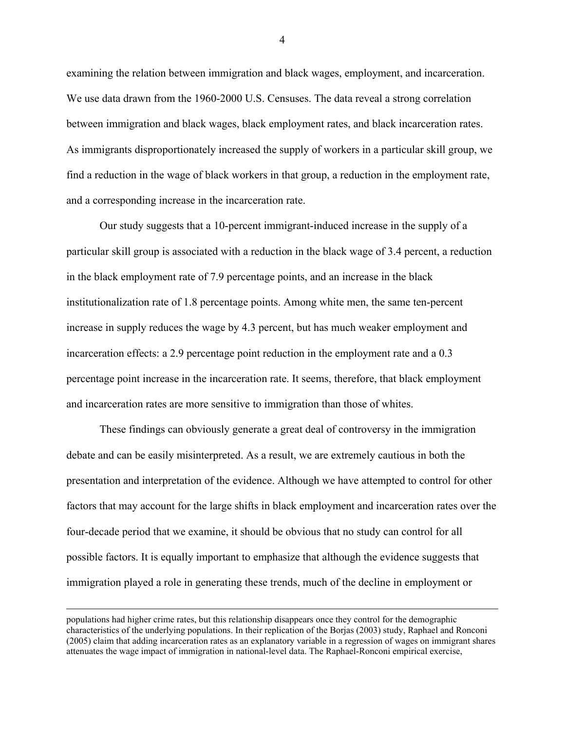examining the relation between immigration and black wages, employment, and incarceration. We use data drawn from the 1960-2000 U.S. Censuses. The data reveal a strong correlation between immigration and black wages, black employment rates, and black incarceration rates. As immigrants disproportionately increased the supply of workers in a particular skill group, we find a reduction in the wage of black workers in that group, a reduction in the employment rate, and a corresponding increase in the incarceration rate.

Our study suggests that a 10-percent immigrant-induced increase in the supply of a particular skill group is associated with a reduction in the black wage of 3.4 percent, a reduction in the black employment rate of 7.9 percentage points, and an increase in the black institutionalization rate of 1.8 percentage points. Among white men, the same ten-percent increase in supply reduces the wage by 4.3 percent, but has much weaker employment and incarceration effects: a 2.9 percentage point reduction in the employment rate and a 0.3 percentage point increase in the incarceration rate. It seems, therefore, that black employment and incarceration rates are more sensitive to immigration than those of whites.

These findings can obviously generate a great deal of controversy in the immigration debate and can be easily misinterpreted. As a result, we are extremely cautious in both the presentation and interpretation of the evidence. Although we have attempted to control for other factors that may account for the large shifts in black employment and incarceration rates over the four-decade period that we examine, it should be obvious that no study can control for all possible factors. It is equally important to emphasize that although the evidence suggests that immigration played a role in generating these trends, much of the decline in employment or

populations had higher crime rates, but this relationship disappears once they control for the demographic characteristics of the underlying populations. In their replication of the Borjas (2003) study, Raphael and Ronconi (2005) claim that adding incarceration rates as an explanatory variable in a regression of wages on immigrant shares attenuates the wage impact of immigration in national-level data. The Raphael-Ronconi empirical exercise,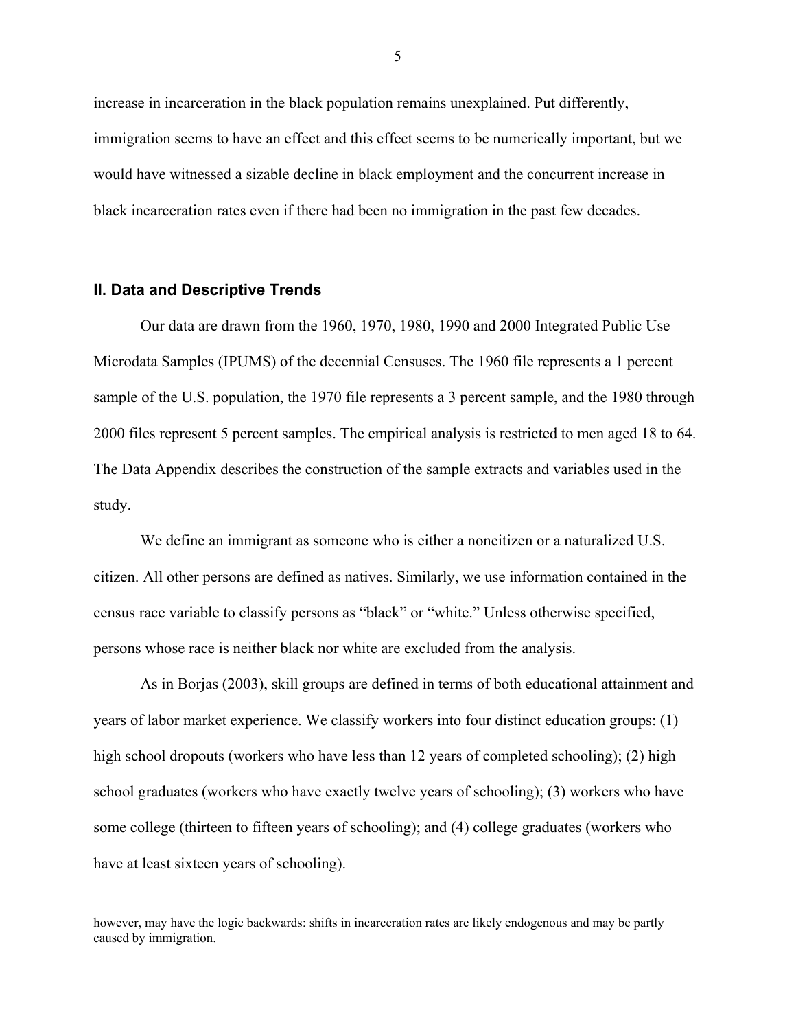increase in incarceration in the black population remains unexplained. Put differently, immigration seems to have an effect and this effect seems to be numerically important, but we would have witnessed a sizable decline in black employment and the concurrent increase in black incarceration rates even if there had been no immigration in the past few decades.

## II. Data and Descriptive Trends

Our data are drawn from the 1960, 1970, 1980, 1990 and 2000 Integrated Public Use Microdata Samples (IPUMS) of the decennial Censuses. The 1960 file represents a 1 percent sample of the U.S. population, the 1970 file represents a 3 percent sample, and the 1980 through 2000 files represent 5 percent samples. The empirical analysis is restricted to men aged 18 to 64. The Data Appendix describes the construction of the sample extracts and variables used in the study.

We define an immigrant as someone who is either a noncitizen or a naturalized U.S. citizen. All other persons are defined as natives. Similarly, we use information contained in the census race variable to classify persons as "black" or "white." Unless otherwise specified, persons whose race is neither black nor white are excluded from the analysis.

As in Borjas (2003), skill groups are defined in terms of both educational attainment and years of labor market experience. We classify workers into four distinct education groups: (1) high school dropouts (workers who have less than 12 years of completed schooling); (2) high school graduates (workers who have exactly twelve years of schooling); (3) workers who have some college (thirteen to fifteen years of schooling); and (4) college graduates (workers who have at least sixteen years of schooling).

---

however, may have the logic backwards: shifts in incarceration rates are likely endogenous and may be partly caused by immigration.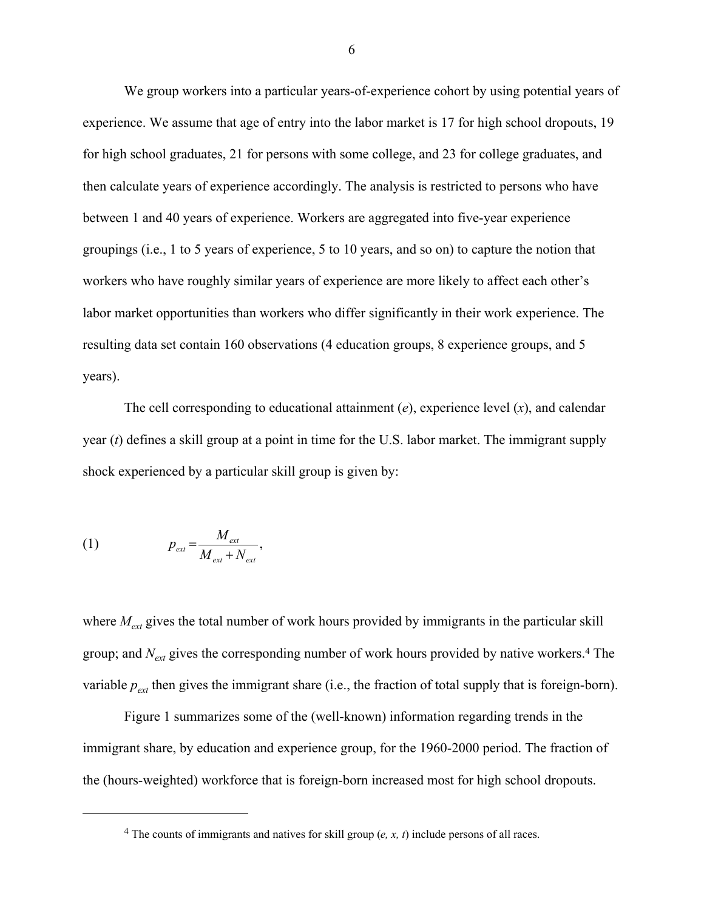We group workers into a particular years-of-experience cohort by using potential years of experience. We assume that age of entry into the labor market is 17 for high school dropouts, 19 for high school graduates, 21 for persons with some college, and 23 for college graduates, and then calculate years of experience accordingly. The analysis is restricted to persons who have between 1 and 40 years of experience. Workers are aggregated into five-year experience groupings (i.e., 1 to 5 years of experience, 5 to 10 years, and so on) to capture the notion that workers who have roughly similar years of experience are more likely to affect each other's labor market opportunities than workers who differ significantly in their work experience. The resulting data set contain 160 observations (4 education groups, 8 experience groups, and 5 years).

The cell corresponding to educational attainment ($e$), experience level ($x$), and calendar year ($t$) defines a skill group at a point in time for the U.S. labor market. The immigrant supply shock experienced by a particular skill group is given by:

$$p_{ext} = \frac{M_{ext}}{M_{ext} + N_{ext}}, \tag{1}$$

where $M_{ext}$ gives the total number of work hours provided by immigrants in the particular skill group; and $N_{ext}$ gives the corresponding number of work hours provided by native workers.[4] The variable $p_{ext}$ then gives the immigrant share (i.e., the fraction of total supply that is foreign-born).

Figure 1 summarizes some of the (well-known) information regarding trends in the immigrant share, by education and experience group, for the 1960-2000 period. The fraction of the (hours-weighted) workforce that is foreign-born increased most for high school dropouts.

[4] The counts of immigrants and natives for skill group ($e, x, t$) include persons of all races.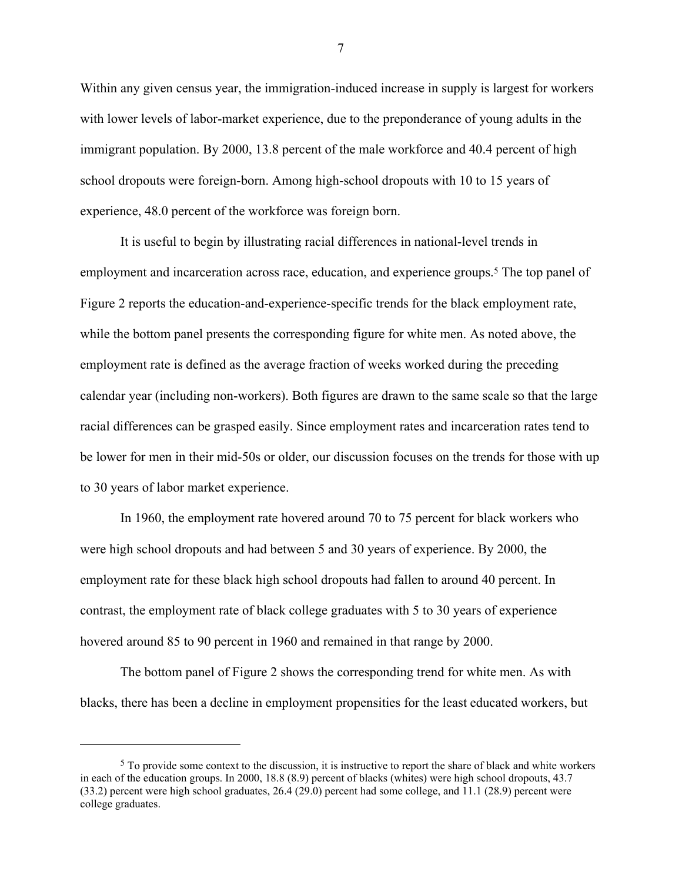Within any given census year, the immigration-induced increase in supply is largest for workers with lower levels of labor-market experience, due to the preponderance of young adults in the immigrant population. By 2000, 13.8 percent of the male workforce and 40.4 percent of high school dropouts were foreign-born. Among high-school dropouts with 10 to 15 years of experience, 48.0 percent of the workforce was foreign born.

It is useful to begin by illustrating racial differences in national-level trends in employment and incarceration across race, education, and experience groups.[5] The top panel of Figure 2 reports the education-and-experience-specific trends for the black employment rate, while the bottom panel presents the corresponding figure for white men. As noted above, the employment rate is defined as the average fraction of weeks worked during the preceding calendar year (including non-workers). Both figures are drawn to the same scale so that the large racial differences can be grasped easily. Since employment rates and incarceration rates tend to be lower for men in their mid-50s or older, our discussion focuses on the trends for those with up to 30 years of labor market experience.

In 1960, the employment rate hovered around 70 to 75 percent for black workers who were high school dropouts and had between 5 and 30 years of experience. By 2000, the employment rate for these black high school dropouts had fallen to around 40 percent. In contrast, the employment rate of black college graduates with 5 to 30 years of experience hovered around 85 to 90 percent in 1960 and remained in that range by 2000.

The bottom panel of Figure 2 shows the corresponding trend for white men. As with blacks, there has been a decline in employment propensities for the least educated workers, but

[5] To provide some context to the discussion, it is instructive to report the share of black and white workers in each of the education groups. In 2000, 18.8 (8.9) percent of blacks (whites) were high school dropouts, 43.7 (33.2) percent were high school graduates, 26.4 (29.0) percent had some college, and 11.1 (28.9) percent were college graduates.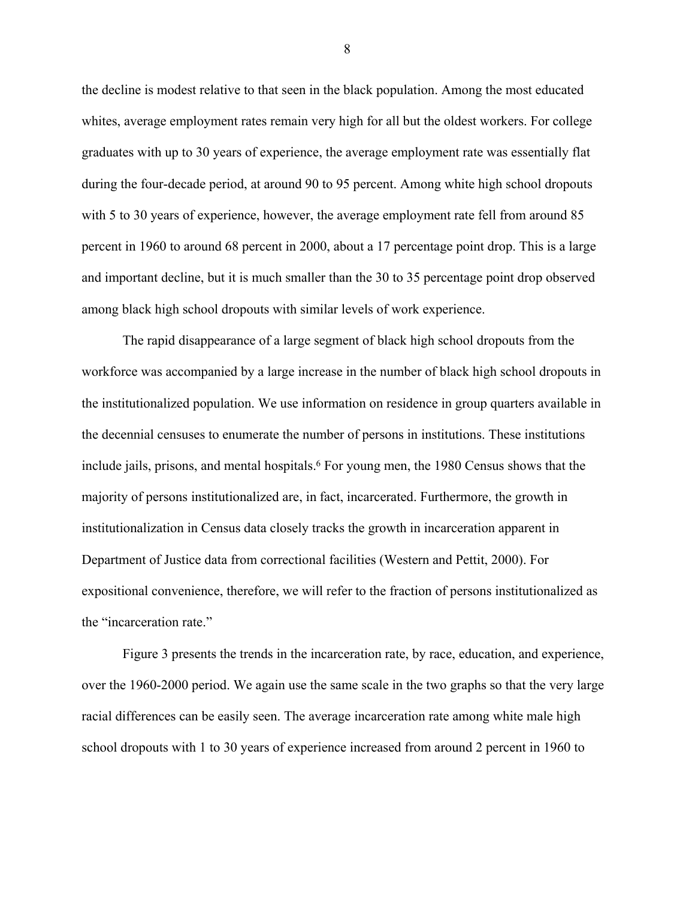the decline is modest relative to that seen in the black population. Among the most educated whites, average employment rates remain very high for all but the oldest workers. For college graduates with up to 30 years of experience, the average employment rate was essentially flat during the four-decade period, at around 90 to 95 percent. Among white high school dropouts with 5 to 30 years of experience, however, the average employment rate fell from around 85 percent in 1960 to around 68 percent in 2000, about a 17 percentage point drop. This is a large and important decline, but it is much smaller than the 30 to 35 percentage point drop observed among black high school dropouts with similar levels of work experience.

The rapid disappearance of a large segment of black high school dropouts from the workforce was accompanied by a large increase in the number of black high school dropouts in the institutionalized population. We use information on residence in group quarters available in the decennial censuses to enumerate the number of persons in institutions. These institutions include jails, prisons, and mental hospitals.[6] For young men, the 1980 Census shows that the majority of persons institutionalized are, in fact, incarcerated. Furthermore, the growth in institutionalization in Census data closely tracks the growth in incarceration apparent in Department of Justice data from correctional facilities (Western and Pettit, 2000). For expositional convenience, therefore, we will refer to the fraction of persons institutionalized as the "incarceration rate."

Figure 3 presents the trends in the incarceration rate, by race, education, and experience, over the 1960-2000 period. We again use the same scale in the two graphs so that the very large racial differences can be easily seen. The average incarceration rate among white male high school dropouts with 1 to 30 years of experience increased from around 2 percent in 1960 to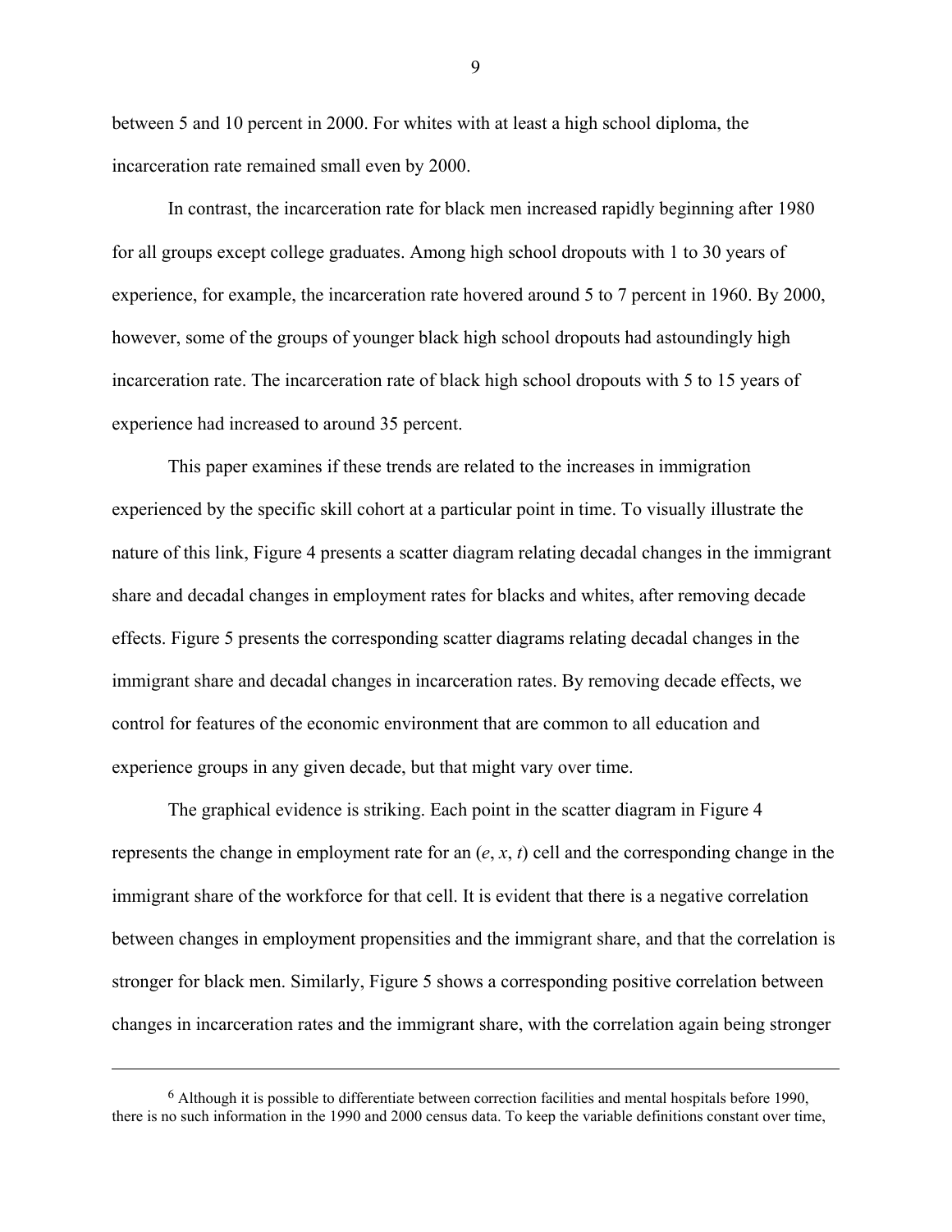between 5 and 10 percent in 2000. For whites with at least a high school diploma, the incarceration rate remained small even by 2000.

In contrast, the incarceration rate for black men increased rapidly beginning after 1980 for all groups except college graduates. Among high school dropouts with 1 to 30 years of experience, for example, the incarceration rate hovered around 5 to 7 percent in 1960. By 2000, however, some of the groups of younger black high school dropouts had astoundingly high incarceration rate. The incarceration rate of black high school dropouts with 5 to 15 years of experience had increased to around 35 percent.

This paper examines if these trends are related to the increases in immigration experienced by the specific skill cohort at a particular point in time. To visually illustrate the nature of this link, Figure 4 presents a scatter diagram relating decadal changes in the immigrant share and decadal changes in employment rates for blacks and whites, after removing decade effects. Figure 5 presents the corresponding scatter diagrams relating decadal changes in the immigrant share and decadal changes in incarceration rates. By removing decade effects, we control for features of the economic environment that are common to all education and experience groups in any given decade, but that might vary over time.

The graphical evidence is striking. Each point in the scatter diagram in Figure 4 represents the change in employment rate for an ($e$, $x$, $t$) cell and the corresponding change in the immigrant share of the workforce for that cell. It is evident that there is a negative correlation between changes in employment propensities and the immigrant share, and that the correlation is stronger for black men. Similarly, Figure 5 shows a corresponding positive correlation between changes in incarceration rates and the immigrant share, with the correlation again being stronger

[6] Although it is possible to differentiate between correction facilities and mental hospitals before 1990, there is no such information in the 1990 and 2000 census data. To keep the variable definitions constant over time,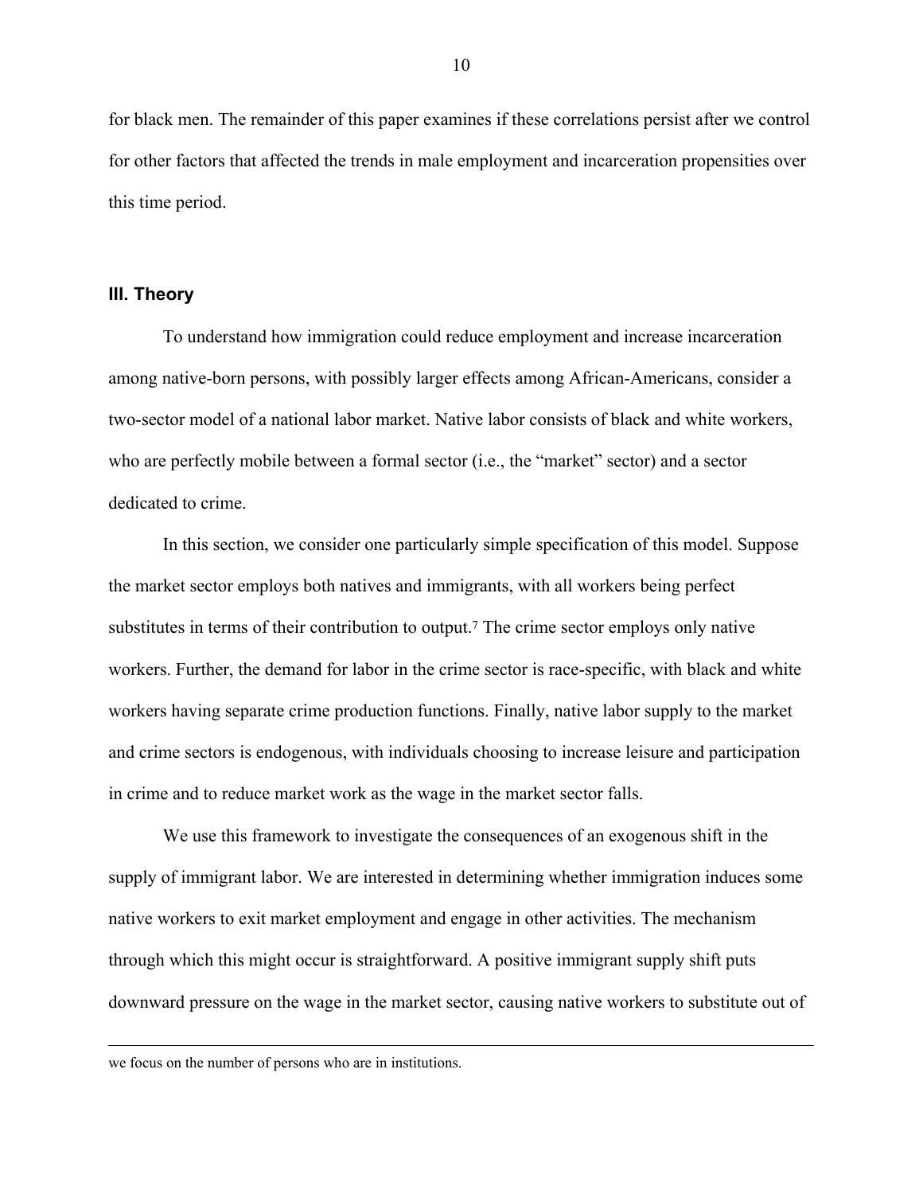for black men. The remainder of this paper examines if these correlations persist after we control for other factors that affected the trends in male employment and incarceration propensities over this time period.

### III. Theory

To understand how immigration could reduce employment and increase incarceration among native-born persons, with possibly larger effects among African-Americans, consider a two-sector model of a national labor market. Native labor consists of black and white workers, who are perfectly mobile between a formal sector (i.e., the "market" sector) and a sector dedicated to crime.

In this section, we consider one particularly simple specification of this model. Suppose the market sector employs both natives and immigrants, with all workers being perfect substitutes in terms of their contribution to output.[7] The crime sector employs only native workers. Further, the demand for labor in the crime sector is race-specific, with black and white workers having separate crime production functions. Finally, native labor supply to the market and crime sectors is endogenous, with individuals choosing to increase leisure and participation in crime and to reduce market work as the wage in the market sector falls.

We use this framework to investigate the consequences of an exogenous shift in the supply of immigrant labor. We are interested in determining whether immigration induces some native workers to exit market employment and engage in other activities. The mechanism through which this might occur is straightforward. A positive immigrant supply shift puts downward pressure on the wage in the market sector, causing native workers to substitute out of

---

we focus on the number of persons who are in institutions.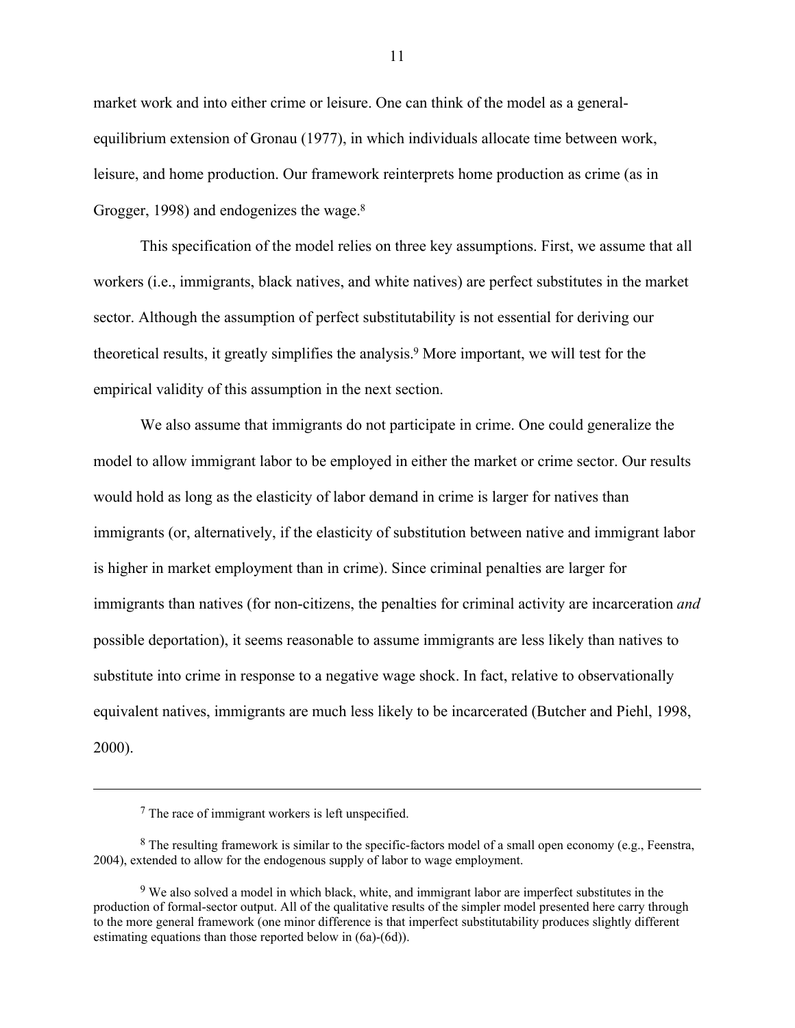market work and into either crime or leisure. One can think of the model as a general-equilibrium extension of Gronau (1977), in which individuals allocate time between work, leisure, and home production. Our framework reinterprets home production as crime (as in Grogger, 1998) and endogenizes the wage.[8]

This specification of the model relies on three key assumptions. First, we assume that all workers (i.e., immigrants, black natives, and white natives) are perfect substitutes in the market sector. Although the assumption of perfect substitutability is not essential for deriving our theoretical results, it greatly simplifies the analysis.[9] More important, we will test for the empirical validity of this assumption in the next section.

We also assume that immigrants do not participate in crime. One could generalize the model to allow immigrant labor to be employed in either the market or crime sector. Our results would hold as long as the elasticity of labor demand in crime is larger for natives than immigrants (or, alternatively, if the elasticity of substitution between native and immigrant labor is higher in market employment than in crime). Since criminal penalties are larger for immigrants than natives (for non-citizens, the penalties for criminal activity are incarceration *and* possible deportation), it seems reasonable to assume immigrants are less likely than natives to substitute into crime in response to a negative wage shock. In fact, relative to observationally equivalent natives, immigrants are much less likely to be incarcerated (Butcher and Piehl, 1998, 2000).

---

[7] The race of immigrant workers is left unspecified.

[8] The resulting framework is similar to the specific-factors model of a small open economy (e.g., Feenstra, 2004), extended to allow for the endogenous supply of labor to wage employment.

[9] We also solved a model in which black, white, and immigrant labor are imperfect substitutes in the production of formal-sector output. All of the qualitative results of the simpler model presented here carry through to the more general framework (one minor difference is that imperfect substitutability produces slightly different estimating equations than those reported below in (6a)-(6d)).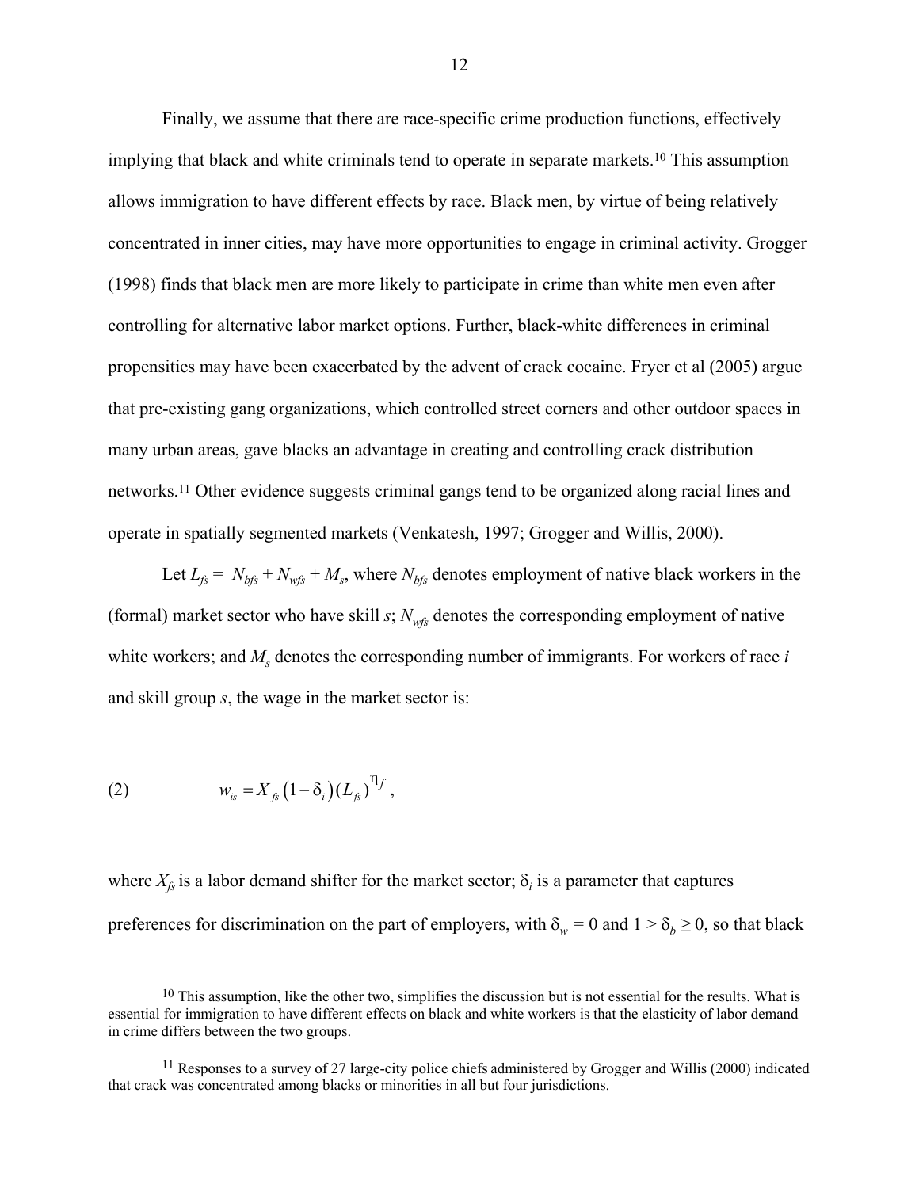Finally, we assume that there are race-specific crime production functions, effectively implying that black and white criminals tend to operate in separate markets.[10] This assumption allows immigration to have different effects by race. Black men, by virtue of being relatively concentrated in inner cities, may have more opportunities to engage in criminal activity. Grogger (1998) finds that black men are more likely to participate in crime than white men even after controlling for alternative labor market options. Further, black-white differences in criminal propensities may have been exacerbated by the advent of crack cocaine. Fryer et al (2005) argue that pre-existing gang organizations, which controlled street corners and other outdoor spaces in many urban areas, gave blacks an advantage in creating and controlling crack distribution networks.[11] Other evidence suggests criminal gangs tend to be organized along racial lines and operate in spatially segmented markets (Venkatesh, 1997; Grogger and Willis, 2000).

Let $L_{fs} = N_{bfs} + N_{wfs} + M_s$, where $N_{bfs}$ denotes employment of native black workers in the (formal) market sector who have skill $s$; $N_{wfs}$ denotes the corresponding employment of native white workers; and $M_s$ denotes the corresponding number of immigrants. For workers of race $i$ and skill group $s$, the wage in the market sector is:

$$(2) \qquad w_{is} = X_{fs}\left(1-\delta_i\right)(L_{fs})^{\eta_f},$$

where $X_{fs}$ is a labor demand shifter for the market sector; $\delta_i$ is a parameter that captures preferences for discrimination on the part of employers, with $\delta_w = 0$ and $1 > \delta_b \geq 0$, so that black

---

[10] This assumption, like the other two, simplifies the discussion but is not essential for the results. What is essential for immigration to have different effects on black and white workers is that the elasticity of labor demand in crime differs between the two groups.

[11] Responses to a survey of 27 large-city police chiefs administered by Grogger and Willis (2000) indicated that crack was concentrated among blacks or minorities in all but four jurisdictions.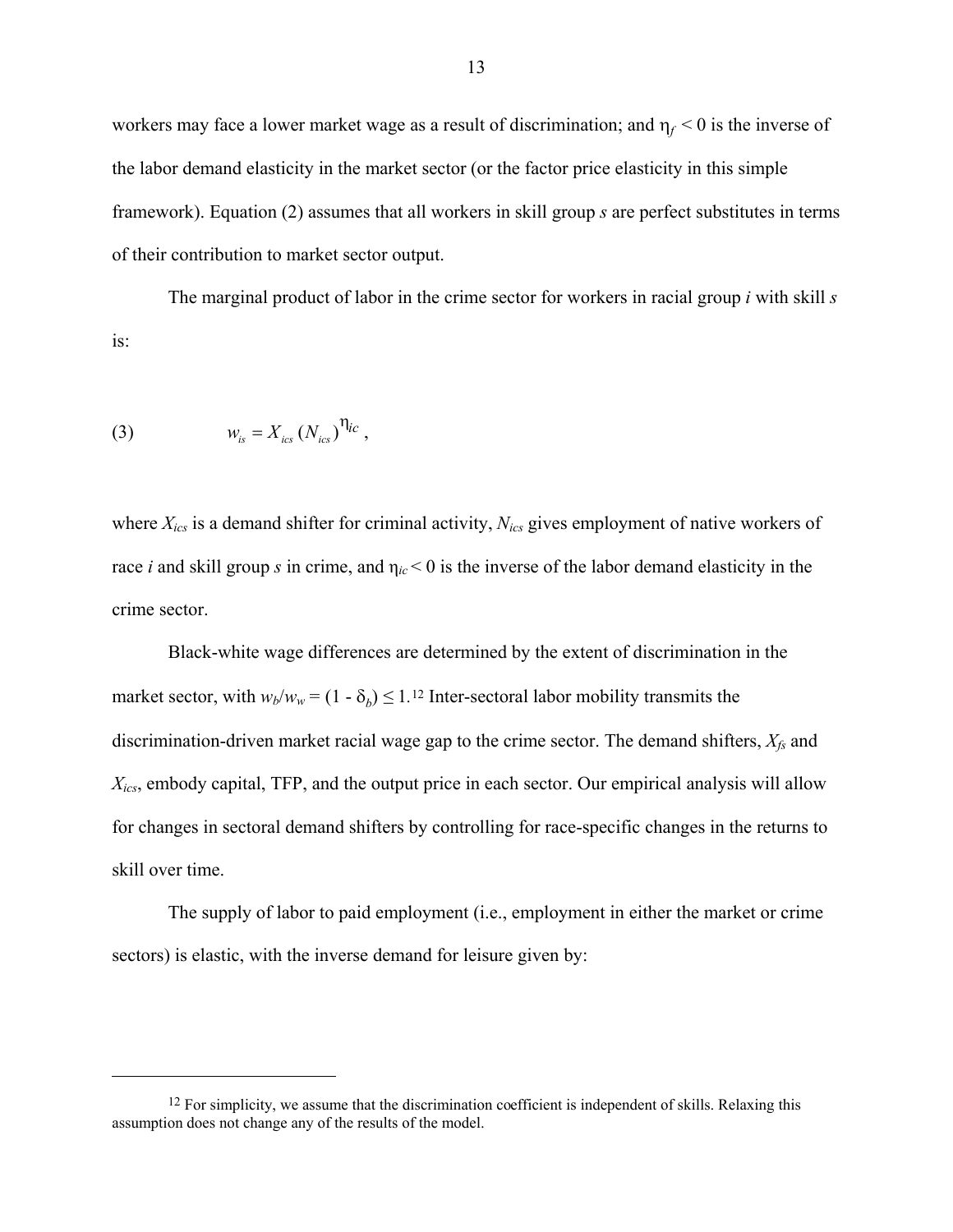workers may face a lower market wage as a result of discrimination; and $\eta_f < 0$ is the inverse of the labor demand elasticity in the market sector (or the factor price elasticity in this simple framework). Equation (2) assumes that all workers in skill group *s* are perfect substitutes in terms of their contribution to market sector output.

The marginal product of labor in the crime sector for workers in racial group *i* with skill *s* is:

$$(3) \qquad w_{is} = X_{ics} \, (N_{ics})^{\eta_{ic}} \, ,$$

where $X_{ics}$ is a demand shifter for criminal activity, $N_{ics}$ gives employment of native workers of race *i* and skill group *s* in crime, and $\eta_{ic} < 0$ is the inverse of the labor demand elasticity in the crime sector.

Black-white wage differences are determined by the extent of discrimination in the market sector, with $w_b/w_w = (1 - \delta_b) \leq 1$.[12] Inter-sectoral labor mobility transmits the discrimination-driven market racial wage gap to the crime sector. The demand shifters, $X_{fs}$ and $X_{ics}$, embody capital, TFP, and the output price in each sector. Our empirical analysis will allow for changes in sectoral demand shifters by controlling for race-specific changes in the returns to skill over time.

The supply of labor to paid employment (i.e., employment in either the market or crime sectors) is elastic, with the inverse demand for leisure given by:

---

[12] For simplicity, we assume that the discrimination coefficient is independent of skills. Relaxing this assumption does not change any of the results of the model.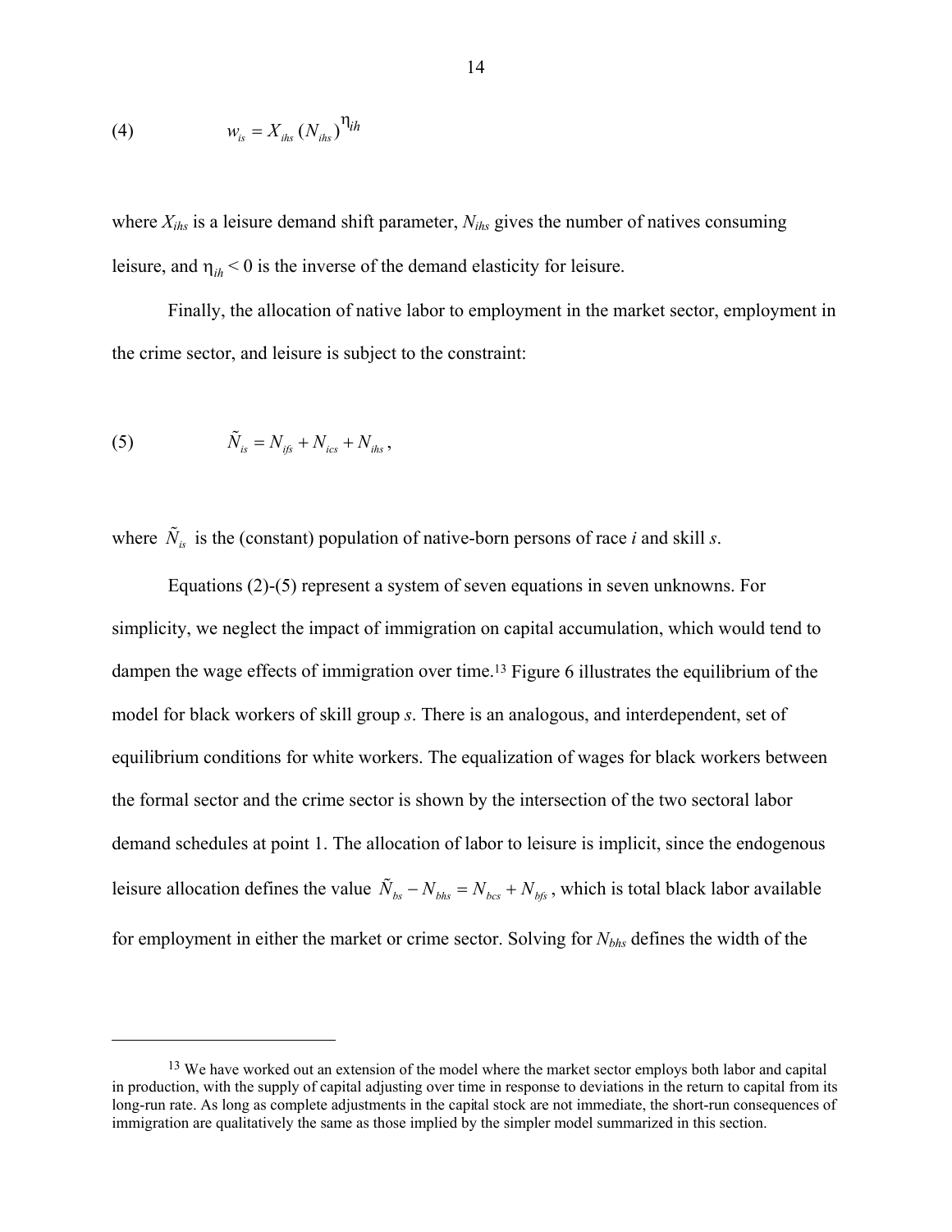$$(4) \qquad w_{is} = X_{ihs} (N_{ihs})^{\eta_{ih}}$$

where $X_{ihs}$ is a leisure demand shift parameter, $N_{ihs}$ gives the number of natives consuming leisure, and $\eta_{ih} < 0$ is the inverse of the demand elasticity for leisure.

Finally, the allocation of native labor to employment in the market sector, employment in the crime sector, and leisure is subject to the constraint:

$$(5) \qquad \tilde{N}_{is} = N_{ifs} + N_{ics} + N_{ihs},$$

where $\tilde{N}_{is}$ is the (constant) population of native-born persons of race *i* and skill *s*.

Equations (2)-(5) represent a system of seven equations in seven unknowns. For simplicity, we neglect the impact of immigration on capital accumulation, which would tend to dampen the wage effects of immigration over time.[13] Figure 6 illustrates the equilibrium of the model for black workers of skill group *s*. There is an analogous, and interdependent, set of equilibrium conditions for white workers. The equalization of wages for black workers between the formal sector and the crime sector is shown by the intersection of the two sectoral labor demand schedules at point 1. The allocation of labor to leisure is implicit, since the endogenous leisure allocation defines the value $\tilde{N}_{bs} - N_{bhs} = N_{bcs} + N_{bfs}$, which is total black labor available for employment in either the market or crime sector. Solving for $N_{bhs}$ defines the width of the

[13] We have worked out an extension of the model where the market sector employs both labor and capital in production, with the supply of capital adjusting over time in response to deviations in the return to capital from its long-run rate. As long as complete adjustments in the capital stock are not immediate, the short-run consequences of immigration are qualitatively the same as those implied by the simpler model summarized in this section.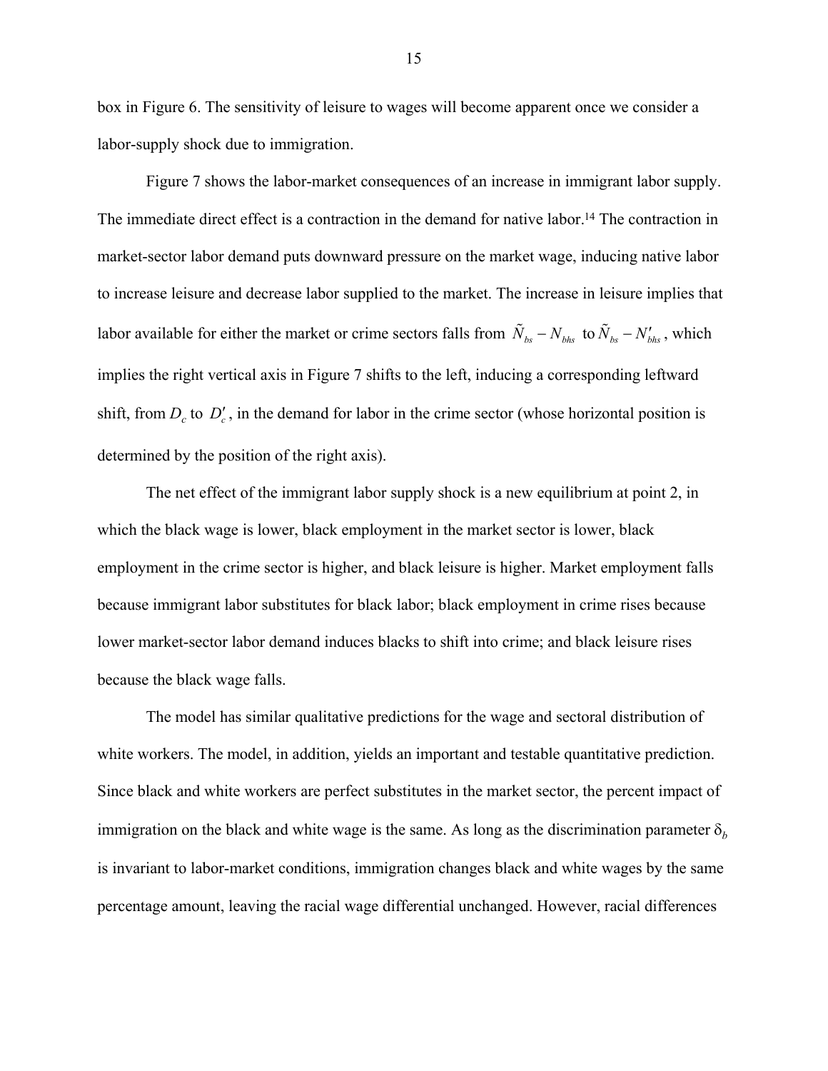box in Figure 6. The sensitivity of leisure to wages will become apparent once we consider a labor-supply shock due to immigration.

Figure 7 shows the labor-market consequences of an increase in immigrant labor supply. The immediate direct effect is a contraction in the demand for native labor.[14] The contraction in market-sector labor demand puts downward pressure on the market wage, inducing native labor to increase leisure and decrease labor supplied to the market. The increase in leisure implies that labor available for either the market or crime sectors falls from $\tilde{N}_{bs} - N_{bhs}$ to $\tilde{N}_{bs} - N'_{bhs}$, which implies the right vertical axis in Figure 7 shifts to the left, inducing a corresponding leftward shift, from $D_c$ to $D'_c$, in the demand for labor in the crime sector (whose horizontal position is determined by the position of the right axis).

The net effect of the immigrant labor supply shock is a new equilibrium at point 2, in which the black wage is lower, black employment in the market sector is lower, black employment in the crime sector is higher, and black leisure is higher. Market employment falls because immigrant labor substitutes for black labor; black employment in crime rises because lower market-sector labor demand induces blacks to shift into crime; and black leisure rises because the black wage falls.

The model has similar qualitative predictions for the wage and sectoral distribution of white workers. The model, in addition, yields an important and testable quantitative prediction. Since black and white workers are perfect substitutes in the market sector, the percent impact of immigration on the black and white wage is the same. As long as the discrimination parameter $\delta_b$ is invariant to labor-market conditions, immigration changes black and white wages by the same percentage amount, leaving the racial wage differential unchanged. However, racial differences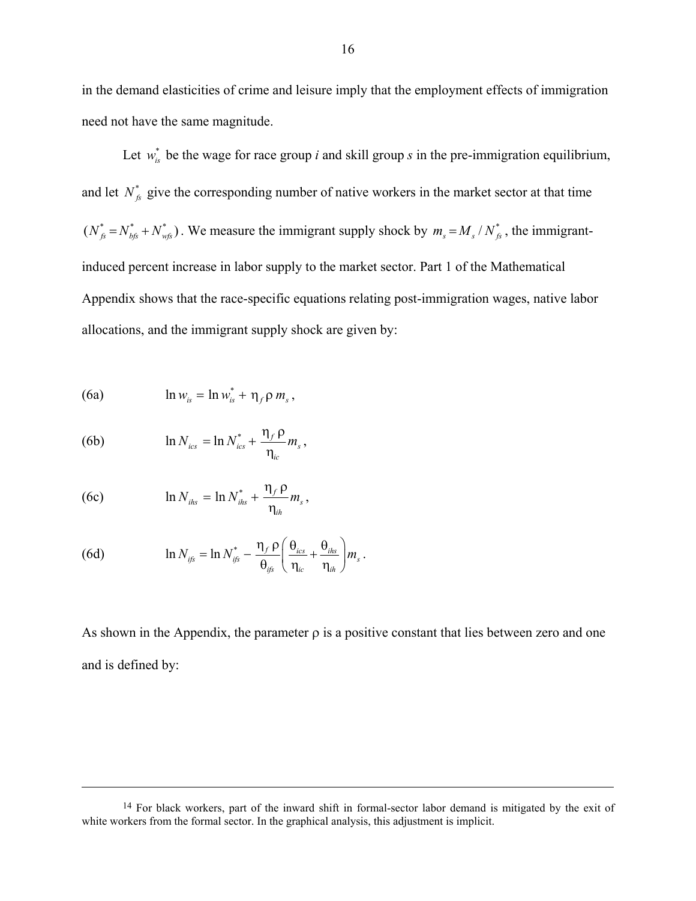in the demand elasticities of crime and leisure imply that the employment effects of immigration need not have the same magnitude.

Let $w_{is}^*$ be the wage for race group *i* and skill group *s* in the pre-immigration equilibrium, and let $N_{fs}^*$ give the corresponding number of native workers in the market sector at that time $(N_{fs}^* = N_{bfs}^* + N_{wfs}^*)$. We measure the immigrant supply shock by $m_s = M_s / N_{fs}^*$, the immigrant-induced percent increase in labor supply to the market sector. Part 1 of the Mathematical Appendix shows that the race-specific equations relating post-immigration wages, native labor allocations, and the immigrant supply shock are given by:

$$\text{(6a)} \qquad \ln w_{is} = \ln w_{is}^* + \eta_f \, \rho \, m_s,$$

$$\text{(6b)} \qquad \ln N_{ics} = \ln N_{ics}^* + \frac{\eta_f \, \rho}{\eta_{ic}} m_s,$$

$$\text{(6c)} \qquad \ln N_{ihs} = \ln N_{ihs}^* + \frac{\eta_f \, \rho}{\eta_{ih}} m_s,$$

$$\text{(6d)} \qquad \ln N_{ifs} = \ln N_{ifs}^* - \frac{\eta_f \, \rho}{\theta_{ifs}} \left( \frac{\theta_{ics}}{\eta_{ic}} + \frac{\theta_{ihs}}{\eta_{ih}} \right) m_s.$$

As shown in the Appendix, the parameter $\rho$ is a positive constant that lies between zero and one and is defined by:

---

[14] For black workers, part of the inward shift in formal-sector labor demand is mitigated by the exit of white workers from the formal sector. In the graphical analysis, this adjustment is implicit.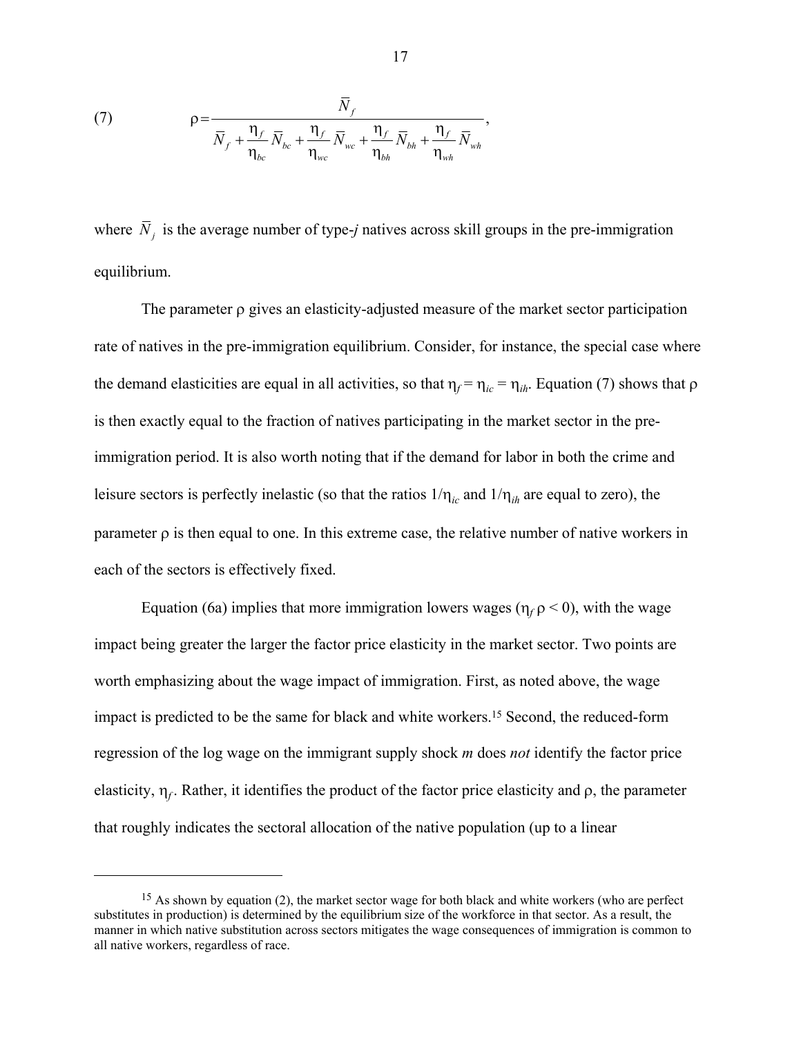$$(7) \qquad \rho = \frac{\bar{N}_f}{\bar{N}_f + \frac{\eta_f}{\eta_{bc}} \bar{N}_{bc} + \frac{\eta_f}{\eta_{wc}} \bar{N}_{wc} + \frac{\eta_f}{\eta_{bh}} \bar{N}_{bh} + \frac{\eta_f}{\eta_{wh}} \bar{N}_{wh}},$$

where $\bar{N}_j$ is the average number of type-*j* natives across skill groups in the pre-immigration equilibrium.

The parameter $\rho$ gives an elasticity-adjusted measure of the market sector participation rate of natives in the pre-immigration equilibrium. Consider, for instance, the special case where the demand elasticities are equal in all activities, so that $\eta_f = \eta_{ic} = \eta_{ih}$. Equation (7) shows that $\rho$ is then exactly equal to the fraction of natives participating in the market sector in the pre-immigration period. It is also worth noting that if the demand for labor in both the crime and leisure sectors is perfectly inelastic (so that the ratios $1/\eta_{ic}$ and $1/\eta_{ih}$ are equal to zero), the parameter $\rho$ is then equal to one. In this extreme case, the relative number of native workers in each of the sectors is effectively fixed.

Equation (6a) implies that more immigration lowers wages ($\eta_f \rho < 0$), with the wage impact being greater the larger the factor price elasticity in the market sector. Two points are worth emphasizing about the wage impact of immigration. First, as noted above, the wage impact is predicted to be the same for black and white workers.[15] Second, the reduced-form regression of the log wage on the immigrant supply shock *m* does *not* identify the factor price elasticity, $\eta_f$. Rather, it identifies the product of the factor price elasticity and $\rho$, the parameter that roughly indicates the sectoral allocation of the native population (up to a linear

[15] As shown by equation (2), the market sector wage for both black and white workers (who are perfect substitutes in production) is determined by the equilibrium size of the workforce in that sector. As a result, the manner in which native substitution across sectors mitigates the wage consequences of immigration is common to all native workers, regardless of race.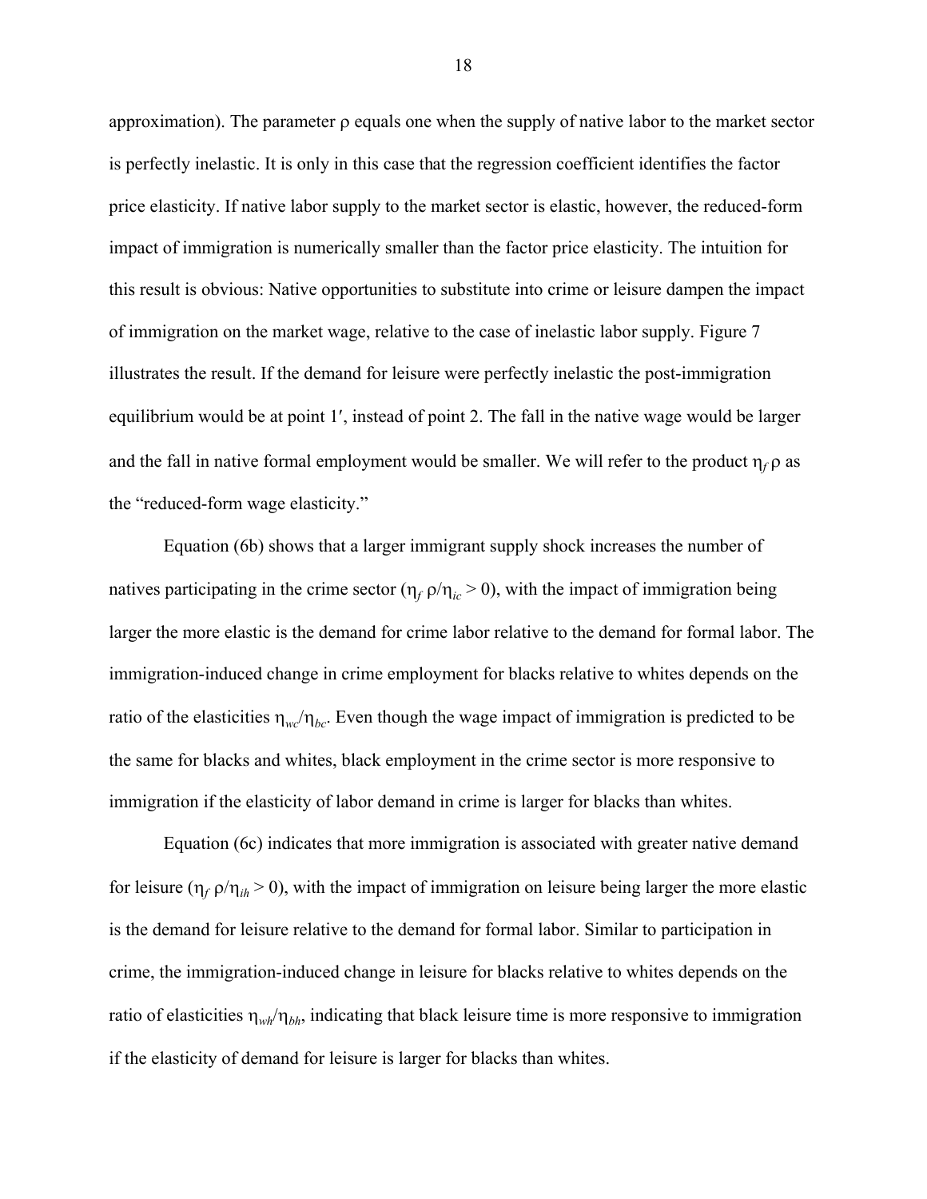approximation). The parameter $\rho$ equals one when the supply of native labor to the market sector is perfectly inelastic. It is only in this case that the regression coefficient identifies the factor price elasticity. If native labor supply to the market sector is elastic, however, the reduced-form impact of immigration is numerically smaller than the factor price elasticity. The intuition for this result is obvious: Native opportunities to substitute into crime or leisure dampen the impact of immigration on the market wage, relative to the case of inelastic labor supply. Figure 7 illustrates the result. If the demand for leisure were perfectly inelastic the post-immigration equilibrium would be at point 1′, instead of point 2. The fall in the native wage would be larger and the fall in native formal employment would be smaller. We will refer to the product $\eta_f \rho$ as the "reduced-form wage elasticity."

Equation (6b) shows that a larger immigrant supply shock increases the number of natives participating in the crime sector ($\eta_f \rho/\eta_{ic} > 0$), with the impact of immigration being larger the more elastic is the demand for crime labor relative to the demand for formal labor. The immigration-induced change in crime employment for blacks relative to whites depends on the ratio of the elasticities $\eta_{wc}/\eta_{bc}$. Even though the wage impact of immigration is predicted to be the same for blacks and whites, black employment in the crime sector is more responsive to immigration if the elasticity of labor demand in crime is larger for blacks than whites.

Equation (6c) indicates that more immigration is associated with greater native demand for leisure ($\eta_f \rho/\eta_{ih} > 0$), with the impact of immigration on leisure being larger the more elastic is the demand for leisure relative to the demand for formal labor. Similar to participation in crime, the immigration-induced change in leisure for blacks relative to whites depends on the ratio of elasticities $\eta_{wh}/\eta_{bh}$, indicating that black leisure time is more responsive to immigration if the elasticity of demand for leisure is larger for blacks than whites.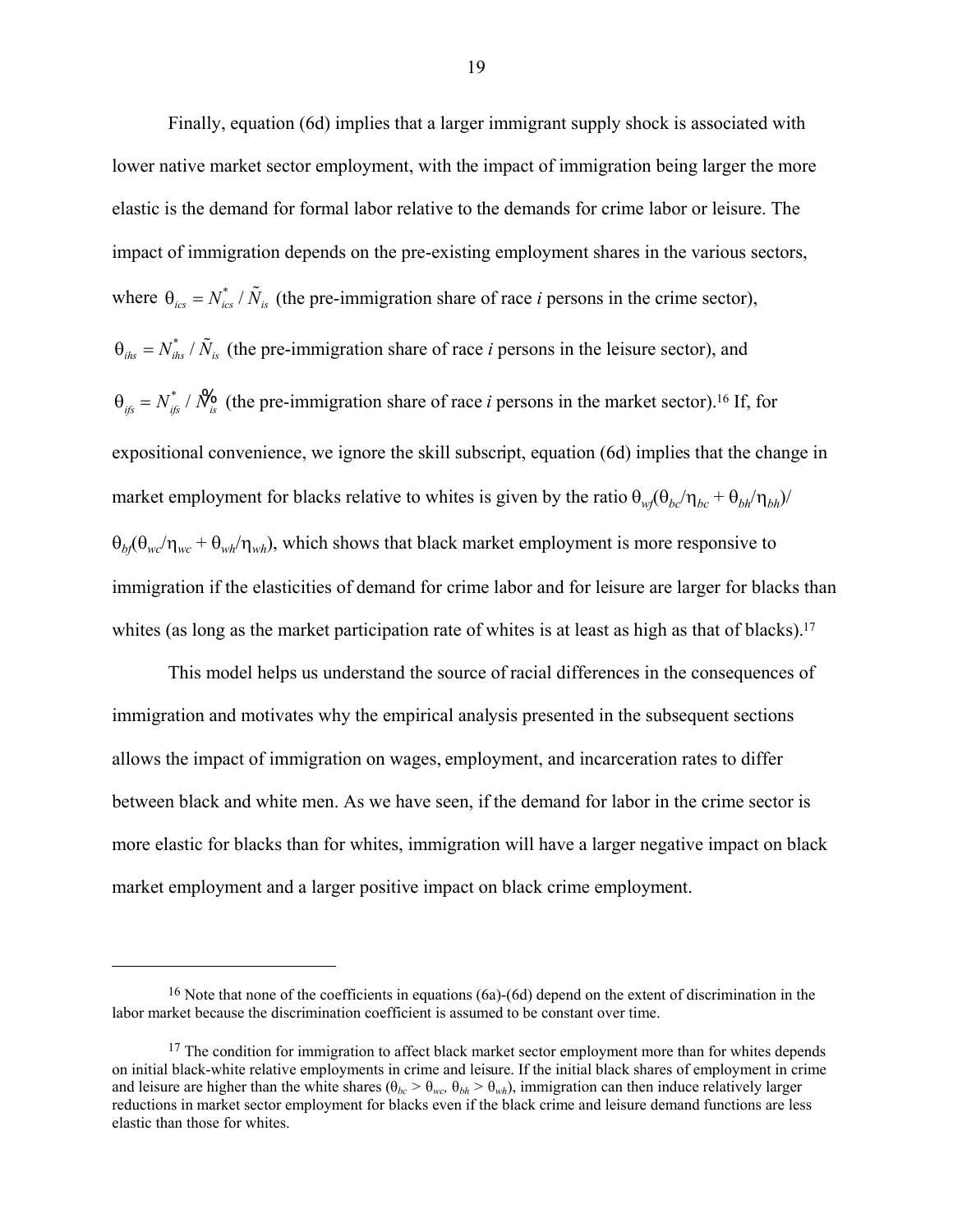Finally, equation (6d) implies that a larger immigrant supply shock is associated with lower native market sector employment, with the impact of immigration being larger the more elastic is the demand for formal labor relative to the demands for crime labor or leisure. The impact of immigration depends on the pre-existing employment shares in the various sectors, where $\theta_{ics} = N^*_{ics} / \tilde{N}_{is}$ (the pre-immigration share of race *i* persons in the crime sector), $\theta_{ihs} = N^*_{ihs} / \tilde{N}_{is}$ (the pre-immigration share of race *i* persons in the leisure sector), and $\theta_{ifs} = N^*_{ifs} / \tilde{N}_{is}$ (the pre-immigration share of race *i* persons in the market sector).[16] If, for expositional convenience, we ignore the skill subscript, equation (6d) implies that the change in market employment for blacks relative to whites is given by the ratio $\theta_{wf}(\theta_{bc}/\eta_{bc} + \theta_{bh}/\eta_{bh})/ \theta_{bf}(\theta_{wc}/\eta_{wc} + \theta_{wh}/\eta_{wh})$, which shows that black market employment is more responsive to immigration if the elasticities of demand for crime labor and for leisure are larger for blacks than whites (as long as the market participation rate of whites is at least as high as that of blacks).[17]

This model helps us understand the source of racial differences in the consequences of immigration and motivates why the empirical analysis presented in the subsequent sections allows the impact of immigration on wages, employment, and incarceration rates to differ between black and white men. As we have seen, if the demand for labor in the crime sector is more elastic for blacks than for whites, immigration will have a larger negative impact on black market employment and a larger positive impact on black crime employment.

---

[16] Note that none of the coefficients in equations (6a)-(6d) depend on the extent of discrimination in the labor market because the discrimination coefficient is assumed to be constant over time.

[17] The condition for immigration to affect black market sector employment more than for whites depends on initial black-white relative employments in crime and leisure. If the initial black shares of employment in crime and leisure are higher than the white shares ($\theta_{bc} > \theta_{wc}$, $\theta_{bh} > \theta_{wh}$), immigration can then induce relatively larger reductions in market sector employment for blacks even if the black crime and leisure demand functions are less elastic than those for whites.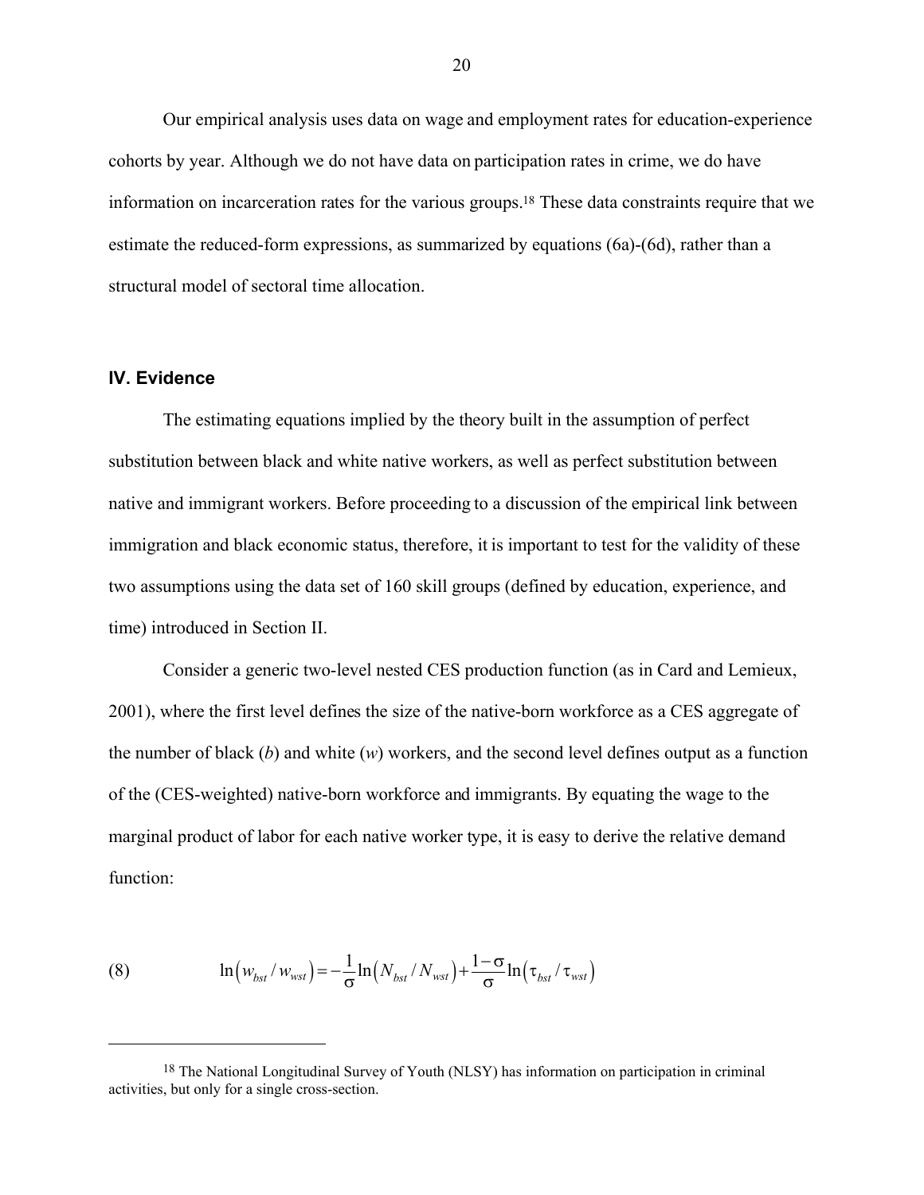Our empirical analysis uses data on wage and employment rates for education-experience cohorts by year. Although we do not have data on participation rates in crime, we do have information on incarceration rates for the various groups.[18] These data constraints require that we estimate the reduced-form expressions, as summarized by equations (6a)-(6d), rather than a structural model of sectoral time allocation.

## IV. Evidence

The estimating equations implied by the theory built in the assumption of perfect substitution between black and white native workers, as well as perfect substitution between native and immigrant workers. Before proceeding to a discussion of the empirical link between immigration and black economic status, therefore, it is important to test for the validity of these two assumptions using the data set of 160 skill groups (defined by education, experience, and time) introduced in Section II.

Consider a generic two-level nested CES production function (as in Card and Lemieux, 2001), where the first level defines the size of the native-born workforce as a CES aggregate of the number of black (*b*) and white (*w*) workers, and the second level defines output as a function of the (CES-weighted) native-born workforce and immigrants. By equating the wage to the marginal product of labor for each native worker type, it is easy to derive the relative demand function:

$$\ln\left(w_{bst}/w_{wst}\right) = -\frac{1}{\sigma}\ln\left(N_{bst}/N_{wst}\right) + \frac{1-\sigma}{\sigma}\ln\left(\tau_{bst}/\tau_{wst}\right) \quad (8)$$

[18] The National Longitudinal Survey of Youth (NLSY) has information on participation in criminal activities, but only for a single cross-section.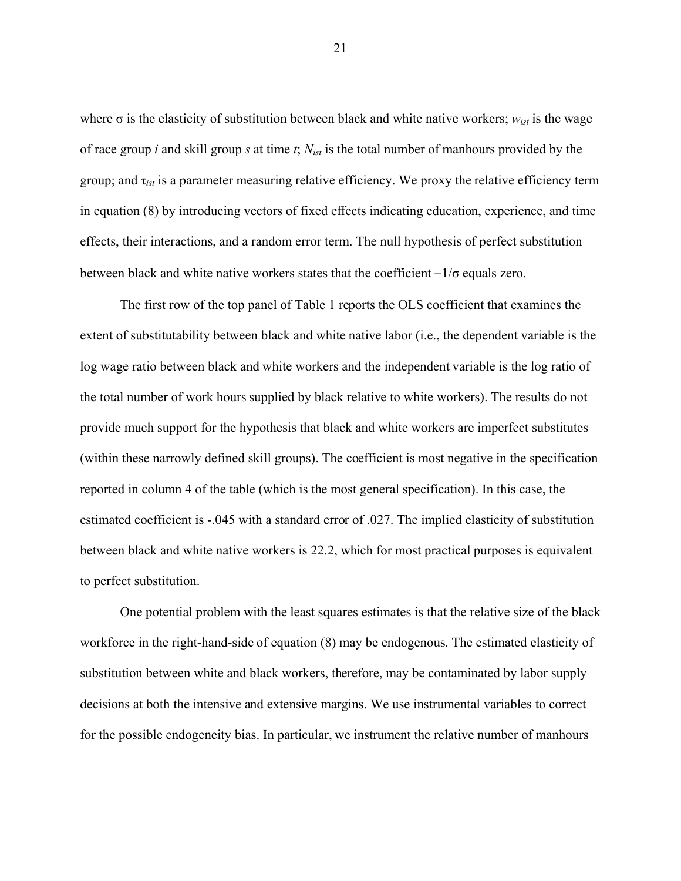where σ is the elasticity of substitution between black and white native workers; $w_{ist}$ is the wage of race group $i$ and skill group $s$ at time $t$; $N_{ist}$ is the total number of manhours provided by the group; and $\tau_{ist}$ is a parameter measuring relative efficiency. We proxy the relative efficiency term in equation (8) by introducing vectors of fixed effects indicating education, experience, and time effects, their interactions, and a random error term. The null hypothesis of perfect substitution between black and white native workers states that the coefficient $-1/\sigma$ equals zero.

The first row of the top panel of Table 1 reports the OLS coefficient that examines the extent of substitutability between black and white native labor (i.e., the dependent variable is the log wage ratio between black and white workers and the independent variable is the log ratio of the total number of work hours supplied by black relative to white workers). The results do not provide much support for the hypothesis that black and white workers are imperfect substitutes (within these narrowly defined skill groups). The coefficient is most negative in the specification reported in column 4 of the table (which is the most general specification). In this case, the estimated coefficient is -.045 with a standard error of .027. The implied elasticity of substitution between black and white native workers is 22.2, which for most practical purposes is equivalent to perfect substitution.

One potential problem with the least squares estimates is that the relative size of the black workforce in the right-hand-side of equation (8) may be endogenous. The estimated elasticity of substitution between white and black workers, therefore, may be contaminated by labor supply decisions at both the intensive and extensive margins. We use instrumental variables to correct for the possible endogeneity bias. In particular, we instrument the relative number of manhours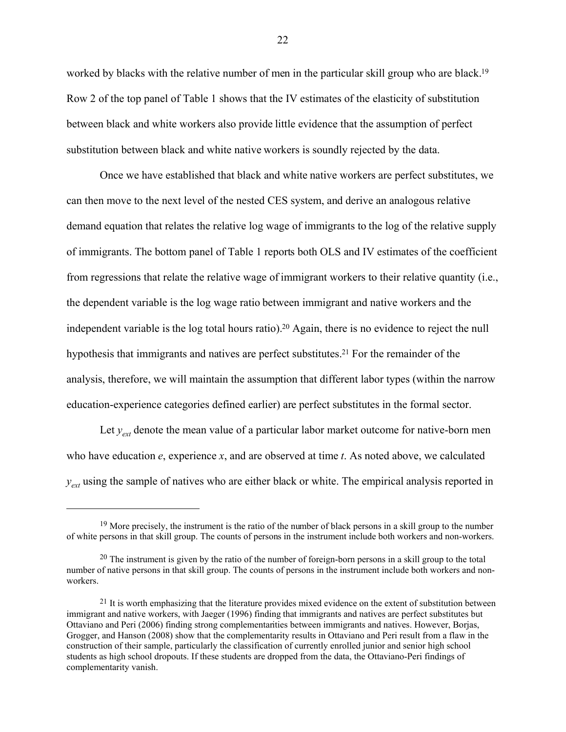worked by blacks with the relative number of men in the particular skill group who are black.[19] Row 2 of the top panel of Table 1 shows that the IV estimates of the elasticity of substitution between black and white workers also provide little evidence that the assumption of perfect substitution between black and white native workers is soundly rejected by the data.

Once we have established that black and white native workers are perfect substitutes, we can then move to the next level of the nested CES system, and derive an analogous relative demand equation that relates the relative log wage of immigrants to the log of the relative supply of immigrants. The bottom panel of Table 1 reports both OLS and IV estimates of the coefficient from regressions that relate the relative wage of immigrant workers to their relative quantity (i.e., the dependent variable is the log wage ratio between immigrant and native workers and the independent variable is the log total hours ratio).[20] Again, there is no evidence to reject the null hypothesis that immigrants and natives are perfect substitutes.[21] For the remainder of the analysis, therefore, we will maintain the assumption that different labor types (within the narrow education-experience categories defined earlier) are perfect substitutes in the formal sector.

Let $y_{ext}$ denote the mean value of a particular labor market outcome for native-born men who have education *e*, experience *x*, and are observed at time *t*. As noted above, we calculated $y_{ext}$ using the sample of natives who are either black or white. The empirical analysis reported in

---

[19] More precisely, the instrument is the ratio of the number of black persons in a skill group to the number of white persons in that skill group. The counts of persons in the instrument include both workers and non-workers.

[20] The instrument is given by the ratio of the number of foreign-born persons in a skill group to the total number of native persons in that skill group. The counts of persons in the instrument include both workers and non-workers.

[21] It is worth emphasizing that the literature provides mixed evidence on the extent of substitution between immigrant and native workers, with Jaeger (1996) finding that immigrants and natives are perfect substitutes but Ottaviano and Peri (2006) finding strong complementarities between immigrants and natives. However, Borjas, Grogger, and Hanson (2008) show that the complementarity results in Ottaviano and Peri result from a flaw in the construction of their sample, particularly the classification of currently enrolled junior and senior high school students as high school dropouts. If these students are dropped from the data, the Ottaviano-Peri findings of complementarity vanish.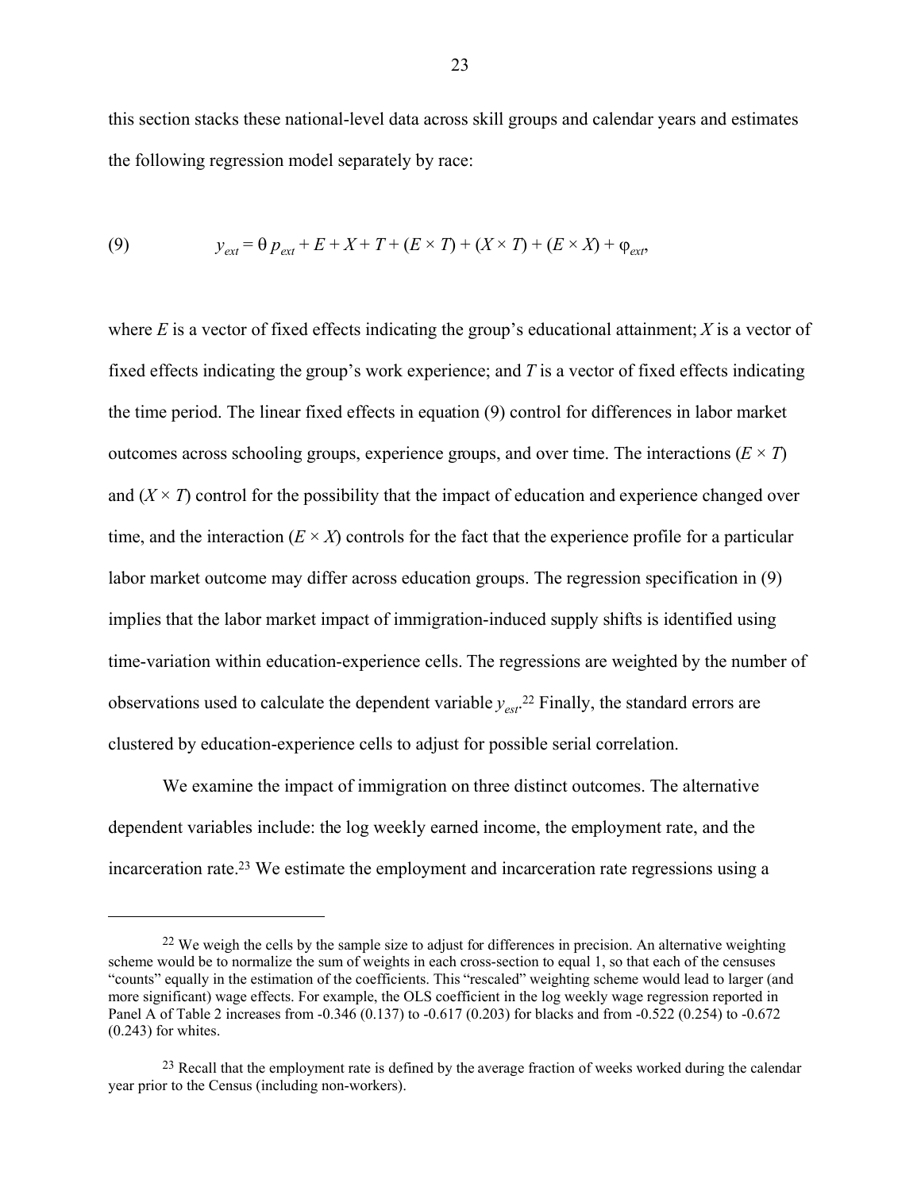this section stacks these national-level data across skill groups and calendar years and estimates the following regression model separately by race:

$$y_{ext} = \theta\, p_{ext} + E + X + T + (E \times T) + (X \times T) + (E \times X) + \varphi_{ext}, \tag{9}$$

where $E$ is a vector of fixed effects indicating the group's educational attainment; $X$ is a vector of fixed effects indicating the group's work experience; and $T$ is a vector of fixed effects indicating the time period. The linear fixed effects in equation (9) control for differences in labor market outcomes across schooling groups, experience groups, and over time. The interactions ($E \times T$) and ($X \times T$) control for the possibility that the impact of education and experience changed over time, and the interaction ($E \times X$) controls for the fact that the experience profile for a particular labor market outcome may differ across education groups. The regression specification in (9) implies that the labor market impact of immigration-induced supply shifts is identified using time-variation within education-experience cells. The regressions are weighted by the number of observations used to calculate the dependent variable $y_{est}$.[22] Finally, the standard errors are clustered by education-experience cells to adjust for possible serial correlation.

We examine the impact of immigration on three distinct outcomes. The alternative dependent variables include: the log weekly earned income, the employment rate, and the incarceration rate.[23] We estimate the employment and incarceration rate regressions using a

---

[22] We weigh the cells by the sample size to adjust for differences in precision. An alternative weighting scheme would be to normalize the sum of weights in each cross-section to equal 1, so that each of the censuses "counts" equally in the estimation of the coefficients. This "rescaled" weighting scheme would lead to larger (and more significant) wage effects. For example, the OLS coefficient in the log weekly wage regression reported in Panel A of Table 2 increases from -0.346 (0.137) to -0.617 (0.203) for blacks and from -0.522 (0.254) to -0.672 (0.243) for whites.

[23] Recall that the employment rate is defined by the average fraction of weeks worked during the calendar year prior to the Census (including non-workers).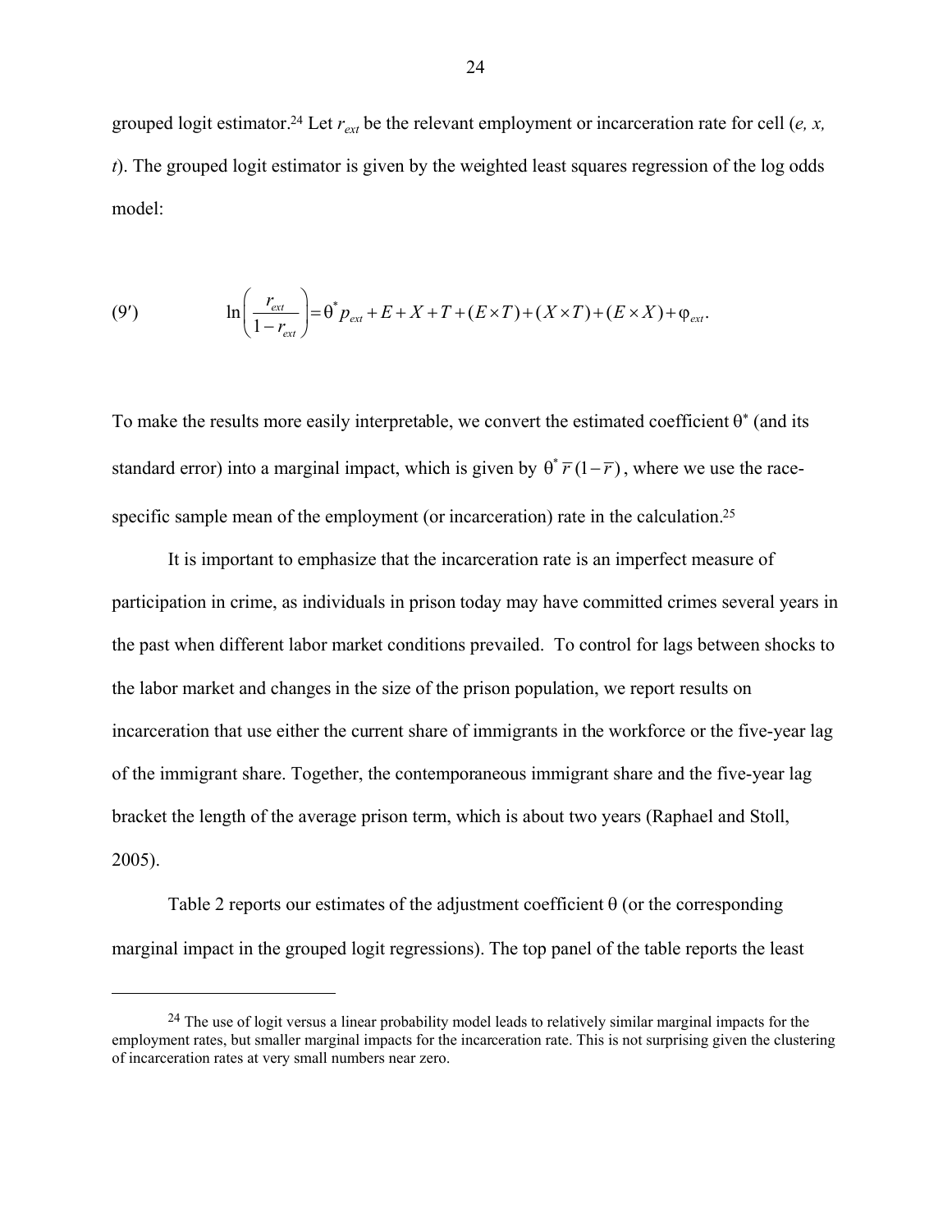grouped logit estimator.[24] Let $r_{ext}$ be the relevant employment or incarceration rate for cell (*e, x, t*). The grouped logit estimator is given by the weighted least squares regression of the log odds model:

$$(9') \qquad \ln\left(\frac{r_{ext}}{1-r_{ext}}\right) = \theta^* p_{ext} + E + X + T + (E \times T) + (X \times T) + (E \times X) + \varphi_{ext}.$$

To make the results more easily interpretable, we convert the estimated coefficient $\theta^*$ (and its standard error) into a marginal impact, which is given by $\theta^* \bar{r}(1-\bar{r})$, where we use the race-specific sample mean of the employment (or incarceration) rate in the calculation.[25]

It is important to emphasize that the incarceration rate is an imperfect measure of participation in crime, as individuals in prison today may have committed crimes several years in the past when different labor market conditions prevailed. To control for lags between shocks to the labor market and changes in the size of the prison population, we report results on incarceration that use either the current share of immigrants in the workforce or the five-year lag of the immigrant share. Together, the contemporaneous immigrant share and the five-year lag bracket the length of the average prison term, which is about two years (Raphael and Stoll, 2005).

Table 2 reports our estimates of the adjustment coefficient $\theta$ (or the corresponding marginal impact in the grouped logit regressions). The top panel of the table reports the least

---

[24] The use of logit versus a linear probability model leads to relatively similar marginal impacts for the employment rates, but smaller marginal impacts for the incarceration rate. This is not surprising given the clustering of incarceration rates at very small numbers near zero.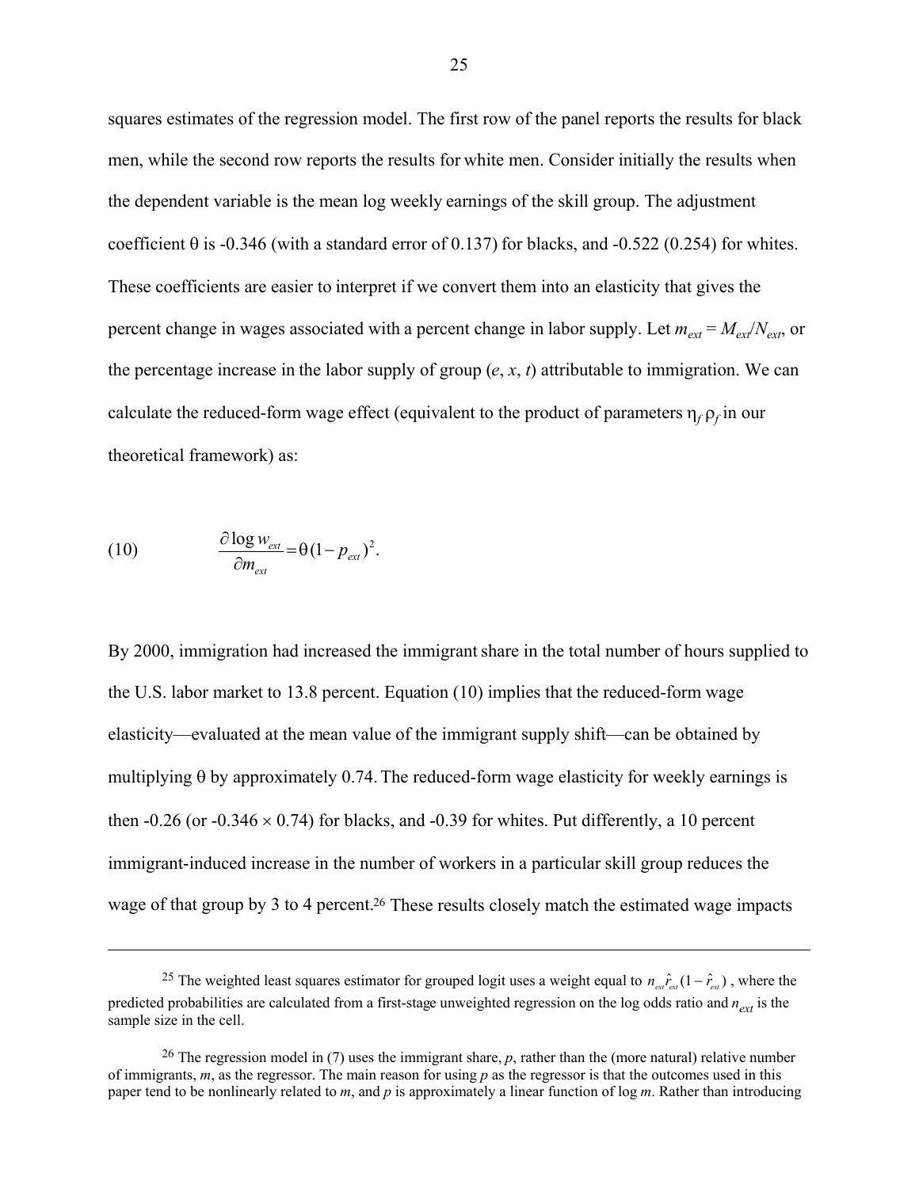squares estimates of the regression model. The first row of the panel reports the results for black men, while the second row reports the results for white men. Consider initially the results when the dependent variable is the mean log weekly earnings of the skill group. The adjustment coefficient θ is -0.346 (with a standard error of 0.137) for blacks, and -0.522 (0.254) for whites. These coefficients are easier to interpret if we convert them into an elasticity that gives the percent change in wages associated with a percent change in labor supply. Let $m_{ext} = M_{ext}/N_{ext}$, or the percentage increase in the labor supply of group (*e*, *x*, *t*) attributable to immigration. We can calculate the reduced-form wage effect (equivalent to the product of parameters $\eta_f \rho_f$ in our theoretical framework) as:

$$\frac{\partial \log w_{ext}}{\partial m_{ext}} = \theta (1 - p_{ext})^2. \tag{10}$$

By 2000, immigration had increased the immigrant share in the total number of hours supplied to the U.S. labor market to 13.8 percent. Equation (10) implies that the reduced-form wage elasticity—evaluated at the mean value of the immigrant supply shift—can be obtained by multiplying θ by approximately 0.74. The reduced-form wage elasticity for weekly earnings is then -0.26 (or -0.346 × 0.74) for blacks, and -0.39 for whites. Put differently, a 10 percent immigrant-induced increase in the number of workers in a particular skill group reduces the wage of that group by 3 to 4 percent.[26] These results closely match the estimated wage impacts

---

[25] The weighted least squares estimator for grouped logit uses a weight equal to $n_{ext}\hat{r}_{ext}(1 - \hat{r}_{ext})$, where the predicted probabilities are calculated from a first-stage unweighted regression on the log odds ratio and $n_{ext}$ is the sample size in the cell.

[26] The regression model in (7) uses the immigrant share, *p*, rather than the (more natural) relative number of immigrants, *m*, as the regressor. The main reason for using *p* as the regressor is that the outcomes used in this paper tend to be nonlinearly related to *m*, and *p* is approximately a linear function of log *m*. Rather than introducing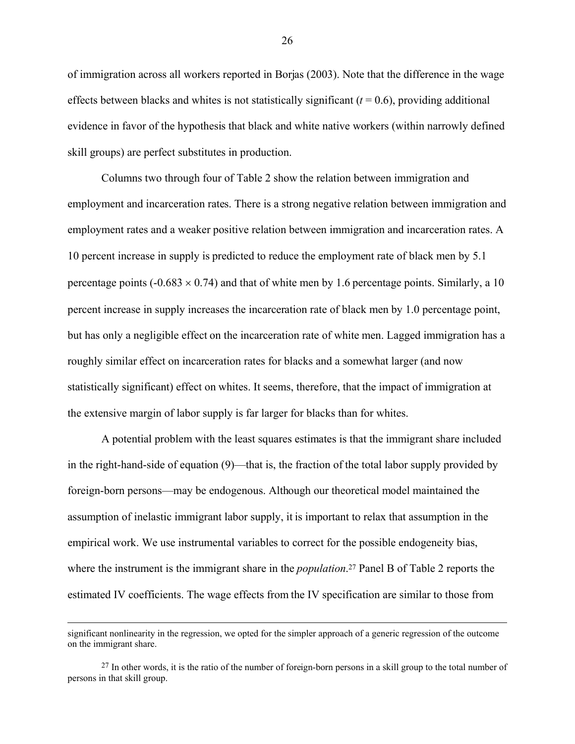of immigration across all workers reported in Borjas (2003). Note that the difference in the wage effects between blacks and whites is not statistically significant ($t = 0.6$), providing additional evidence in favor of the hypothesis that black and white native workers (within narrowly defined skill groups) are perfect substitutes in production.

Columns two through four of Table 2 show the relation between immigration and employment and incarceration rates. There is a strong negative relation between immigration and employment rates and a weaker positive relation between immigration and incarceration rates. A 10 percent increase in supply is predicted to reduce the employment rate of black men by 5.1 percentage points ($-0.683 \times 0.74$) and that of white men by 1.6 percentage points. Similarly, a 10 percent increase in supply increases the incarceration rate of black men by 1.0 percentage point, but has only a negligible effect on the incarceration rate of white men. Lagged immigration has a roughly similar effect on incarceration rates for blacks and a somewhat larger (and now statistically significant) effect on whites. It seems, therefore, that the impact of immigration at the extensive margin of labor supply is far larger for blacks than for whites.

A potential problem with the least squares estimates is that the immigrant share included in the right-hand-side of equation (9)—that is, the fraction of the total labor supply provided by foreign-born persons—may be endogenous. Although our theoretical model maintained the assumption of inelastic immigrant labor supply, it is important to relax that assumption in the empirical work. We use instrumental variables to correct for the possible endogeneity bias, where the instrument is the immigrant share in the *population*.[27] Panel B of Table 2 reports the estimated IV coefficients. The wage effects from the IV specification are similar to those from

---

significant nonlinearity in the regression, we opted for the simpler approach of a generic regression of the outcome on the immigrant share.

[27] In other words, it is the ratio of the number of foreign-born persons in a skill group to the total number of persons in that skill group.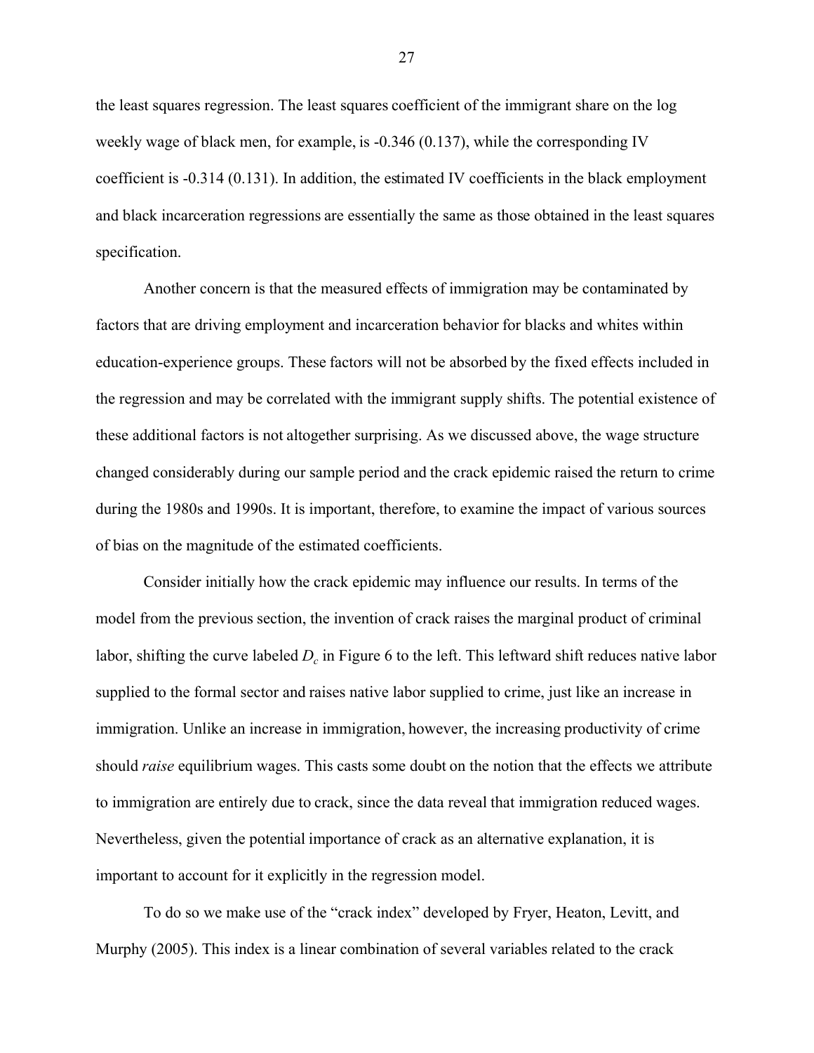the least squares regression. The least squares coefficient of the immigrant share on the log weekly wage of black men, for example, is -0.346 (0.137), while the corresponding IV coefficient is -0.314 (0.131). In addition, the estimated IV coefficients in the black employment and black incarceration regressions are essentially the same as those obtained in the least squares specification.

Another concern is that the measured effects of immigration may be contaminated by factors that are driving employment and incarceration behavior for blacks and whites within education-experience groups. These factors will not be absorbed by the fixed effects included in the regression and may be correlated with the immigrant supply shifts. The potential existence of these additional factors is not altogether surprising. As we discussed above, the wage structure changed considerably during our sample period and the crack epidemic raised the return to crime during the 1980s and 1990s. It is important, therefore, to examine the impact of various sources of bias on the magnitude of the estimated coefficients.

Consider initially how the crack epidemic may influence our results. In terms of the model from the previous section, the invention of crack raises the marginal product of criminal labor, shifting the curve labeled $D_c$ in Figure 6 to the left. This leftward shift reduces native labor supplied to the formal sector and raises native labor supplied to crime, just like an increase in immigration. Unlike an increase in immigration, however, the increasing productivity of crime should *raise* equilibrium wages. This casts some doubt on the notion that the effects we attribute to immigration are entirely due to crack, since the data reveal that immigration reduced wages. Nevertheless, given the potential importance of crack as an alternative explanation, it is important to account for it explicitly in the regression model.

To do so we make use of the "crack index" developed by Fryer, Heaton, Levitt, and Murphy (2005). This index is a linear combination of several variables related to the crack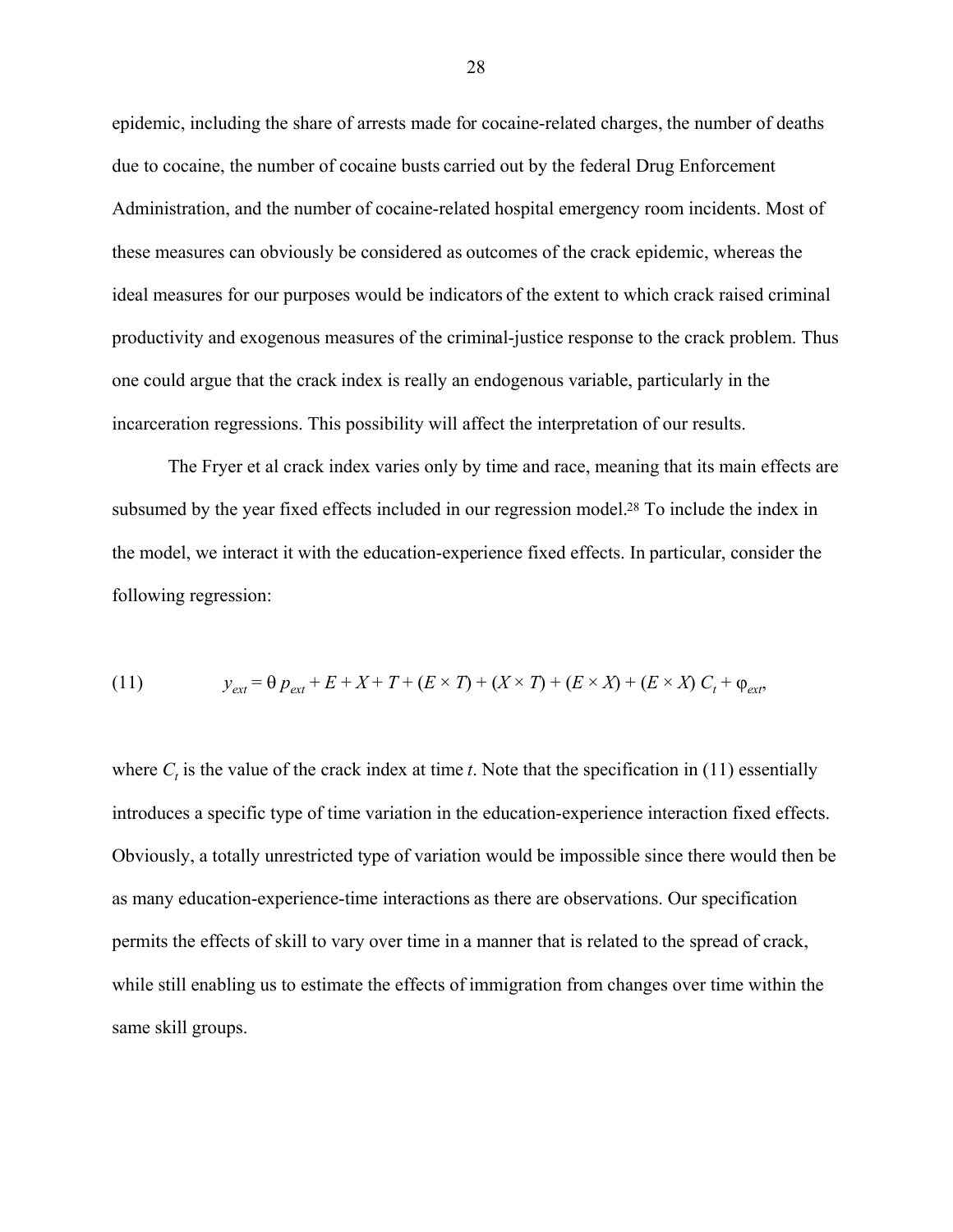epidemic, including the share of arrests made for cocaine-related charges, the number of deaths due to cocaine, the number of cocaine busts carried out by the federal Drug Enforcement Administration, and the number of cocaine-related hospital emergency room incidents. Most of these measures can obviously be considered as outcomes of the crack epidemic, whereas the ideal measures for our purposes would be indicators of the extent to which crack raised criminal productivity and exogenous measures of the criminal-justice response to the crack problem. Thus one could argue that the crack index is really an endogenous variable, particularly in the incarceration regressions. This possibility will affect the interpretation of our results.

The Fryer et al crack index varies only by time and race, meaning that its main effects are subsumed by the year fixed effects included in our regression model.[28] To include the index in the model, we interact it with the education-experience fixed effects. In particular, consider the following regression:

$$y_{ext} = \theta\, p_{ext} + E + X + T + (E \times T) + (X \times T) + (E \times X) + (E \times X)\, C_t + \varphi_{ext}, \tag{11}$$

where $C_t$ is the value of the crack index at time *t*. Note that the specification in (11) essentially introduces a specific type of time variation in the education-experience interaction fixed effects. Obviously, a totally unrestricted type of variation would be impossible since there would then be as many education-experience-time interactions as there are observations. Our specification permits the effects of skill to vary over time in a manner that is related to the spread of crack, while still enabling us to estimate the effects of immigration from changes over time within the same skill groups.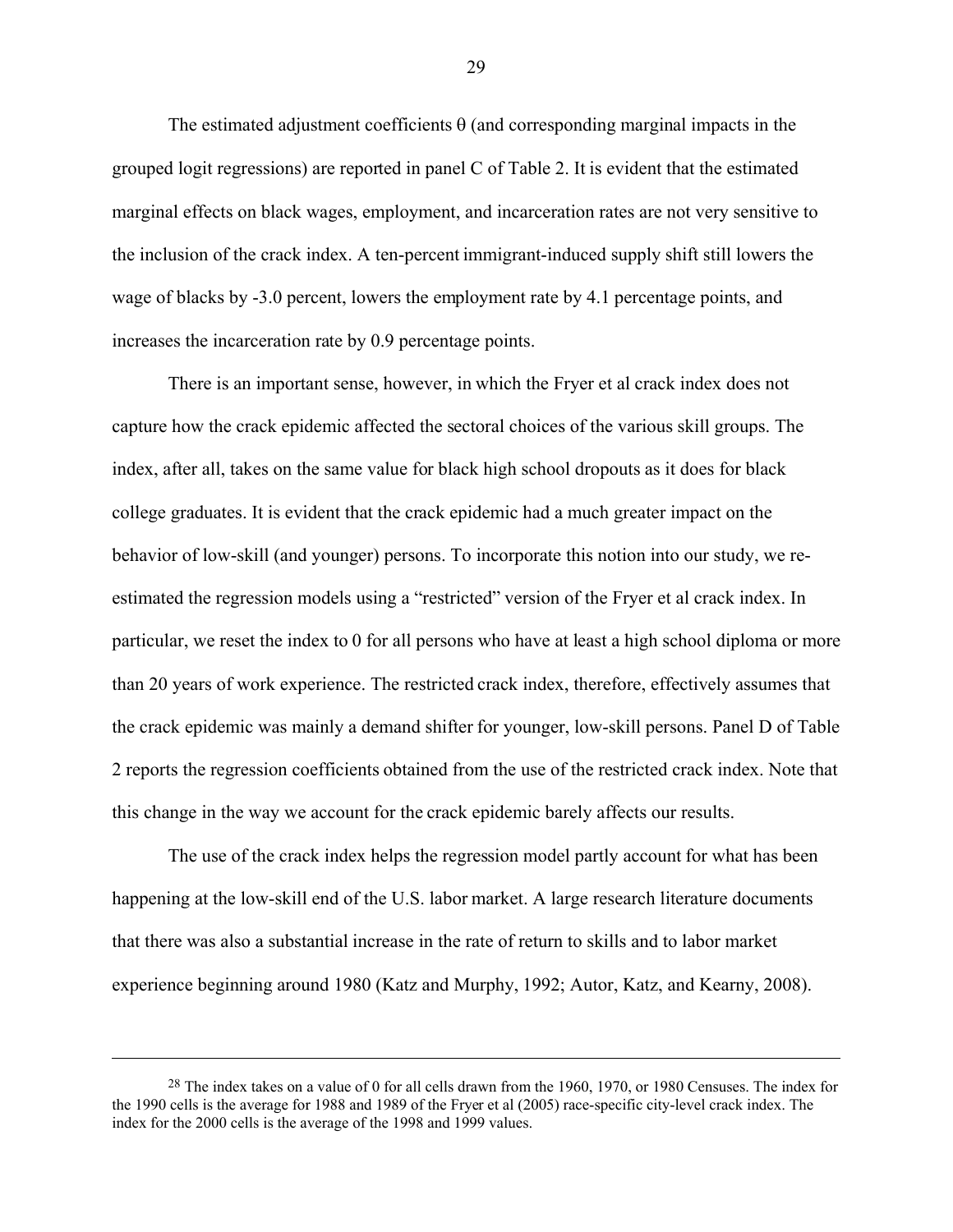The estimated adjustment coefficients θ (and corresponding marginal impacts in the grouped logit regressions) are reported in panel C of Table 2. It is evident that the estimated marginal effects on black wages, employment, and incarceration rates are not very sensitive to the inclusion of the crack index. A ten-percent immigrant-induced supply shift still lowers the wage of blacks by -3.0 percent, lowers the employment rate by 4.1 percentage points, and increases the incarceration rate by 0.9 percentage points.

There is an important sense, however, in which the Fryer et al crack index does not capture how the crack epidemic affected the sectoral choices of the various skill groups. The index, after all, takes on the same value for black high school dropouts as it does for black college graduates. It is evident that the crack epidemic had a much greater impact on the behavior of low-skill (and younger) persons. To incorporate this notion into our study, we re-estimated the regression models using a "restricted" version of the Fryer et al crack index. In particular, we reset the index to 0 for all persons who have at least a high school diploma or more than 20 years of work experience. The restricted crack index, therefore, effectively assumes that the crack epidemic was mainly a demand shifter for younger, low-skill persons. Panel D of Table 2 reports the regression coefficients obtained from the use of the restricted crack index. Note that this change in the way we account for the crack epidemic barely affects our results.

The use of the crack index helps the regression model partly account for what has been happening at the low-skill end of the U.S. labor market. A large research literature documents that there was also a substantial increase in the rate of return to skills and to labor market experience beginning around 1980 (Katz and Murphy, 1992; Autor, Katz, and Kearny, 2008).

---

[28] The index takes on a value of 0 for all cells drawn from the 1960, 1970, or 1980 Censuses. The index for the 1990 cells is the average for 1988 and 1989 of the Fryer et al (2005) race-specific city-level crack index. The index for the 2000 cells is the average of the 1998 and 1999 values.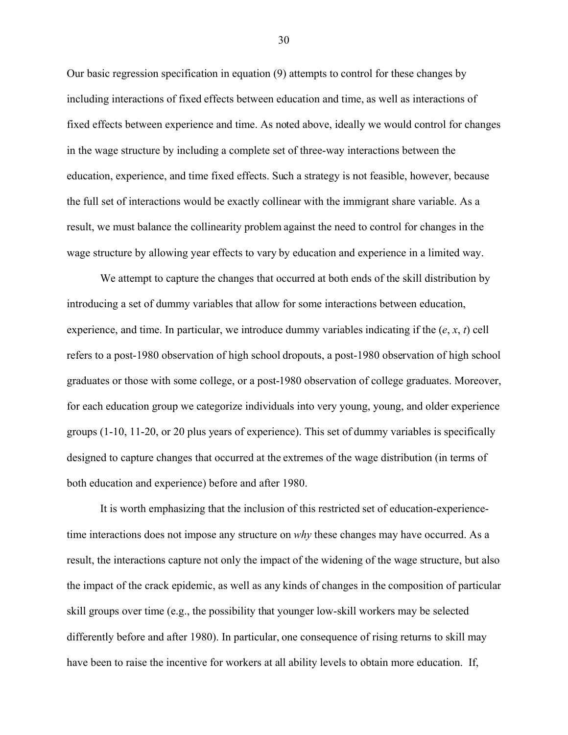Our basic regression specification in equation (9) attempts to control for these changes by including interactions of fixed effects between education and time, as well as interactions of fixed effects between experience and time. As noted above, ideally we would control for changes in the wage structure by including a complete set of three-way interactions between the education, experience, and time fixed effects. Such a strategy is not feasible, however, because the full set of interactions would be exactly collinear with the immigrant share variable. As a result, we must balance the collinearity problem against the need to control for changes in the wage structure by allowing year effects to vary by education and experience in a limited way.

We attempt to capture the changes that occurred at both ends of the skill distribution by introducing a set of dummy variables that allow for some interactions between education, experience, and time. In particular, we introduce dummy variables indicating if the ($e$, $x$, $t$) cell refers to a post-1980 observation of high school dropouts, a post-1980 observation of high school graduates or those with some college, or a post-1980 observation of college graduates. Moreover, for each education group we categorize individuals into very young, young, and older experience groups (1-10, 11-20, or 20 plus years of experience). This set of dummy variables is specifically designed to capture changes that occurred at the extremes of the wage distribution (in terms of both education and experience) before and after 1980.

It is worth emphasizing that the inclusion of this restricted set of education-experience-time interactions does not impose any structure on *why* these changes may have occurred. As a result, the interactions capture not only the impact of the widening of the wage structure, but also the impact of the crack epidemic, as well as any kinds of changes in the composition of particular skill groups over time (e.g., the possibility that younger low-skill workers may be selected differently before and after 1980). In particular, one consequence of rising returns to skill may have been to raise the incentive for workers at all ability levels to obtain more education. If,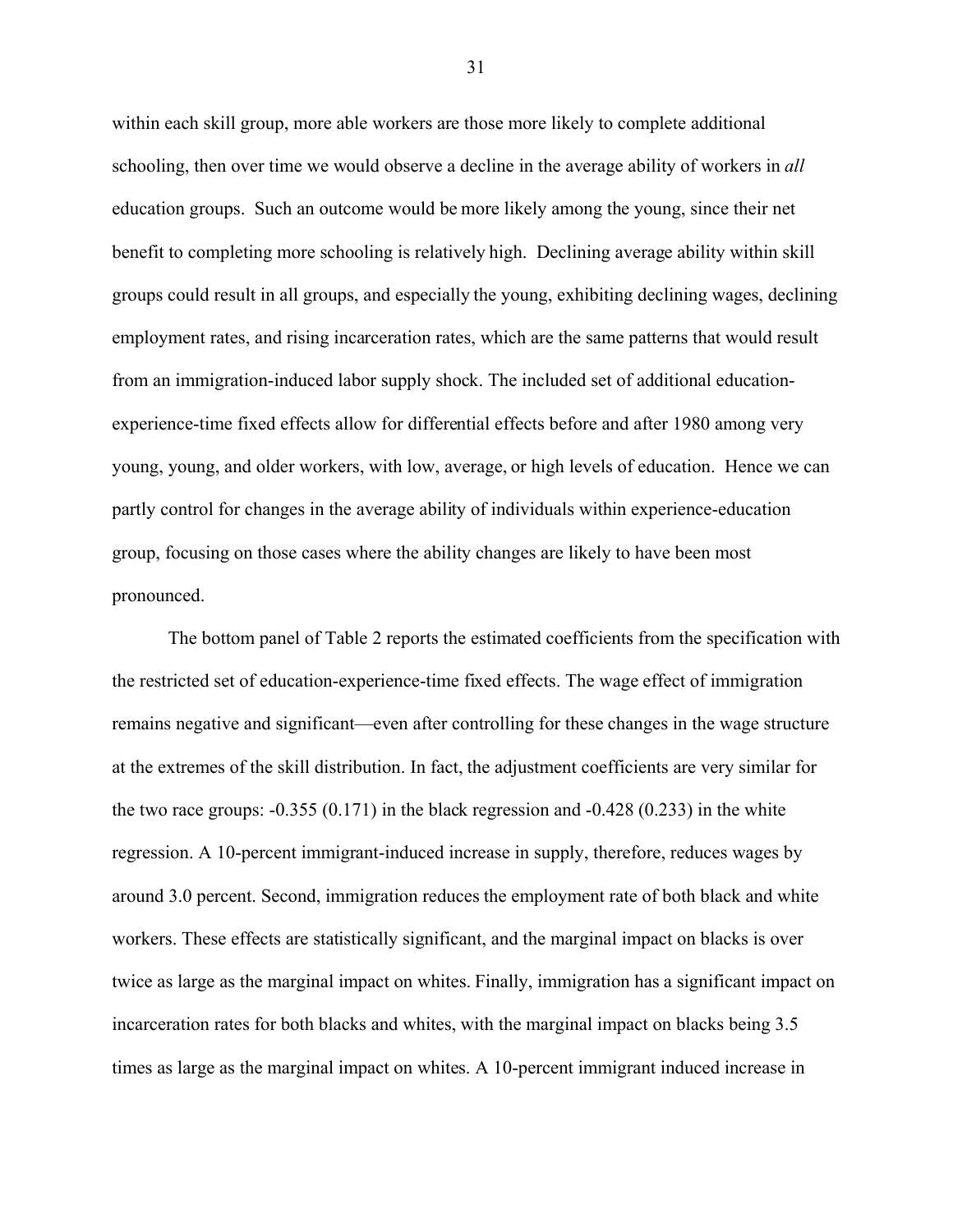within each skill group, more able workers are those more likely to complete additional schooling, then over time we would observe a decline in the average ability of workers in *all* education groups. Such an outcome would be more likely among the young, since their net benefit to completing more schooling is relatively high. Declining average ability within skill groups could result in all groups, and especially the young, exhibiting declining wages, declining employment rates, and rising incarceration rates, which are the same patterns that would result from an immigration-induced labor supply shock. The included set of additional education-experience-time fixed effects allow for differential effects before and after 1980 among very young, young, and older workers, with low, average, or high levels of education. Hence we can partly control for changes in the average ability of individuals within experience-education group, focusing on those cases where the ability changes are likely to have been most pronounced.

The bottom panel of Table 2 reports the estimated coefficients from the specification with the restricted set of education-experience-time fixed effects. The wage effect of immigration remains negative and significant—even after controlling for these changes in the wage structure at the extremes of the skill distribution. In fact, the adjustment coefficients are very similar for the two race groups: -0.355 (0.171) in the black regression and -0.428 (0.233) in the white regression. A 10-percent immigrant-induced increase in supply, therefore, reduces wages by around 3.0 percent. Second, immigration reduces the employment rate of both black and white workers. These effects are statistically significant, and the marginal impact on blacks is over twice as large as the marginal impact on whites. Finally, immigration has a significant impact on incarceration rates for both blacks and whites, with the marginal impact on blacks being 3.5 times as large as the marginal impact on whites. A 10-percent immigrant induced increase in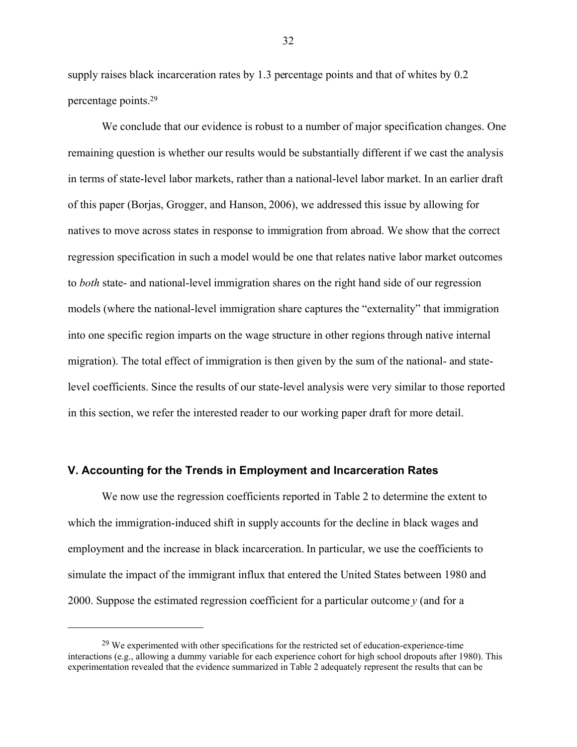supply raises black incarceration rates by 1.3 percentage points and that of whites by 0.2 percentage points.[29]

We conclude that our evidence is robust to a number of major specification changes. One remaining question is whether our results would be substantially different if we cast the analysis in terms of state-level labor markets, rather than a national-level labor market. In an earlier draft of this paper (Borjas, Grogger, and Hanson, 2006), we addressed this issue by allowing for natives to move across states in response to immigration from abroad. We show that the correct regression specification in such a model would be one that relates native labor market outcomes to *both* state- and national-level immigration shares on the right hand side of our regression models (where the national-level immigration share captures the "externality" that immigration into one specific region imparts on the wage structure in other regions through native internal migration). The total effect of immigration is then given by the sum of the national- and state-level coefficients. Since the results of our state-level analysis were very similar to those reported in this section, we refer the interested reader to our working paper draft for more detail.

## V. Accounting for the Trends in Employment and Incarceration Rates

We now use the regression coefficients reported in Table 2 to determine the extent to which the immigration-induced shift in supply accounts for the decline in black wages and employment and the increase in black incarceration. In particular, we use the coefficients to simulate the impact of the immigrant influx that entered the United States between 1980 and 2000. Suppose the estimated regression coefficient for a particular outcome $y$ (and for a

[29] We experimented with other specifications for the restricted set of education-experience-time interactions (e.g., allowing a dummy variable for each experience cohort for high school dropouts after 1980). This experimentation revealed that the evidence summarized in Table 2 adequately represent the results that can be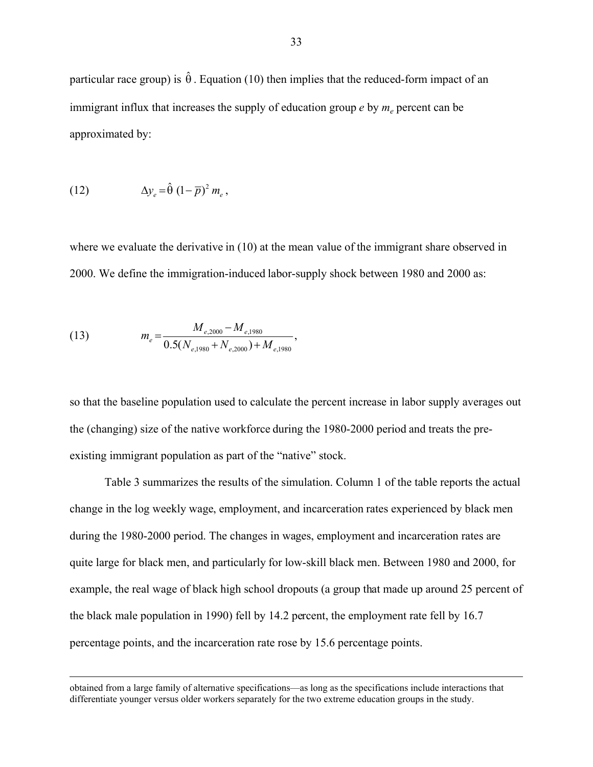particular race group) is $\hat{\theta}$. Equation (10) then implies that the reduced-form impact of an immigrant influx that increases the supply of education group *e* by $m_e$ percent can be approximated by:

$$\text{(12)} \qquad \Delta y_e = \hat{\theta}\,(1-\overline{p})^2\, m_e,$$

where we evaluate the derivative in (10) at the mean value of the immigrant share observed in 2000. We define the immigration-induced labor-supply shock between 1980 and 2000 as:

$$\text{(13)} \qquad m_e = \frac{M_{e,2000} - M_{e,1980}}{0.5(N_{e,1980} + N_{e,2000}) + M_{e,1980}},$$

so that the baseline population used to calculate the percent increase in labor supply averages out the (changing) size of the native workforce during the 1980-2000 period and treats the pre-existing immigrant population as part of the "native" stock.

Table 3 summarizes the results of the simulation. Column 1 of the table reports the actual change in the log weekly wage, employment, and incarceration rates experienced by black men during the 1980-2000 period. The changes in wages, employment and incarceration rates are quite large for black men, and particularly for low-skill black men. Between 1980 and 2000, for example, the real wage of black high school dropouts (a group that made up around 25 percent of the black male population in 1990) fell by 14.2 percent, the employment rate fell by 16.7 percentage points, and the incarceration rate rose by 15.6 percentage points.

---

obtained from a large family of alternative specifications—as long as the specifications include interactions that differentiate younger versus older workers separately for the two extreme education groups in the study.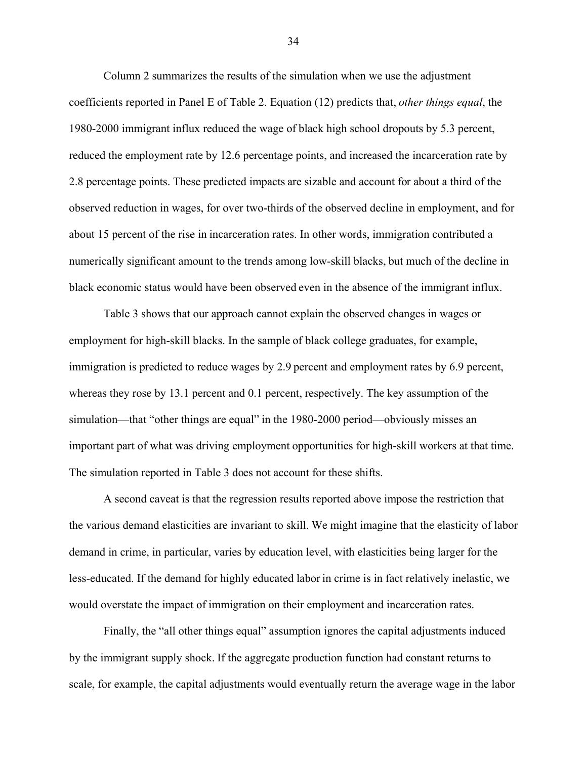Column 2 summarizes the results of the simulation when we use the adjustment coefficients reported in Panel E of Table 2. Equation (12) predicts that, *other things equal*, the 1980-2000 immigrant influx reduced the wage of black high school dropouts by 5.3 percent, reduced the employment rate by 12.6 percentage points, and increased the incarceration rate by 2.8 percentage points. These predicted impacts are sizable and account for about a third of the observed reduction in wages, for over two-thirds of the observed decline in employment, and for about 15 percent of the rise in incarceration rates. In other words, immigration contributed a numerically significant amount to the trends among low-skill blacks, but much of the decline in black economic status would have been observed even in the absence of the immigrant influx.

Table 3 shows that our approach cannot explain the observed changes in wages or employment for high-skill blacks. In the sample of black college graduates, for example, immigration is predicted to reduce wages by 2.9 percent and employment rates by 6.9 percent, whereas they rose by 13.1 percent and 0.1 percent, respectively. The key assumption of the simulation—that "other things are equal" in the 1980-2000 period—obviously misses an important part of what was driving employment opportunities for high-skill workers at that time. The simulation reported in Table 3 does not account for these shifts.

A second caveat is that the regression results reported above impose the restriction that the various demand elasticities are invariant to skill. We might imagine that the elasticity of labor demand in crime, in particular, varies by education level, with elasticities being larger for the less-educated. If the demand for highly educated labor in crime is in fact relatively inelastic, we would overstate the impact of immigration on their employment and incarceration rates.

Finally, the "all other things equal" assumption ignores the capital adjustments induced by the immigrant supply shock. If the aggregate production function had constant returns to scale, for example, the capital adjustments would eventually return the average wage in the labor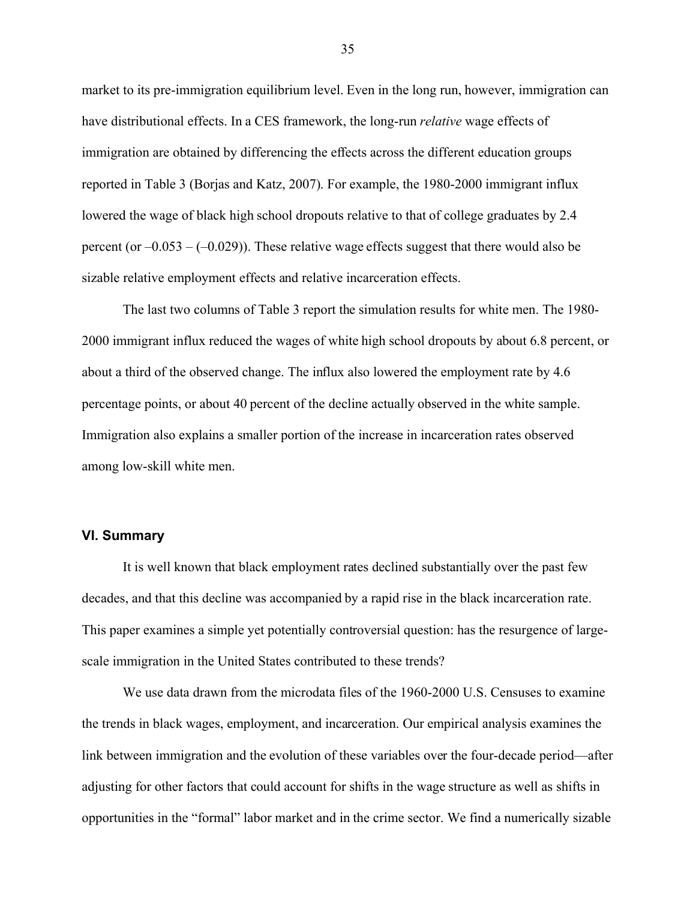market to its pre-immigration equilibrium level. Even in the long run, however, immigration can have distributional effects. In a CES framework, the long-run *relative* wage effects of immigration are obtained by differencing the effects across the different education groups reported in Table 3 (Borjas and Katz, 2007). For example, the 1980-2000 immigrant influx lowered the wage of black high school dropouts relative to that of college graduates by 2.4 percent (or –0.053 – (–0.029)). These relative wage effects suggest that there would also be sizable relative employment effects and relative incarceration effects.

The last two columns of Table 3 report the simulation results for white men. The 1980-2000 immigrant influx reduced the wages of white high school dropouts by about 6.8 percent, or about a third of the observed change. The influx also lowered the employment rate by 4.6 percentage points, or about 40 percent of the decline actually observed in the white sample. Immigration also explains a smaller portion of the increase in incarceration rates observed among low-skill white men.

## VI. Summary

It is well known that black employment rates declined substantially over the past few decades, and that this decline was accompanied by a rapid rise in the black incarceration rate. This paper examines a simple yet potentially controversial question: has the resurgence of large-scale immigration in the United States contributed to these trends?

We use data drawn from the microdata files of the 1960-2000 U.S. Censuses to examine the trends in black wages, employment, and incarceration. Our empirical analysis examines the link between immigration and the evolution of these variables over the four-decade period—after adjusting for other factors that could account for shifts in the wage structure as well as shifts in opportunities in the "formal" labor market and in the crime sector. We find a numerically sizable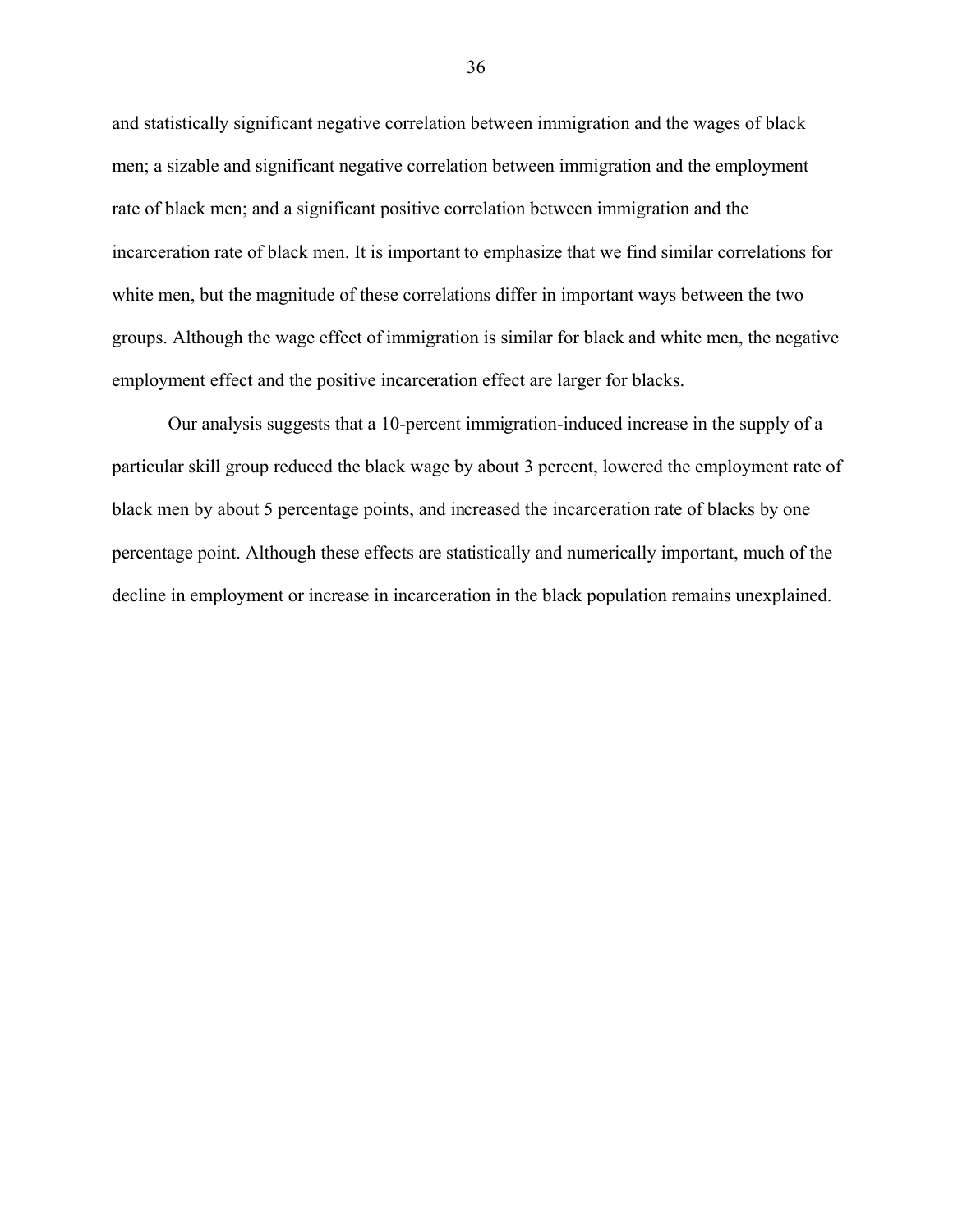and statistically significant negative correlation between immigration and the wages of black men; a sizable and significant negative correlation between immigration and the employment rate of black men; and a significant positive correlation between immigration and the incarceration rate of black men. It is important to emphasize that we find similar correlations for white men, but the magnitude of these correlations differ in important ways between the two groups. Although the wage effect of immigration is similar for black and white men, the negative employment effect and the positive incarceration effect are larger for blacks.

Our analysis suggests that a 10-percent immigration-induced increase in the supply of a particular skill group reduced the black wage by about 3 percent, lowered the employment rate of black men by about 5 percentage points, and increased the incarceration rate of blacks by one percentage point. Although these effects are statistically and numerically important, much of the decline in employment or increase in incarceration in the black population remains unexplained.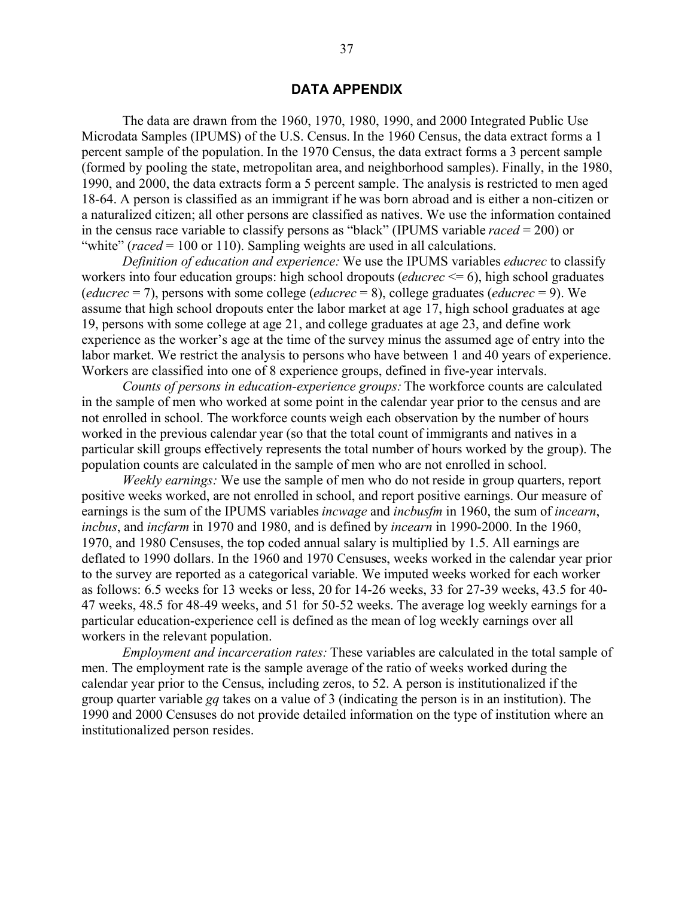## DATA APPENDIX

The data are drawn from the 1960, 1970, 1980, 1990, and 2000 Integrated Public Use Microdata Samples (IPUMS) of the U.S. Census. In the 1960 Census, the data extract forms a 1 percent sample of the population. In the 1970 Census, the data extract forms a 3 percent sample (formed by pooling the state, metropolitan area, and neighborhood samples). Finally, in the 1980, 1990, and 2000, the data extracts form a 5 percent sample. The analysis is restricted to men aged 18-64. A person is classified as an immigrant if he was born abroad and is either a non-citizen or a naturalized citizen; all other persons are classified as natives. We use the information contained in the census race variable to classify persons as "black" (IPUMS variable *raced* = 200) or "white" (*raced* = 100 or 110). Sampling weights are used in all calculations.

*Definition of education and experience:* We use the IPUMS variables *educrec* to classify workers into four education groups: high school dropouts (*educrec* <= 6), high school graduates (*educrec* = 7), persons with some college (*educrec* = 8), college graduates (*educrec* = 9). We assume that high school dropouts enter the labor market at age 17, high school graduates at age 19, persons with some college at age 21, and college graduates at age 23, and define work experience as the worker's age at the time of the survey minus the assumed age of entry into the labor market. We restrict the analysis to persons who have between 1 and 40 years of experience. Workers are classified into one of 8 experience groups, defined in five-year intervals.

*Counts of persons in education-experience groups:* The workforce counts are calculated in the sample of men who worked at some point in the calendar year prior to the census and are not enrolled in school. The workforce counts weigh each observation by the number of hours worked in the previous calendar year (so that the total count of immigrants and natives in a particular skill groups effectively represents the total number of hours worked by the group). The population counts are calculated in the sample of men who are not enrolled in school.

*Weekly earnings:* We use the sample of men who do not reside in group quarters, report positive weeks worked, are not enrolled in school, and report positive earnings. Our measure of earnings is the sum of the IPUMS variables *incwage* and *incbusfm* in 1960, the sum of *incearn*, *incbus*, and *incfarm* in 1970 and 1980, and is defined by *incearn* in 1990-2000. In the 1960, 1970, and 1980 Censuses, the top coded annual salary is multiplied by 1.5. All earnings are deflated to 1990 dollars. In the 1960 and 1970 Censuses, weeks worked in the calendar year prior to the survey are reported as a categorical variable. We imputed weeks worked for each worker as follows: 6.5 weeks for 13 weeks or less, 20 for 14-26 weeks, 33 for 27-39 weeks, 43.5 for 40-47 weeks, 48.5 for 48-49 weeks, and 51 for 50-52 weeks. The average log weekly earnings for a particular education-experience cell is defined as the mean of log weekly earnings over all workers in the relevant population.

*Employment and incarceration rates:* These variables are calculated in the total sample of men. The employment rate is the sample average of the ratio of weeks worked during the calendar year prior to the Census, including zeros, to 52. A person is institutionalized if the group quarter variable *gq* takes on a value of 3 (indicating the person is in an institution). The 1990 and 2000 Censuses do not provide detailed information on the type of institution where an institutionalized person resides.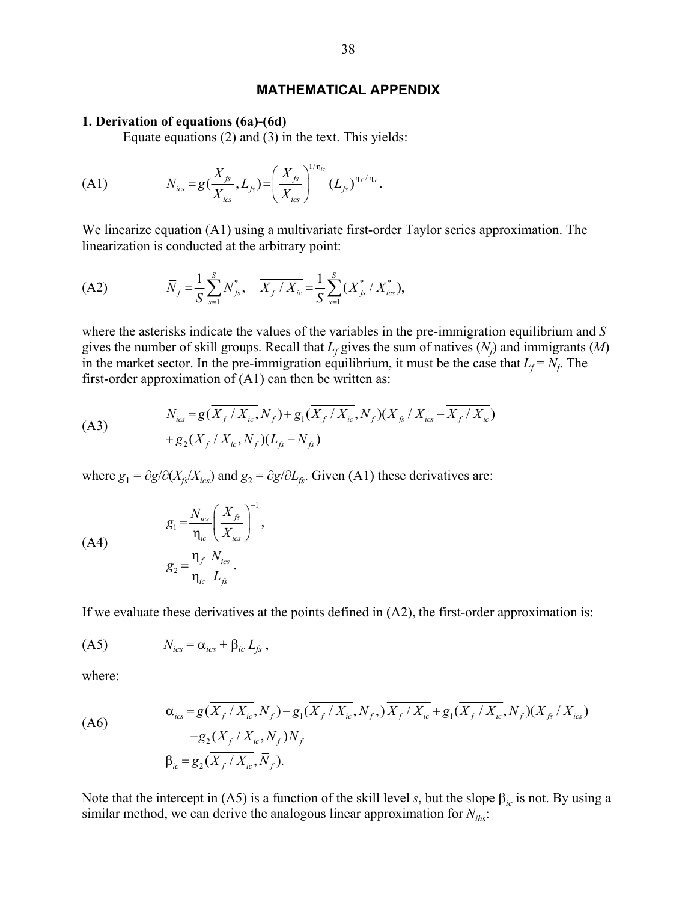## MATHEMATICAL APPENDIX

### 1. Derivation of equations (6a)-(6d)

Equate equations (2) and (3) in the text. This yields:

$$\text{(A1)} \qquad N_{ics} = g(\frac{X_{fs}}{X_{ics}}, L_{fs}) = \left(\frac{X_{fs}}{X_{ics}}\right)^{1/\eta_{ic}} (L_{fs})^{\eta_f/\eta_{ic}}.$$

We linearize equation (A1) using a multivariate first-order Taylor series approximation. The linearization is conducted at the arbitrary point:

$$\text{(A2)} \qquad \bar{N}_f = \frac{1}{S}\sum_{s=1}^{S} N^*_{fs}, \quad \overline{X_f / X_{ic}} = \frac{1}{S}\sum_{s=1}^{S} (X^*_{fs} / X^*_{ics}),$$

where the asterisks indicate the values of the variables in the pre-immigration equilibrium and $S$ gives the number of skill groups. Recall that $L_f$ gives the sum of natives ($N_f$) and immigrants ($M$) in the market sector. In the pre-immigration equilibrium, it must be the case that $L_f = N_f$. The first-order approximation of (A1) can then be written as:

$$\text{(A3)} \qquad \begin{aligned} N_{ics} &= g(\overline{X_f / X_{ic}}, \bar{N}_f) + g_1(\overline{X_f / X_{ic}}, \bar{N}_f)(X_{fs} / X_{ics} - \overline{X_f / X_{ic}}) \\ &+ g_2(\overline{X_f / X_{ic}}, \bar{N}_f)(L_{fs} - \bar{N}_{fs}) \end{aligned}$$

where $g_1 = \partial g / \partial (X_{fs}/X_{ics})$ and $g_2 = \partial g / \partial L_{fs}$. Given (A1) these derivatives are:

$$\text{(A4)} \qquad \begin{aligned} g_1 &= \frac{N_{ics}}{\eta_{ic}}\left(\frac{X_{fs}}{X_{ics}}\right)^{-1}, \\ g_2 &= \frac{\eta_f}{\eta_{ic}}\frac{N_{ics}}{L_{fs}}. \end{aligned}$$

If we evaluate these derivatives at the points defined in (A2), the first-order approximation is:

$$\text{(A5)} \qquad N_{ics} = \alpha_{ics} + \beta_{ic} L_{fs},$$

where:

$$\text{(A6)} \qquad \begin{aligned} \alpha_{ics} &= g(\overline{X_f / X_{ic}}, \bar{N}_f) - g_1(\overline{X_f / X_{ic}}, \bar{N}_f,)\overline{X_f / X_{ic}} + g_1(\overline{X_f / X_{ic}}, \bar{N}_f)(X_{fs} / X_{ics}) \\ &\quad - g_2(\overline{X_f / X_{ic}}, \bar{N}_f)\bar{N}_f \\ \beta_{ic} &= g_2(\overline{X_f / X_{ic}}, \bar{N}_f). \end{aligned}$$

Note that the intercept in (A5) is a function of the skill level $s$, but the slope $\beta_{ic}$ is not. By using a similar method, we can derive the analogous linear approximation for $N_{ihs}$: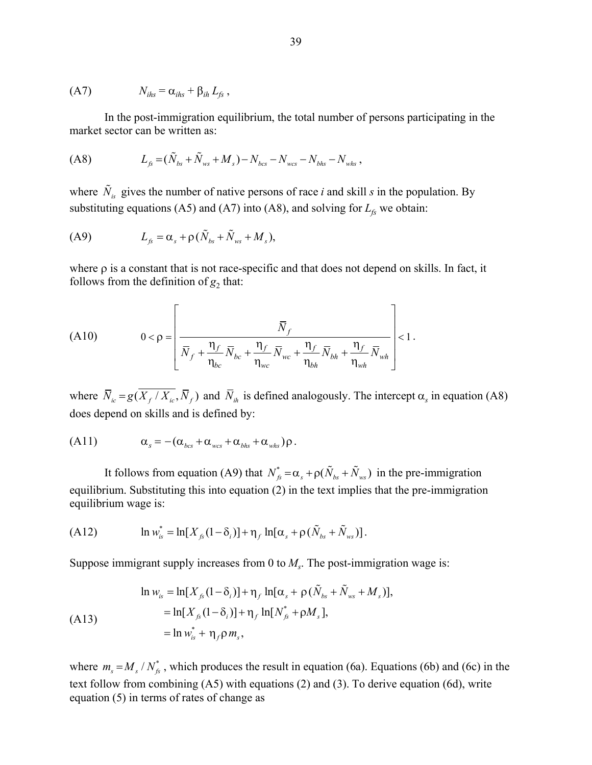(A7) $$N_{ihs} = \alpha_{ihs} + \beta_{ih} L_{fs} \,,$$

In the post-immigration equilibrium, the total number of persons participating in the market sector can be written as:

(A8) $$L_{fs} = (\tilde{N}_{bs} + \tilde{N}_{ws} + M_s) - N_{bcs} - N_{wcs} - N_{bhs} - N_{whs} \,,$$

where $\tilde{N}_{is}$ gives the number of native persons of race *i* and skill *s* in the population. By substituting equations (A5) and (A7) into (A8), and solving for $L_{fs}$ we obtain:

(A9) $$L_{fs} = \alpha_s + \rho(\tilde{N}_{bs} + \tilde{N}_{ws} + M_s),$$

where ρ is a constant that is not race-specific and that does not depend on skills. In fact, it follows from the definition of $g_2$ that:

(A10) $$0 < \rho = \left[ \frac{\overline{N}_f}{\overline{N}_f + \frac{\eta_f}{\eta_{bc}} \overline{N}_{bc} + \frac{\eta_f}{\eta_{wc}} \overline{N}_{wc} + \frac{\eta_f}{\eta_{bh}} \overline{N}_{bh} + \frac{\eta_f}{\eta_{wh}} \overline{N}_{wh}} \right] < 1 \,.$$

where $\overline{N}_{ic} = g(\overline{X_f / X_{ic}}, \overline{N}_f)$ and $\overline{N}_{ih}$ is defined analogously. The intercept $\alpha_s$ in equation (A8) does depend on skills and is defined by:

(A11) $$\alpha_s = -(\alpha_{bcs} + \alpha_{wcs} + \alpha_{bhs} + \alpha_{whs})\rho \,.$$

It follows from equation (A9) that $N^*_{fs} = \alpha_s + \rho(\tilde{N}_{bs} + \tilde{N}_{ws})$ in the pre-immigration equilibrium. Substituting this into equation (2) in the text implies that the pre-immigration equilibrium wage is:

(A12) $$\ln w^*_{is} = \ln[X_{fs}(1 - \delta_i)] + \eta_f \ln[\alpha_s + \rho(\tilde{N}_{bs} + \tilde{N}_{ws})] \,.$$

Suppose immigrant supply increases from 0 to $M_s$. The post-immigration wage is:

(A13) $$\begin{aligned} \ln w_{is} &= \ln[X_{fs}(1 - \delta_i)] + \eta_f \ln[\alpha_s + \rho(\tilde{N}_{bs} + \tilde{N}_{ws} + M_s)], \\ &= \ln[X_{fs}(1 - \delta_i)] + \eta_f \ln[N^*_{fs} + \rho M_s], \\ &= \ln w^*_{is} + \eta_f \rho m_s, \end{aligned}$$

where $m_s = M_s / N^*_{fs}$, which produces the result in equation (6a). Equations (6b) and (6c) in the text follow from combining (A5) with equations (2) and (3). To derive equation (6d), write equation (5) in terms of rates of change as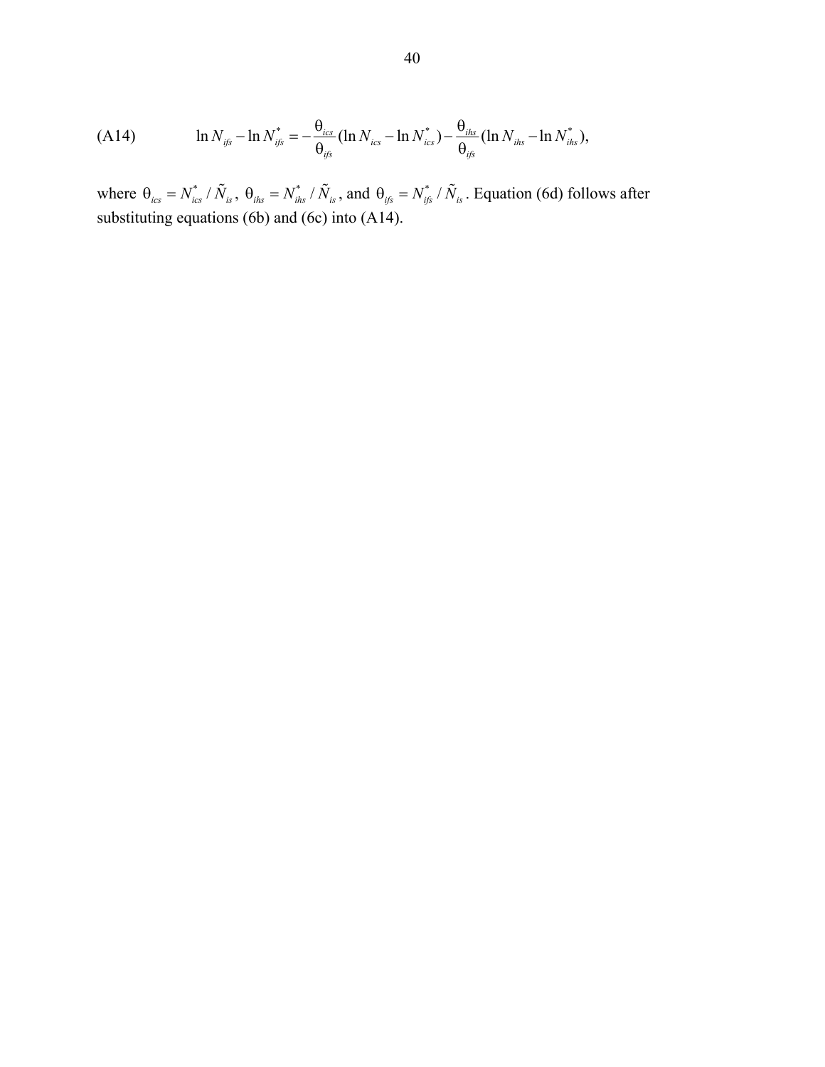$$\text{(A14)} \qquad \ln N_{ifs} - \ln N^*_{ifs} = -\frac{\theta_{ics}}{\theta_{ifs}}(\ln N_{ics} - \ln N^*_{ics}) - \frac{\theta_{ihs}}{\theta_{ifs}}(\ln N_{ihs} - \ln N^*_{ihs}),$$

where $\theta_{ics} = N^*_{ics} / \tilde{N}_{is}$, $\theta_{ihs} = N^*_{ihs} / \tilde{N}_{is}$, and $\theta_{ifs} = N^*_{ifs} / \tilde{N}_{is}$. Equation (6d) follows after substituting equations (6b) and (6c) into (A14).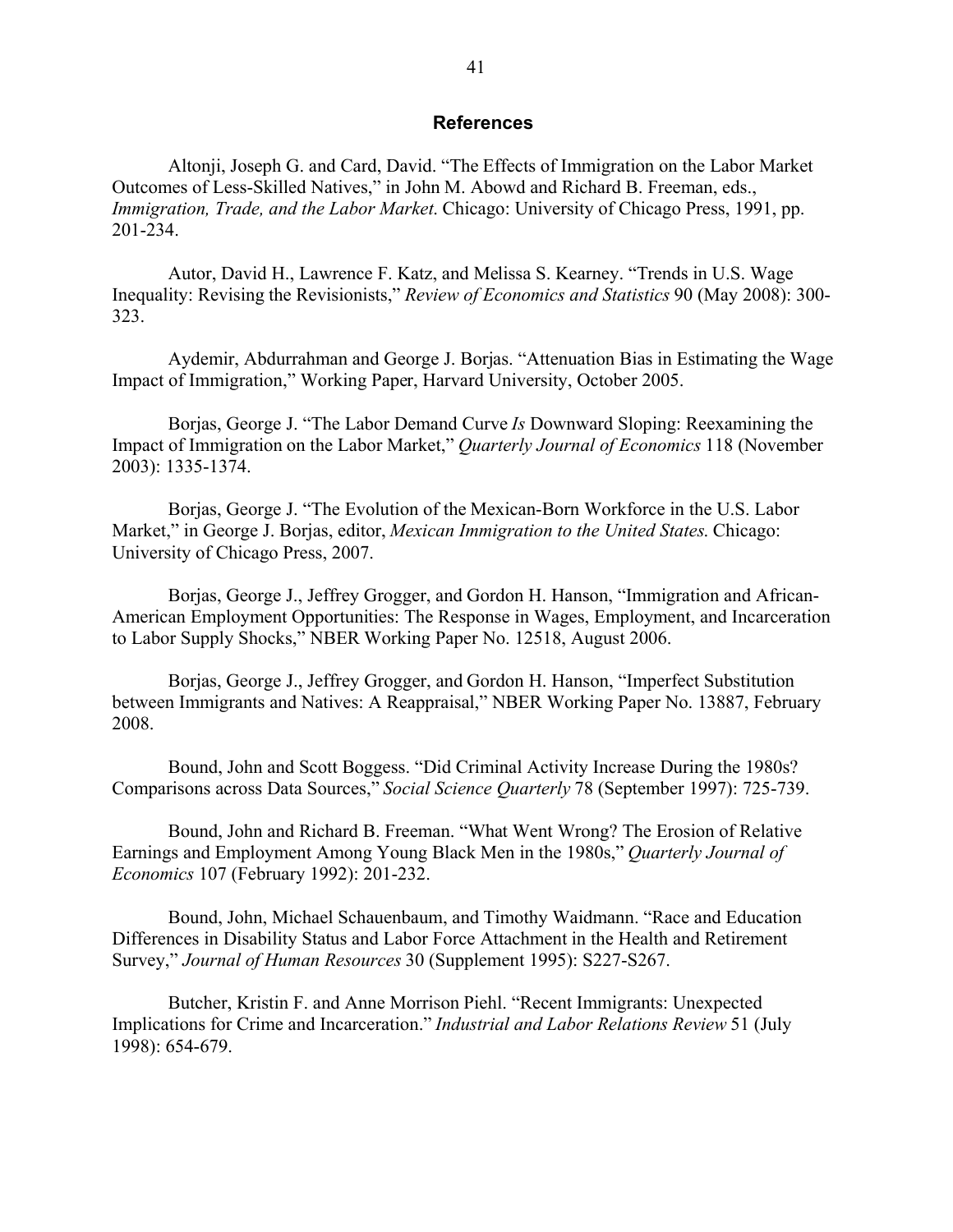## References

Altonji, Joseph G. and Card, David. "The Effects of Immigration on the Labor Market Outcomes of Less-Skilled Natives," in John M. Abowd and Richard B. Freeman, eds., *Immigration, Trade, and the Labor Market*. Chicago: University of Chicago Press, 1991, pp. 201-234.

Autor, David H., Lawrence F. Katz, and Melissa S. Kearney. "Trends in U.S. Wage Inequality: Revising the Revisionists," *Review of Economics and Statistics* 90 (May 2008): 300-323.

Aydemir, Abdurrahman and George J. Borjas. "Attenuation Bias in Estimating the Wage Impact of Immigration," Working Paper, Harvard University, October 2005.

Borjas, George J. "The Labor Demand Curve *Is* Downward Sloping: Reexamining the Impact of Immigration on the Labor Market," *Quarterly Journal of Economics* 118 (November 2003): 1335-1374.

Borjas, George J. "The Evolution of the Mexican-Born Workforce in the U.S. Labor Market," in George J. Borjas, editor, *Mexican Immigration to the United States*. Chicago: University of Chicago Press, 2007.

Borjas, George J., Jeffrey Grogger, and Gordon H. Hanson, "Immigration and African-American Employment Opportunities: The Response in Wages, Employment, and Incarceration to Labor Supply Shocks," NBER Working Paper No. 12518, August 2006.

Borjas, George J., Jeffrey Grogger, and Gordon H. Hanson, "Imperfect Substitution between Immigrants and Natives: A Reappraisal," NBER Working Paper No. 13887, February 2008.

Bound, John and Scott Boggess. "Did Criminal Activity Increase During the 1980s? Comparisons across Data Sources," *Social Science Quarterly* 78 (September 1997): 725-739.

Bound, John and Richard B. Freeman. "What Went Wrong? The Erosion of Relative Earnings and Employment Among Young Black Men in the 1980s," *Quarterly Journal of Economics* 107 (February 1992): 201-232.

Bound, John, Michael Schauenbaum, and Timothy Waidmann. "Race and Education Differences in Disability Status and Labor Force Attachment in the Health and Retirement Survey," *Journal of Human Resources* 30 (Supplement 1995): S227-S267.

Butcher, Kristin F. and Anne Morrison Piehl. "Recent Immigrants: Unexpected Implications for Crime and Incarceration." *Industrial and Labor Relations Review* 51 (July 1998): 654-679.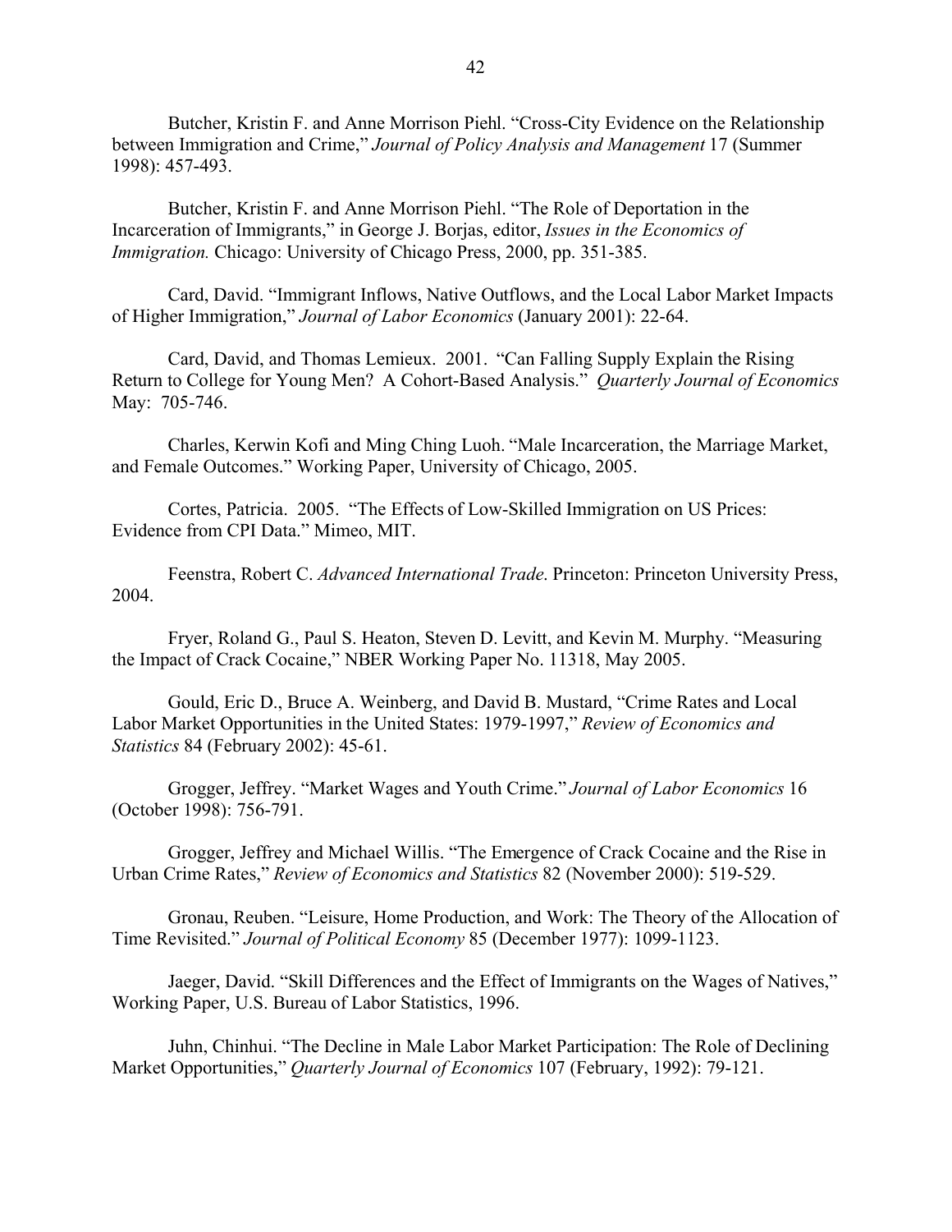Butcher, Kristin F. and Anne Morrison Piehl. “Cross-City Evidence on the Relationship between Immigration and Crime,” *Journal of Policy Analysis and Management* 17 (Summer 1998): 457-493.

Butcher, Kristin F. and Anne Morrison Piehl. “The Role of Deportation in the Incarceration of Immigrants,” in George J. Borjas, editor, *Issues in the Economics of Immigration.* Chicago: University of Chicago Press, 2000, pp. 351-385.

Card, David. “Immigrant Inflows, Native Outflows, and the Local Labor Market Impacts of Higher Immigration,” *Journal of Labor Economics* (January 2001): 22-64.

Card, David, and Thomas Lemieux. 2001. “Can Falling Supply Explain the Rising Return to College for Young Men? A Cohort-Based Analysis.” *Quarterly Journal of Economics* May: 705-746.

Charles, Kerwin Kofi and Ming Ching Luoh. “Male Incarceration, the Marriage Market, and Female Outcomes.” Working Paper, University of Chicago, 2005.

Cortes, Patricia. 2005. “The Effects of Low-Skilled Immigration on US Prices: Evidence from CPI Data.” Mimeo, MIT.

Feenstra, Robert C. *Advanced International Trade*. Princeton: Princeton University Press, 2004.

Fryer, Roland G., Paul S. Heaton, Steven D. Levitt, and Kevin M. Murphy. “Measuring the Impact of Crack Cocaine,” NBER Working Paper No. 11318, May 2005.

Gould, Eric D., Bruce A. Weinberg, and David B. Mustard, “Crime Rates and Local Labor Market Opportunities in the United States: 1979-1997,” *Review of Economics and Statistics* 84 (February 2002): 45-61.

Grogger, Jeffrey. “Market Wages and Youth Crime.” *Journal of Labor Economics* 16 (October 1998): 756-791.

Grogger, Jeffrey and Michael Willis. “The Emergence of Crack Cocaine and the Rise in Urban Crime Rates,” *Review of Economics and Statistics* 82 (November 2000): 519-529.

Gronau, Reuben. “Leisure, Home Production, and Work: The Theory of the Allocation of Time Revisited.” *Journal of Political Economy* 85 (December 1977): 1099-1123.

Jaeger, David. “Skill Differences and the Effect of Immigrants on the Wages of Natives,” Working Paper, U.S. Bureau of Labor Statistics, 1996.

Juhn, Chinhui. “The Decline in Male Labor Market Participation: The Role of Declining Market Opportunities,” *Quarterly Journal of Economics* 107 (February, 1992): 79-121.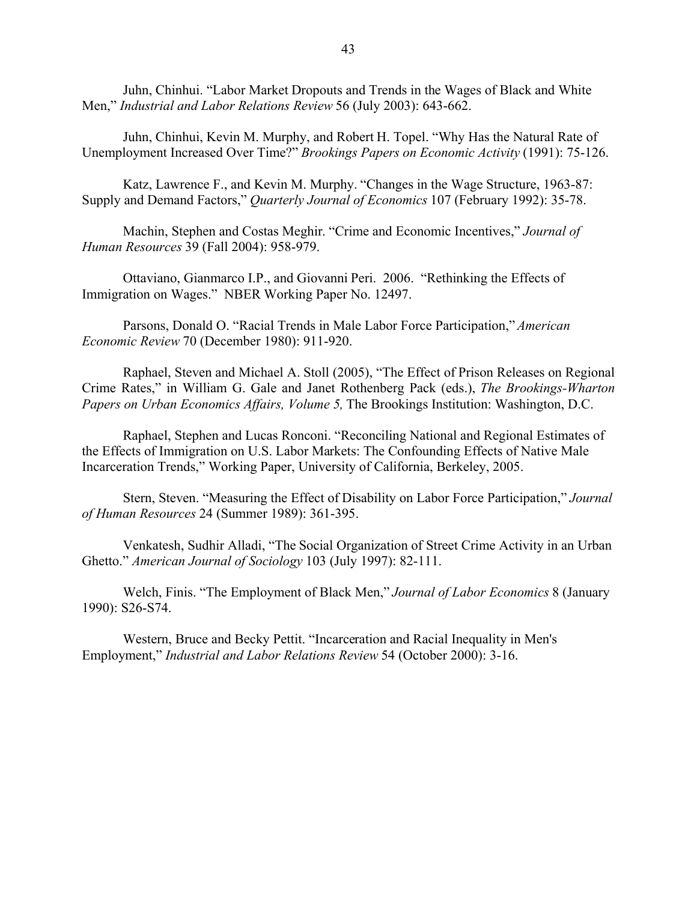Juhn, Chinhui. "Labor Market Dropouts and Trends in the Wages of Black and White Men," *Industrial and Labor Relations Review* 56 (July 2003): 643-662.

Juhn, Chinhui, Kevin M. Murphy, and Robert H. Topel. "Why Has the Natural Rate of Unemployment Increased Over Time?" *Brookings Papers on Economic Activity* (1991): 75-126.

Katz, Lawrence F., and Kevin M. Murphy. "Changes in the Wage Structure, 1963-87: Supply and Demand Factors," *Quarterly Journal of Economics* 107 (February 1992): 35-78.

Machin, Stephen and Costas Meghir. "Crime and Economic Incentives," *Journal of Human Resources* 39 (Fall 2004): 958-979.

Ottaviano, Gianmarco I.P., and Giovanni Peri. 2006. "Rethinking the Effects of Immigration on Wages." NBER Working Paper No. 12497.

Parsons, Donald O. "Racial Trends in Male Labor Force Participation," *American Economic Review* 70 (December 1980): 911-920.

Raphael, Steven and Michael A. Stoll (2005), "The Effect of Prison Releases on Regional Crime Rates," in William G. Gale and Janet Rothenberg Pack (eds.), *The Brookings-Wharton Papers on Urban Economics Affairs, Volume 5,* The Brookings Institution: Washington, D.C.

Raphael, Stephen and Lucas Ronconi. "Reconciling National and Regional Estimates of the Effects of Immigration on U.S. Labor Markets: The Confounding Effects of Native Male Incarceration Trends," Working Paper, University of California, Berkeley, 2005.

Stern, Steven. "Measuring the Effect of Disability on Labor Force Participation," *Journal of Human Resources* 24 (Summer 1989): 361-395.

Venkatesh, Sudhir Alladi, "The Social Organization of Street Crime Activity in an Urban Ghetto." *American Journal of Sociology* 103 (July 1997): 82-111.

Welch, Finis. "The Employment of Black Men," *Journal of Labor Economics* 8 (January 1990): S26-S74.

Western, Bruce and Becky Pettit. "Incarceration and Racial Inequality in Men's Employment," *Industrial and Labor Relations Review* 54 (October 2000): 3-16.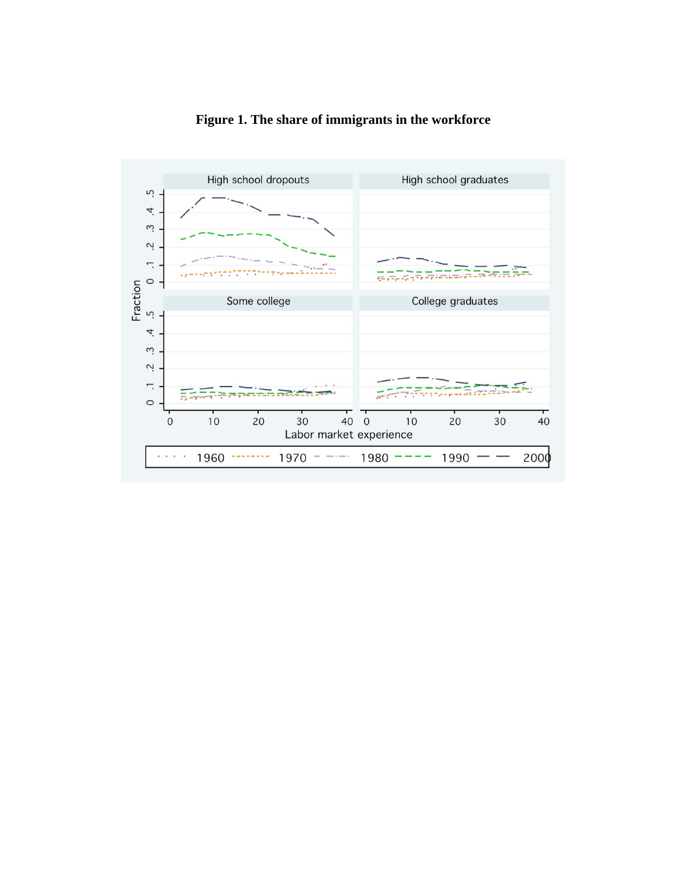**Figure 1. The share of immigrants in the workforce**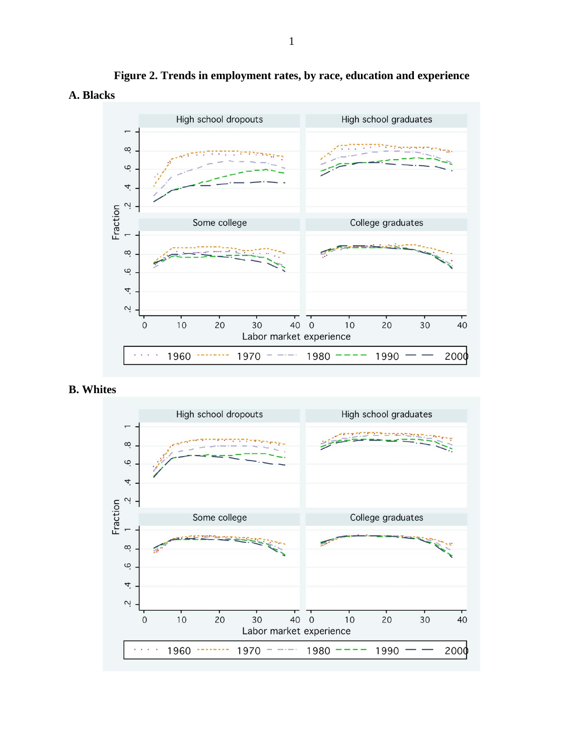**Figure 2. Trends in employment rates, by race, education and experience**

**A. Blacks**

**B. Whites**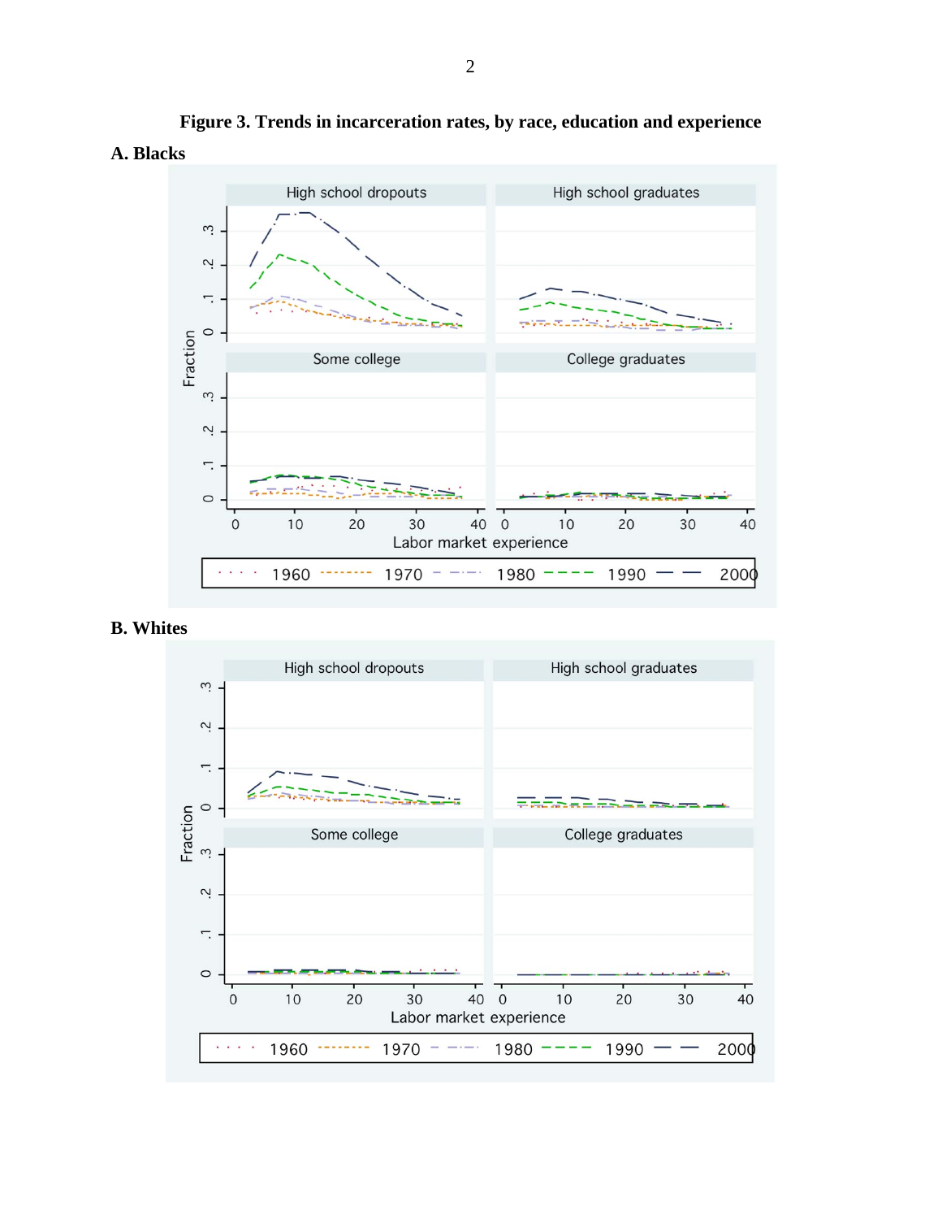**Figure 3. Trends in incarceration rates, by race, education and experience**

**A. Blacks**

**B. Whites**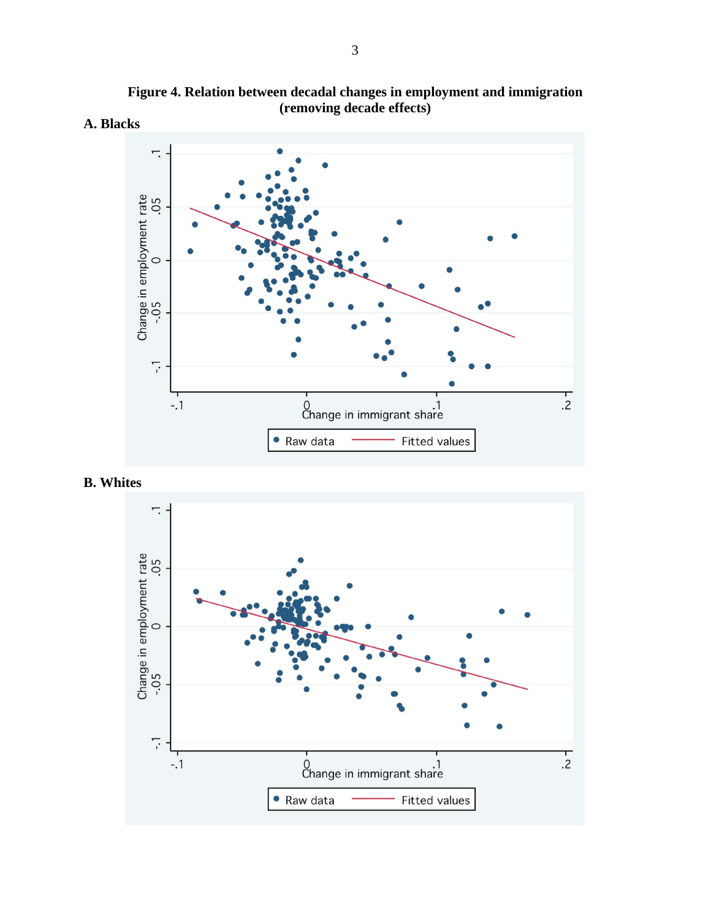**Figure 4. Relation between decadal changes in employment and immigration (removing decade effects)**

**A. Blacks**

**B. Whites**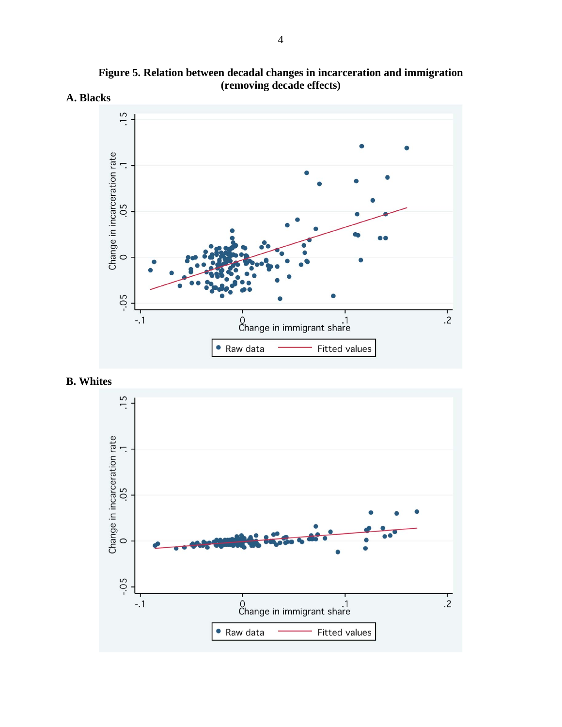**Figure 5. Relation between decadal changes in incarceration and immigration (removing decade effects)**

**A. Blacks**

**B. Whites**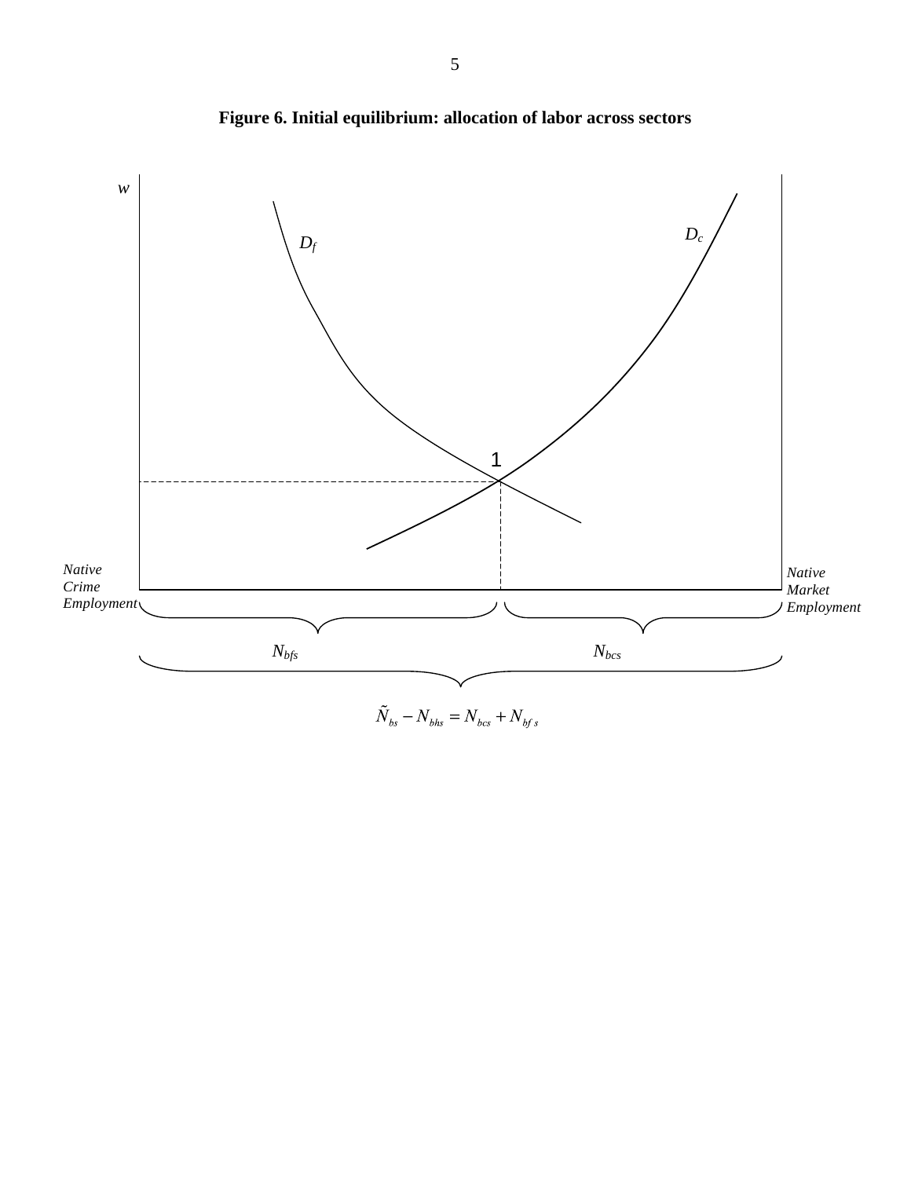**Figure 6. Initial equilibrium: allocation of labor across sectors**

$w$

$D_f$

$D_c$

1

*Native Crime Employment*

*Native Market Employment*

$N_{bfs}$

$N_{bcs}$

$$\tilde{N}_{bs} - N_{bhs} = N_{bcs} + N_{bfs}$$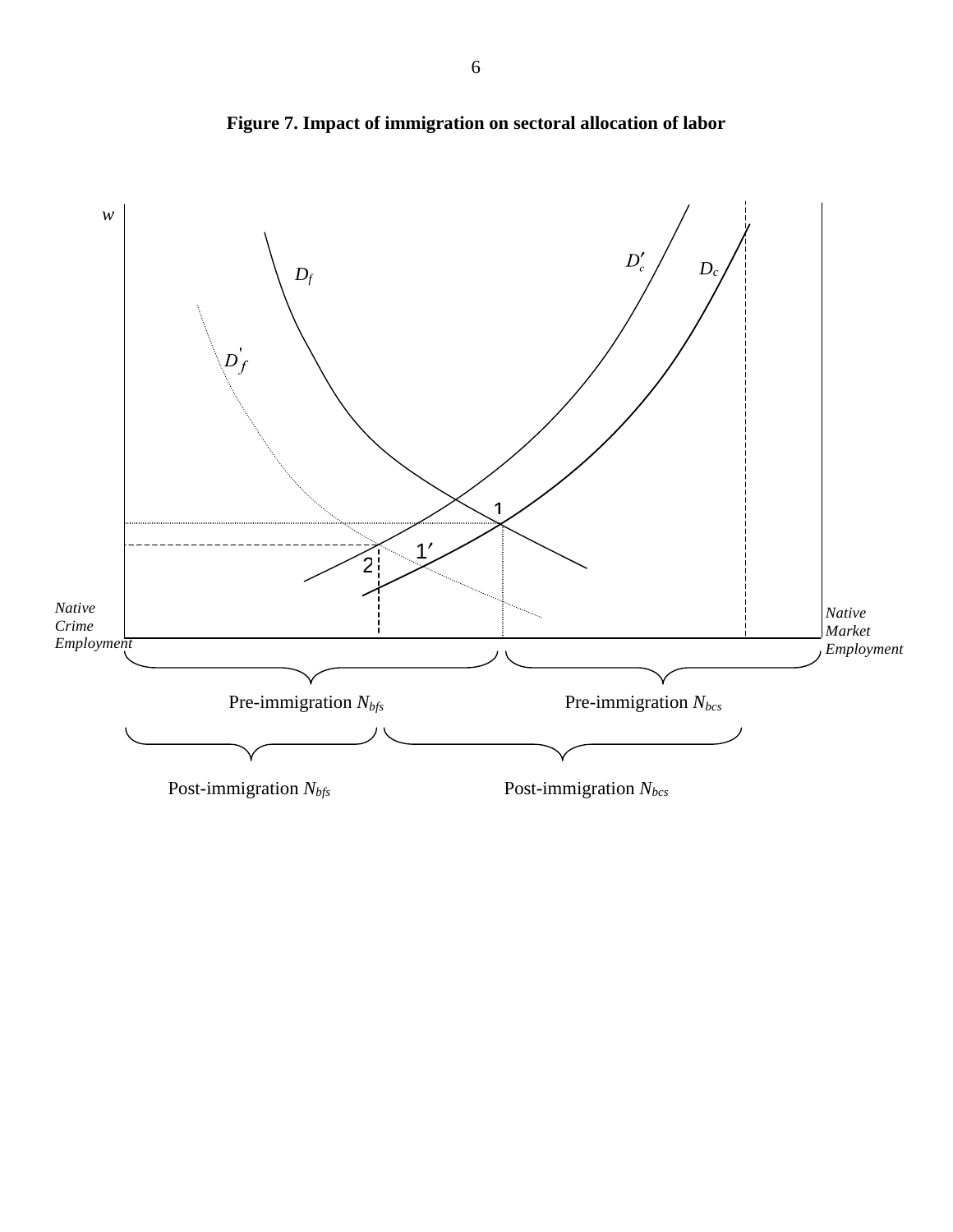**Figure 7. Impact of immigration on sectoral allocation of labor**

$w$

$D_f$

$D'_f$

$D'_c$

$D_c$

1

1′

2

*Native Crime Employment*

*Native Market Employment*

Pre-immigration $N_{bfs}$

Pre-immigration $N_{bcs}$

Post-immigration $N_{bfs}$

Post-immigration $N_{bcs}$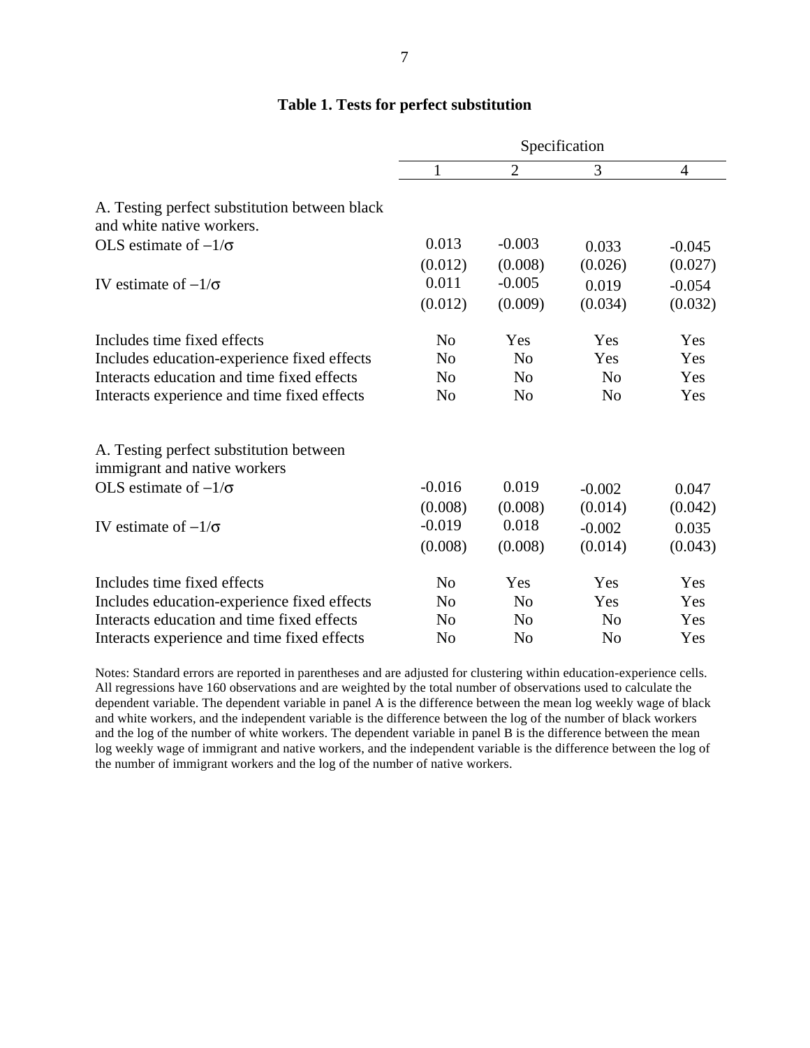**Table 1. Tests for perfect substitution**

| | Specification | | | |
|---|---|---|---|---|
| | 1 | 2 | 3 | 4 |
| A. Testing perfect substitution between black and white native workers. | | | | |
| OLS estimate of $-1/\sigma$ | 0.013 | -0.003 | 0.033 | -0.045 |
| | (0.012) | (0.008) | (0.026) | (0.027) |
| IV estimate of $-1/\sigma$ | 0.011 | -0.005 | 0.019 | -0.054 |
| | (0.012) | (0.009) | (0.034) | (0.032) |
| Includes time fixed effects | No | Yes | Yes | Yes |
| Includes education-experience fixed effects | No | No | Yes | Yes |
| Interacts education and time fixed effects | No | No | No | Yes |
| Interacts experience and time fixed effects | No | No | No | Yes |
| A. Testing perfect substitution between immigrant and native workers | | | | |
| OLS estimate of $-1/\sigma$ | -0.016 | 0.019 | -0.002 | 0.047 |
| | (0.008) | (0.008) | (0.014) | (0.042) |
| IV estimate of $-1/\sigma$ | -0.019 | 0.018 | -0.002 | 0.035 |
| | (0.008) | (0.008) | (0.014) | (0.043) |
| Includes time fixed effects | No | Yes | Yes | Yes |
| Includes education-experience fixed effects | No | No | Yes | Yes |
| Interacts education and time fixed effects | No | No | No | Yes |
| Interacts experience and time fixed effects | No | No | No | Yes |

Notes: Standard errors are reported in parentheses and are adjusted for clustering within education-experience cells. All regressions have 160 observations and are weighted by the total number of observations used to calculate the dependent variable. The dependent variable in panel A is the difference between the mean log weekly wage of black and white workers, and the independent variable is the difference between the log of the number of black workers and the log of the number of white workers. The dependent variable in panel B is the difference between the mean log weekly wage of immigrant and native workers, and the independent variable is the difference between the log of the number of immigrant workers and the log of the number of native workers.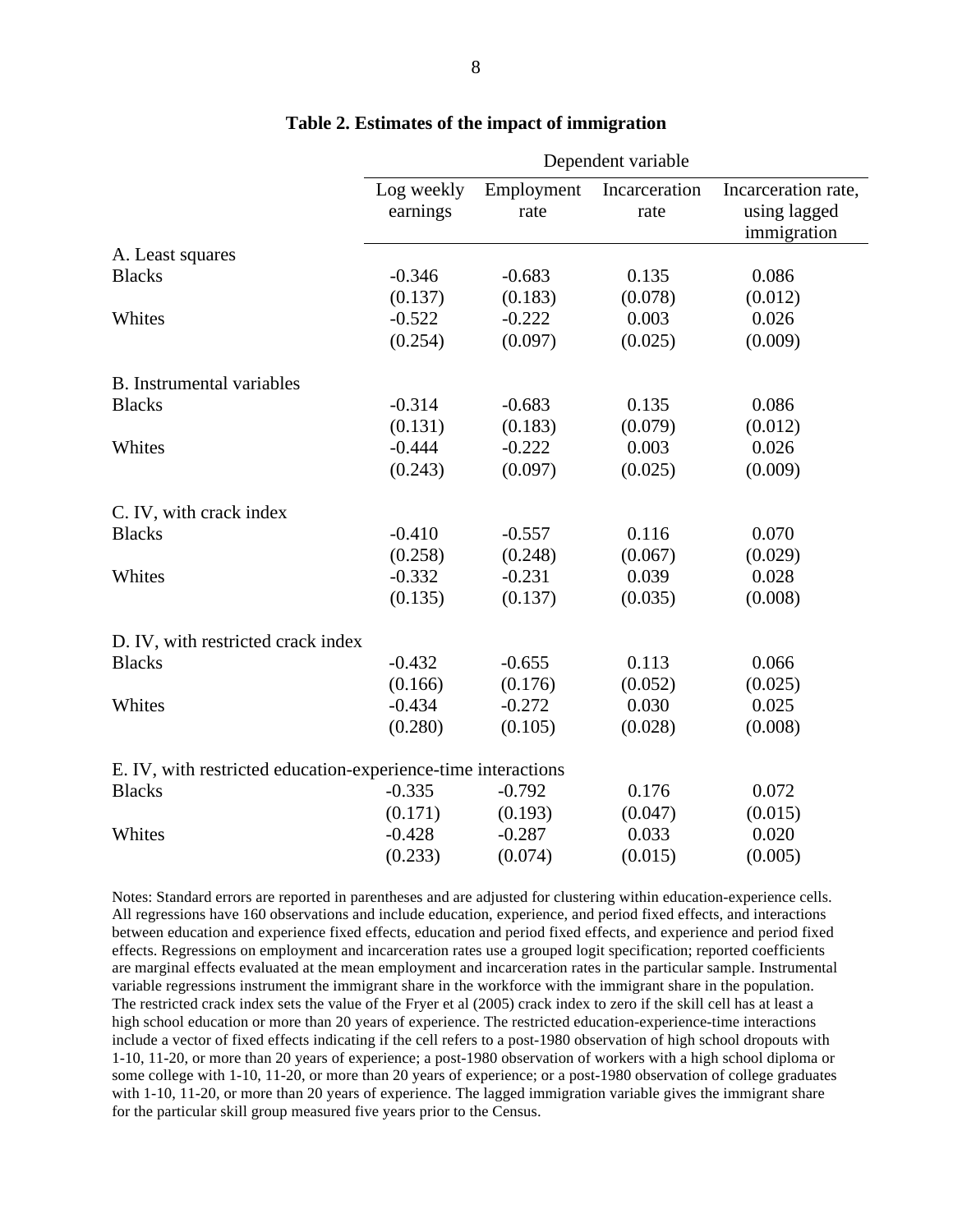**Table 2. Estimates of the impact of immigration**

| | Dependent variable | | | |
|---|---|---|---|---|
| | Log weekly earnings | Employment rate | Incarceration rate | Incarceration rate, using lagged immigration |
| A. Least squares | | | | |
| Blacks | -0.346 | -0.683 | 0.135 | 0.086 |
| | (0.137) | (0.183) | (0.078) | (0.012) |
| Whites | -0.522 | -0.222 | 0.003 | 0.026 |
| | (0.254) | (0.097) | (0.025) | (0.009) |
| B. Instrumental variables | | | | |
| Blacks | -0.314 | -0.683 | 0.135 | 0.086 |
| | (0.131) | (0.183) | (0.079) | (0.012) |
| Whites | -0.444 | -0.222 | 0.003 | 0.026 |
| | (0.243) | (0.097) | (0.025) | (0.009) |
| C. IV, with crack index | | | | |
| Blacks | -0.410 | -0.557 | 0.116 | 0.070 |
| | (0.258) | (0.248) | (0.067) | (0.029) |
| Whites | -0.332 | -0.231 | 0.039 | 0.028 |
| | (0.135) | (0.137) | (0.035) | (0.008) |
| D. IV, with restricted crack index | | | | |
| Blacks | -0.432 | -0.655 | 0.113 | 0.066 |
| | (0.166) | (0.176) | (0.052) | (0.025) |
| Whites | -0.434 | -0.272 | 0.030 | 0.025 |
| | (0.280) | (0.105) | (0.028) | (0.008) |
| E. IV, with restricted education-experience-time interactions | | | | |
| Blacks | -0.335 | -0.792 | 0.176 | 0.072 |
| | (0.171) | (0.193) | (0.047) | (0.015) |
| Whites | -0.428 | -0.287 | 0.033 | 0.020 |
| | (0.233) | (0.074) | (0.015) | (0.005) |

Notes: Standard errors are reported in parentheses and are adjusted for clustering within education-experience cells. All regressions have 160 observations and include education, experience, and period fixed effects, and interactions between education and experience fixed effects, education and period fixed effects, and experience and period fixed effects. Regressions on employment and incarceration rates use a grouped logit specification; reported coefficients are marginal effects evaluated at the mean employment and incarceration rates in the particular sample. Instrumental variable regressions instrument the immigrant share in the workforce with the immigrant share in the population. The restricted crack index sets the value of the Fryer et al (2005) crack index to zero if the skill cell has at least a high school education or more than 20 years of experience. The restricted education-experience-time interactions include a vector of fixed effects indicating if the cell refers to a post-1980 observation of high school dropouts with 1-10, 11-20, or more than 20 years of experience; a post-1980 observation of workers with a high school diploma or some college with 1-10, 11-20, or more than 20 years of experience; or a post-1980 observation of college graduates with 1-10, 11-20, or more than 20 years of experience. The lagged immigration variable gives the immigrant share for the particular skill group measured five years prior to the Census.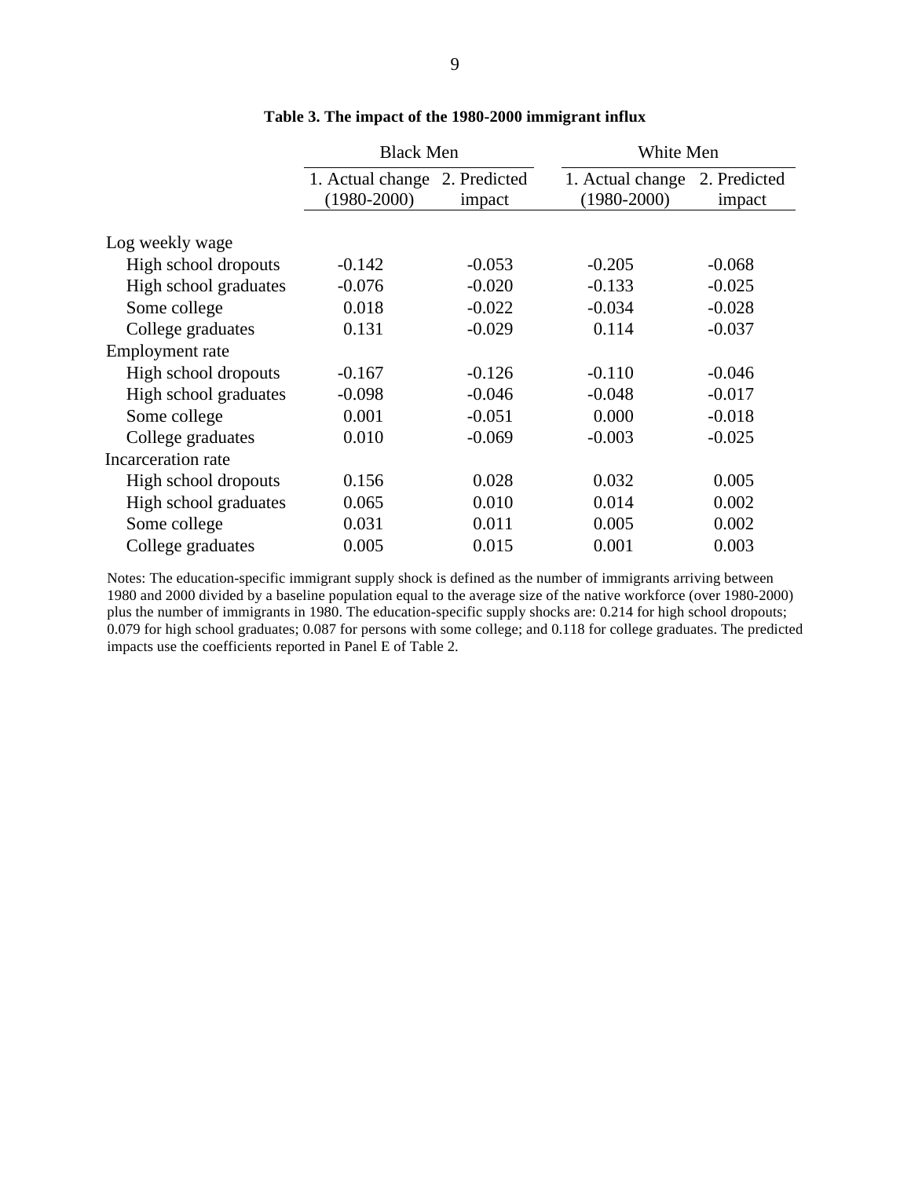**Table 3. The impact of the 1980-2000 immigrant influx**

| | Black Men | | White Men | |
|---|---|---|---|---|
| | 1. Actual change (1980-2000) | 2. Predicted impact | 1. Actual change (1980-2000) | 2. Predicted impact |
| Log weekly wage | | | | |
| High school dropouts | -0.142 | -0.053 | -0.205 | -0.068 |
| High school graduates | -0.076 | -0.020 | -0.133 | -0.025 |
| Some college | 0.018 | -0.022 | -0.034 | -0.028 |
| College graduates | 0.131 | -0.029 | 0.114 | -0.037 |
| Employment rate | | | | |
| High school dropouts | -0.167 | -0.126 | -0.110 | -0.046 |
| High school graduates | -0.098 | -0.046 | -0.048 | -0.017 |
| Some college | 0.001 | -0.051 | 0.000 | -0.018 |
| College graduates | 0.010 | -0.069 | -0.003 | -0.025 |
| Incarceration rate | | | | |
| High school dropouts | 0.156 | 0.028 | 0.032 | 0.005 |
| High school graduates | 0.065 | 0.010 | 0.014 | 0.002 |
| Some college | 0.031 | 0.011 | 0.005 | 0.002 |
| College graduates | 0.005 | 0.015 | 0.001 | 0.003 |

Notes: The education-specific immigrant supply shock is defined as the number of immigrants arriving between 1980 and 2000 divided by a baseline population equal to the average size of the native workforce (over 1980-2000) plus the number of immigrants in 1980. The education-specific supply shocks are: 0.214 for high school dropouts; 0.079 for high school graduates; 0.087 for persons with some college; and 0.118 for college graduates. The predicted impacts use the coefficients reported in Panel E of Table 2.